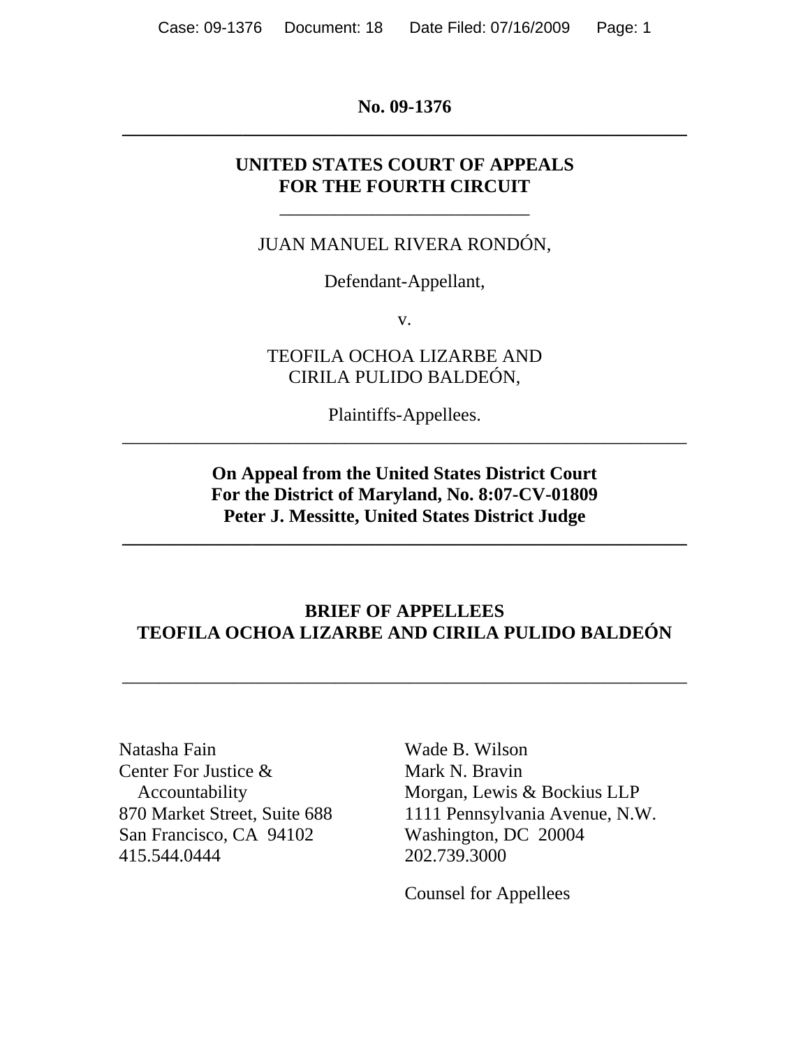**No. 09-1376**

---

**UNITED STATES COURT OF APPEALS**
**FOR THE FOURTH CIRCUIT**

---

JUAN MANUEL RIVERA RONDÓN,

Defendant-Appellant,

v.

TEOFILA OCHOA LIZARBE AND
CIRILA PULIDO BALDEÓN,

Plaintiffs-Appellees.

---

**On Appeal from the United States District Court**
**For the District of Maryland, No. 8:07-CV-01809**
**Peter J. Messitte, United States District Judge**

---

**BRIEF OF APPELLEES**
**TEOFILA OCHOA LIZARBE AND CIRILA PULIDO BALDEÓN**

---

Natasha Fain
Center For Justice & Accountability
870 Market Street, Suite 688
San Francisco, CA 94102
415.544.0444

Wade B. Wilson
Mark N. Bravin
Morgan, Lewis & Bockius LLP
1111 Pennsylvania Avenue, N.W.
Washington, DC 20004
202.739.3000

Counsel for Appellees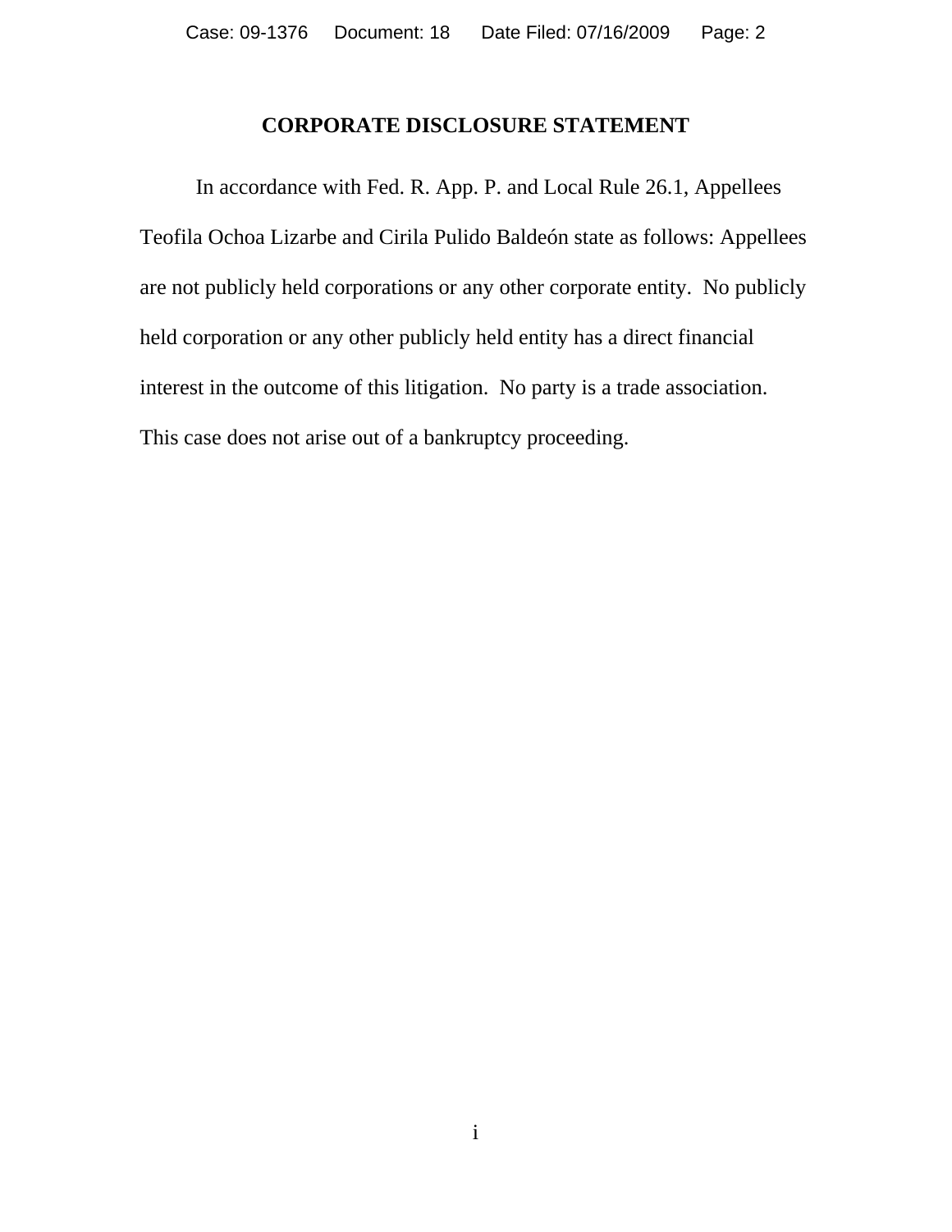## CORPORATE DISCLOSURE STATEMENT

In accordance with Fed. R. App. P. and Local Rule 26.1, Appellees Teofila Ochoa Lizarbe and Cirila Pulido Baldeón state as follows: Appellees are not publicly held corporations or any other corporate entity. No publicly held corporation or any other publicly held entity has a direct financial interest in the outcome of this litigation. No party is a trade association. This case does not arise out of a bankruptcy proceeding.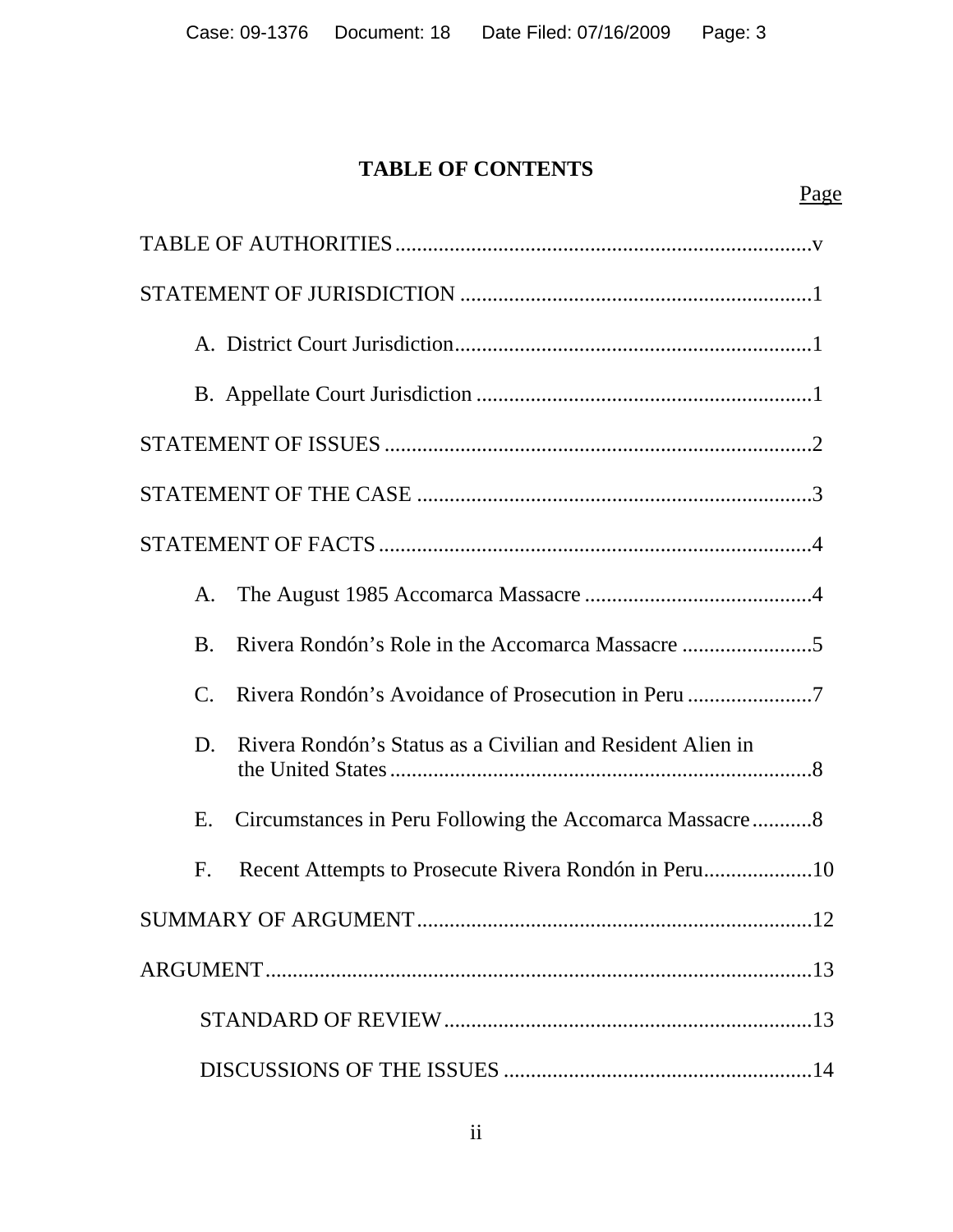# TABLE OF CONTENTS

Page

TABLE OF AUTHORITIES ........ v

STATEMENT OF JURISDICTION ........ 1

- A. District Court Jurisdiction ........ 1
- B. Appellate Court Jurisdiction ........ 1

STATEMENT OF ISSUES ........ 2

STATEMENT OF THE CASE ........ 3

STATEMENT OF FACTS ........ 4

- A. The August 1985 Accomarca Massacre ........ 4
- B. Rivera Rondón's Role in the Accomarca Massacre ........ 5
- C. Rivera Rondón's Avoidance of Prosecution in Peru ........ 7
- D. Rivera Rondón's Status as a Civilian and Resident Alien in the United States ........ 8
- E. Circumstances in Peru Following the Accomarca Massacre ........ 8
- F. Recent Attempts to Prosecute Rivera Rondón in Peru ........ 10

SUMMARY OF ARGUMENT ........ 12

ARGUMENT ........ 13

- STANDARD OF REVIEW ........ 13
- DISCUSSIONS OF THE ISSUES ........ 14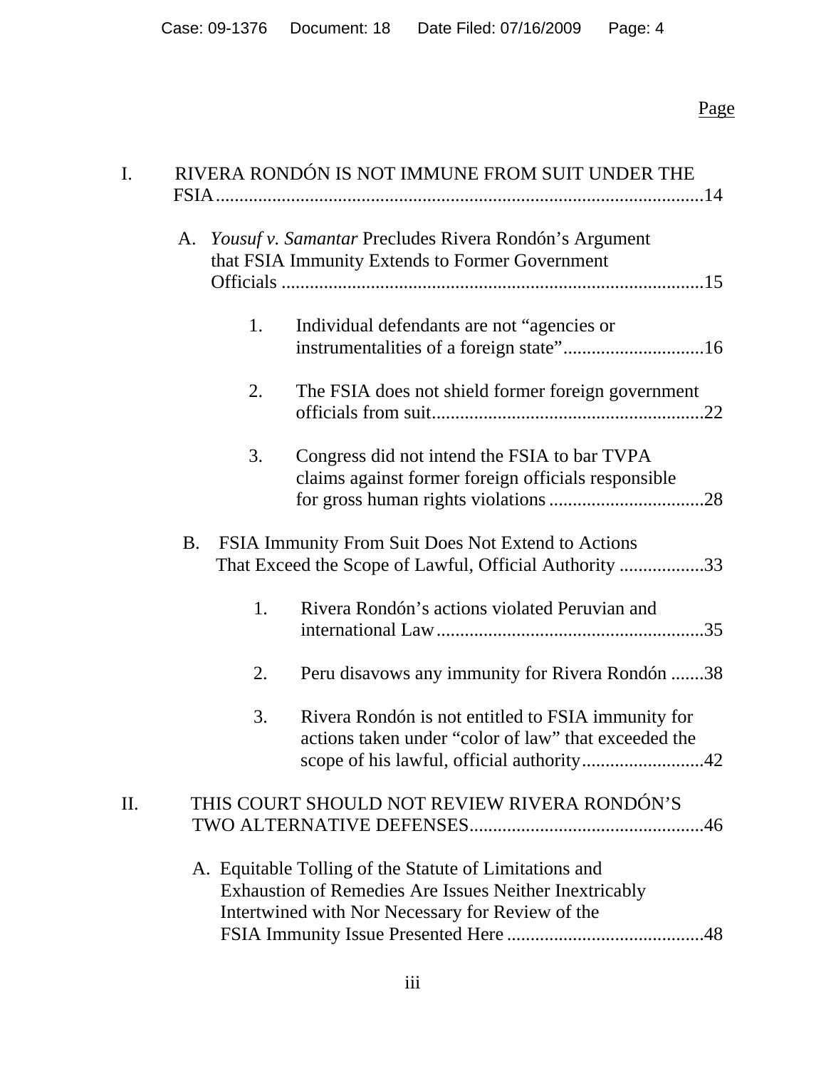Page

I. RIVERA RONDÓN IS NOT IMMUNE FROM SUIT UNDER THE FSIA........................................................................................................14

A. *Yousuf v. Samantar* Precludes Rivera Rondón's Argument that FSIA Immunity Extends to Former Government Officials .........................................................................................15

1. Individual defendants are not "agencies or instrumentalities of a foreign state"..............................16

2. The FSIA does not shield former foreign government officials from suit..........................................................22

3. Congress did not intend the FSIA to bar TVPA claims against former foreign officials responsible for gross human rights violations .................................28

B. FSIA Immunity From Suit Does Not Extend to Actions That Exceed the Scope of Lawful, Official Authority ..................33

1. Rivera Rondón's actions violated Peruvian and international Law.........................................................35

2. Peru disavows any immunity for Rivera Rondón .......38

3. Rivera Rondón is not entitled to FSIA immunity for actions taken under "color of law" that exceeded the scope of his lawful, official authority..........................42

II. THIS COURT SHOULD NOT REVIEW RIVERA RONDÓN'S TWO ALTERNATIVE DEFENSES..................................................46

A. Equitable Tolling of the Statute of Limitations and Exhaustion of Remedies Are Issues Neither Inextricably Intertwined with Nor Necessary for Review of the FSIA Immunity Issue Presented Here ..........................................48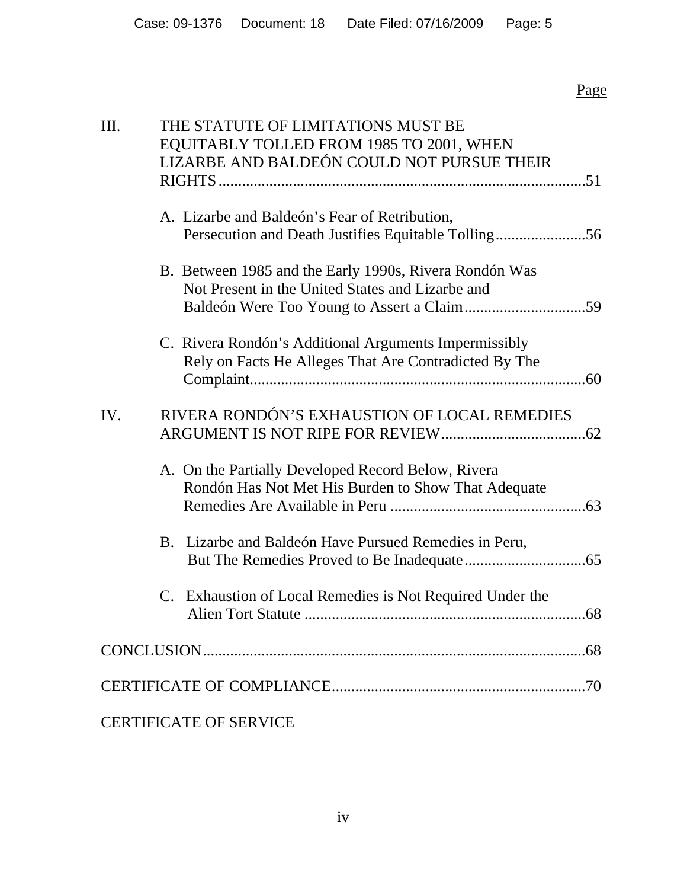Page

III. THE STATUTE OF LIMITATIONS MUST BE EQUITABLY TOLLED FROM 1985 TO 2001, WHEN LIZARBE AND BALDEÓN COULD NOT PURSUE THEIR RIGHTS ....................................................................................51

A. Lizarbe and Baldeón's Fear of Retribution, Persecution and Death Justifies Equitable Tolling.......................56

B. Between 1985 and the Early 1990s, Rivera Rondón Was Not Present in the United States and Lizarbe and Baldeón Were Too Young to Assert a Claim...............................59

C. Rivera Rondón's Additional Arguments Impermissibly Rely on Facts He Alleges That Are Contradicted By The Complaint.....................................................................................60

IV. RIVERA RONDÓN'S EXHAUSTION OF LOCAL REMEDIES ARGUMENT IS NOT RIPE FOR REVIEW.....................................62

A. On the Partially Developed Record Below, Rivera Rondón Has Not Met His Burden to Show That Adequate Remedies Are Available in Peru ..................................................63

B. Lizarbe and Baldeón Have Pursued Remedies in Peru, But The Remedies Proved to Be Inadequate...............................65

C. Exhaustion of Local Remedies is Not Required Under the Alien Tort Statute ........................................................................68

CONCLUSION.................................................................................................68

CERTIFICATE OF COMPLIANCE.................................................................70

CERTIFICATE OF SERVICE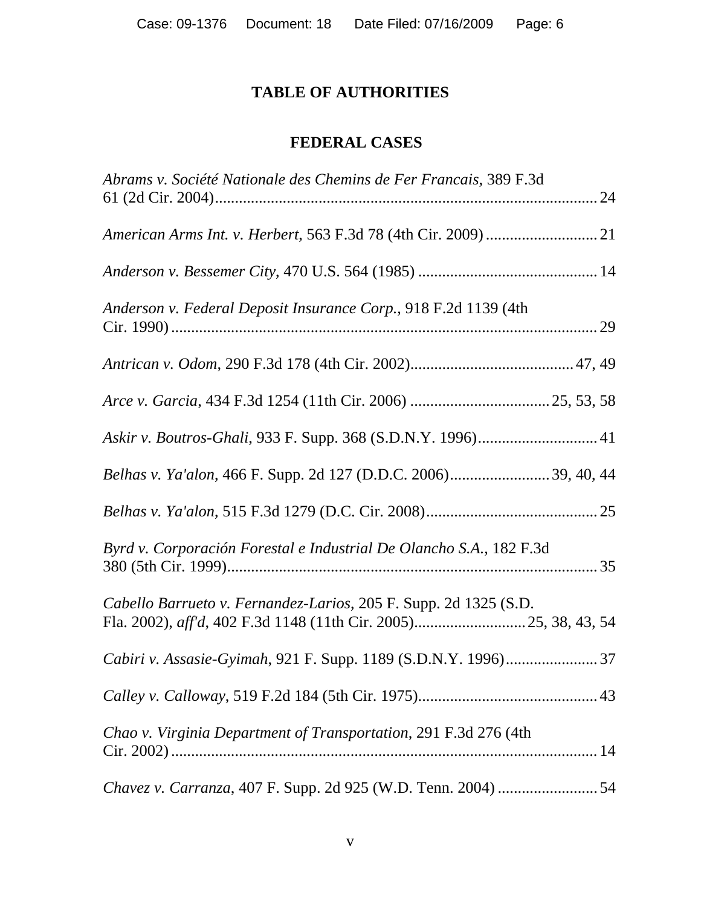## TABLE OF AUTHORITIES

### FEDERAL CASES

*Abrams v. Société Nationale des Chemins de Fer Francais*, 389 F.3d 61 (2d Cir. 2004) .......... 24

*American Arms Int. v. Herbert*, 563 F.3d 78 (4th Cir. 2009) .......... 21

*Anderson v. Bessemer City*, 470 U.S. 564 (1985) .......... 14

*Anderson v. Federal Deposit Insurance Corp.*, 918 F.2d 1139 (4th Cir. 1990) .......... 29

*Antrican v. Odom*, 290 F.3d 178 (4th Cir. 2002) .......... 47, 49

*Arce v. Garcia*, 434 F.3d 1254 (11th Cir. 2006) .......... 25, 53, 58

*Askir v. Boutros-Ghali*, 933 F. Supp. 368 (S.D.N.Y. 1996) .......... 41

*Belhas v. Ya'alon*, 466 F. Supp. 2d 127 (D.D.C. 2006) .......... 39, 40, 44

*Belhas v. Ya'alon*, 515 F.3d 1279 (D.C. Cir. 2008) .......... 25

*Byrd v. Corporación Forestal e Industrial De Olancho S.A.*, 182 F.3d 380 (5th Cir. 1999) .......... 35

*Cabello Barrueto v. Fernandez-Larios*, 205 F. Supp. 2d 1325 (S.D. Fla. 2002), *aff'd*, 402 F.3d 1148 (11th Cir. 2005) .......... 25, 38, 43, 54

*Cabiri v. Assasie-Gyimah*, 921 F. Supp. 1189 (S.D.N.Y. 1996) .......... 37

*Calley v. Calloway*, 519 F.2d 184 (5th Cir. 1975) .......... 43

*Chao v. Virginia Department of Transportation*, 291 F.3d 276 (4th Cir. 2002) .......... 14

*Chavez v. Carranza*, 407 F. Supp. 2d 925 (W.D. Tenn. 2004) .......... 54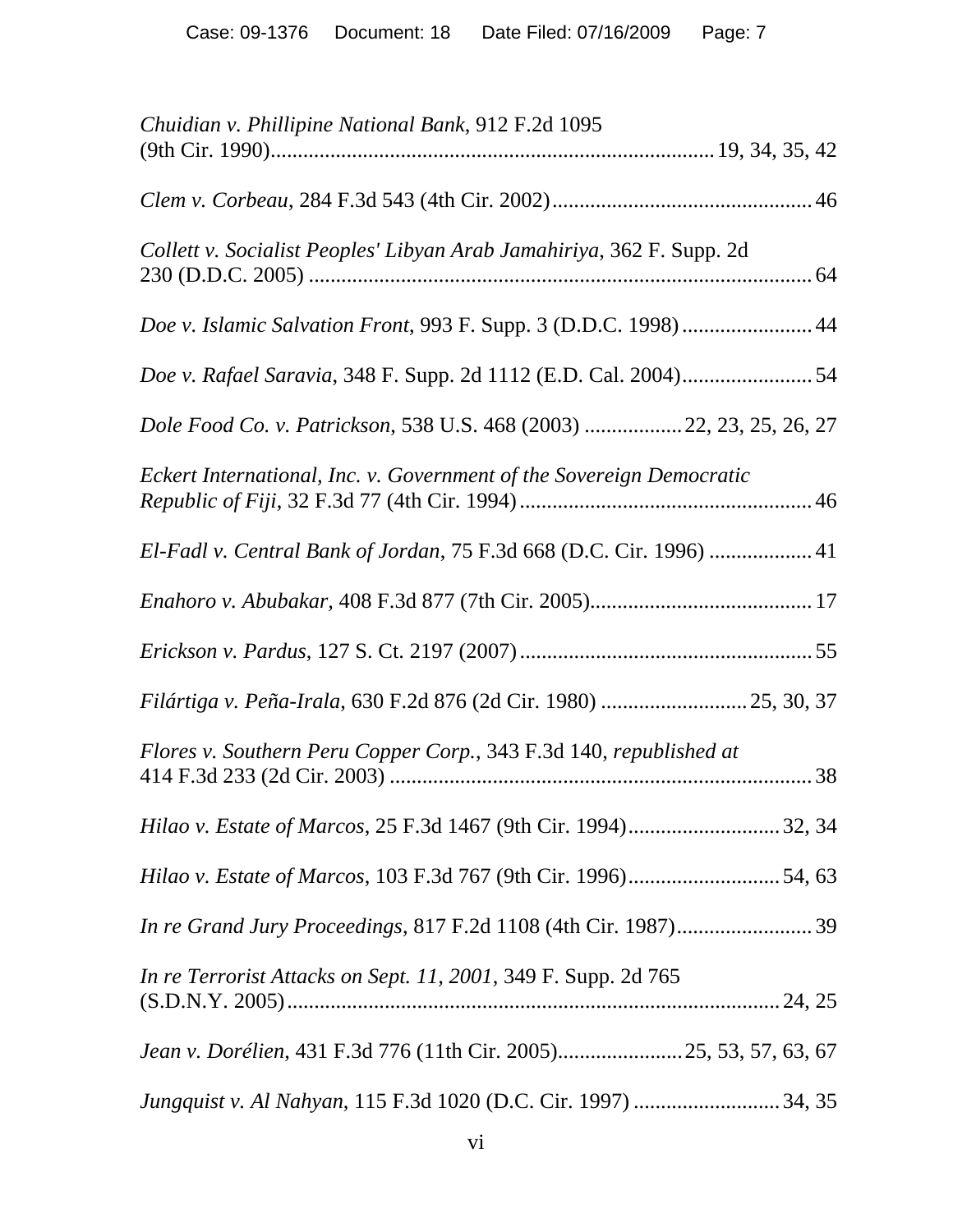*Chuidian v. Phillipine National Bank*, 912 F.2d 1095 (9th Cir. 1990)................................................................................19, 34, 35, 42

*Clem v. Corbeau*, 284 F.3d 543 (4th Cir. 2002)................................................46

*Collett v. Socialist Peoples' Libyan Arab Jamahiriya*, 362 F. Supp. 2d 230 (D.D.C. 2005) ...........................................................................................64

*Doe v. Islamic Salvation Front*, 993 F. Supp. 3 (D.D.C. 1998)........................44

*Doe v. Rafael Saravia*, 348 F. Supp. 2d 1112 (E.D. Cal. 2004)........................54

*Dole Food Co. v. Patrickson*, 538 U.S. 468 (2003) .................22, 23, 25, 26, 27

*Eckert International, Inc. v. Government of the Sovereign Democratic Republic of Fiji*, 32 F.3d 77 (4th Cir. 1994)......................................................46

*El-Fadl v. Central Bank of Jordan*, 75 F.3d 668 (D.C. Cir. 1996) ..................41

*Enahoro v. Abubakar*, 408 F.3d 877 (7th Cir. 2005).........................................17

*Erickson v. Pardus*, 127 S. Ct. 2197 (2007)......................................................55

*Filártiga v. Peña-Irala*, 630 F.2d 876 (2d Cir. 1980) ..........................25, 30, 37

*Flores v. Southern Peru Copper Corp.*, 343 F.3d 140, *republished at* 414 F.3d 233 (2d Cir. 2003) .............................................................................38

*Hilao v. Estate of Marcos*, 25 F.3d 1467 (9th Cir. 1994)...........................32, 34

*Hilao v. Estate of Marcos*, 103 F.3d 767 (9th Cir. 1996)...........................54, 63

*In re Grand Jury Proceedings*, 817 F.2d 1108 (4th Cir. 1987).........................39

*In re Terrorist Attacks on Sept. 11, 2001*, 349 F. Supp. 2d 765 (S.D.N.Y. 2005)..........................................................................................24, 25

*Jean v. Dorélien*, 431 F.3d 776 (11th Cir. 2005).......................25, 53, 57, 63, 67

*Jungquist v. Al Nahyan*, 115 F.3d 1020 (D.C. Cir. 1997) ..........................34, 35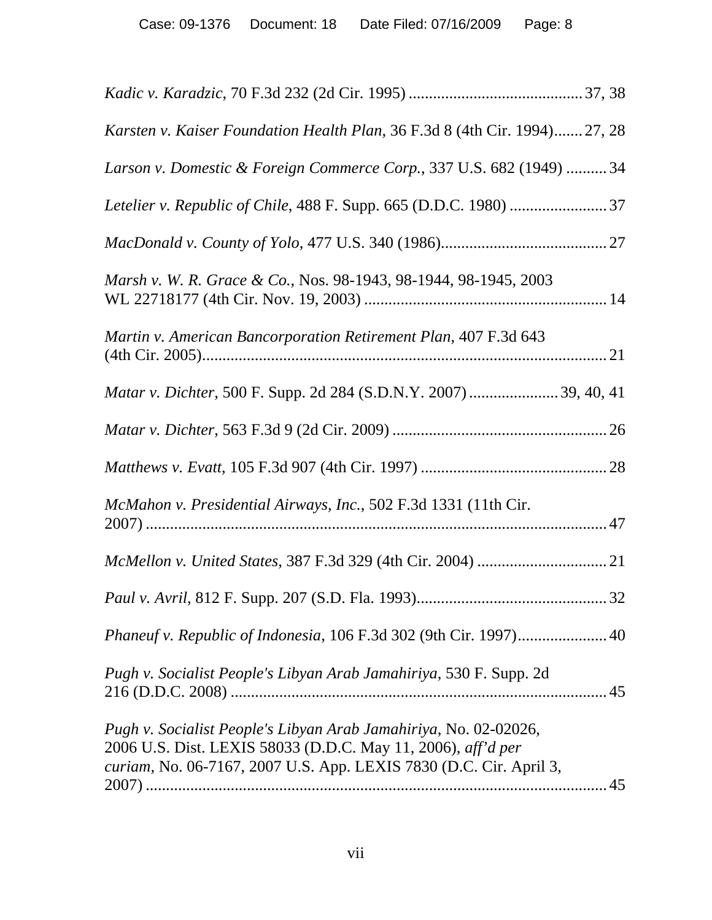*Kadic v. Karadzic*, 70 F.3d 232 (2d Cir. 1995) .......................................... 37, 38

*Karsten v. Kaiser Foundation Health Plan*, 36 F.3d 8 (4th Cir. 1994)....... 27, 28

*Larson v. Domestic & Foreign Commerce Corp.*, 337 U.S. 682 (1949) .......... 34

*Letelier v. Republic of Chile*, 488 F. Supp. 665 (D.D.C. 1980) ........................ 37

*MacDonald v. County of Yolo*, 477 U.S. 340 (1986)......................................... 27

*Marsh v. W. R. Grace & Co.*, Nos. 98-1943, 98-1944, 98-1945, 2003 WL 22718177 (4th Cir. Nov. 19, 2003) ............................................................ 14

*Martin v. American Bancorporation Retirement Plan*, 407 F.3d 643 (4th Cir. 2005).................................................................................................... 21

*Matar v. Dichter*, 500 F. Supp. 2d 284 (S.D.N.Y. 2007) ..................... 39, 40, 41

*Matar v. Dichter*, 563 F.3d 9 (2d Cir. 2009) ..................................................... 26

*Matthews v. Evatt*, 105 F.3d 907 (4th Cir. 1997) .............................................. 28

*McMahon v. Presidential Airways, Inc.*, 502 F.3d 1331 (11th Cir. 2007) .................................................................................................................. 47

*McMellon v. United States*, 387 F.3d 329 (4th Cir. 2004) ................................ 21

*Paul v. Avril*, 812 F. Supp. 207 (S.D. Fla. 1993)............................................... 32

*Phaneuf v. Republic of Indonesia*, 106 F.3d 302 (9th Cir. 1997)...................... 40

*Pugh v. Socialist People's Libyan Arab Jamahiriya*, 530 F. Supp. 2d 216 (D.D.C. 2008) ............................................................................................. 45

*Pugh v. Socialist People's Libyan Arab Jamahiriya*, No. 02-02026, 2006 U.S. Dist. LEXIS 58033 (D.D.C. May 11, 2006), *aff'd per curiam*, No. 06-7167, 2007 U.S. App. LEXIS 7830 (D.C. Cir. April 3, 2007) .................................................................................................................. 45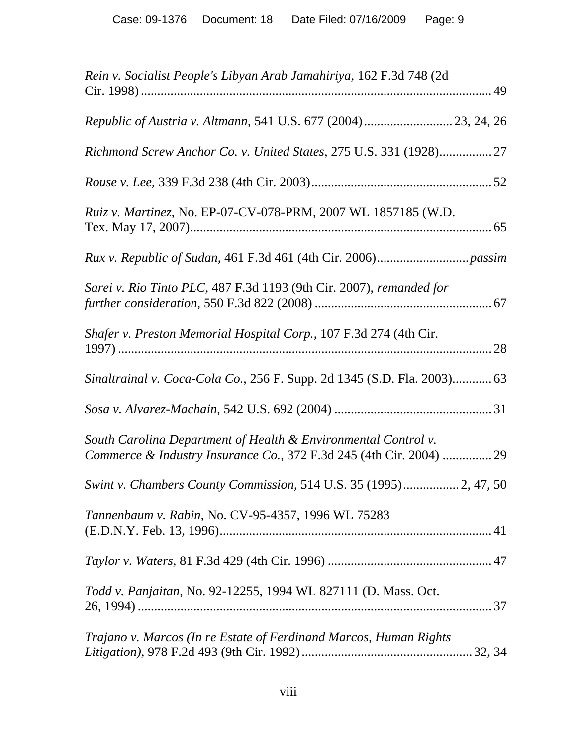*Rein v. Socialist People's Libyan Arab Jamahiriya*, 162 F.3d 748 (2d Cir. 1998) ........................................................................................................ 49

*Republic of Austria v. Altmann*, 541 U.S. 677 (2004) ........................... 23, 24, 26

*Richmond Screw Anchor Co. v. United States*, 275 U.S. 331 (1928)................ 27

*Rouse v. Lee*, 339 F.3d 238 (4th Cir. 2003)...................................................... 52

*Ruiz v. Martinez*, No. EP-07-CV-078-PRM, 2007 WL 1857185 (W.D. Tex. May 17, 2007)........................................................................................... 65

*Rux v. Republic of Sudan*, 461 F.3d 461 (4th Cir. 2006)............................ *passim*

*Sarei v. Rio Tinto PLC*, 487 F.3d 1193 (9th Cir. 2007), *remanded for further consideration*, 550 F.3d 822 (2008) ...................................................... 67

*Shafer v. Preston Memorial Hospital Corp.*, 107 F.3d 274 (4th Cir. 1997) ................................................................................................................ 28

*Sinaltrainal v. Coca-Cola Co.*, 256 F. Supp. 2d 1345 (S.D. Fla. 2003)............ 63

*Sosa v. Alvarez-Machain*, 542 U.S. 692 (2004) ................................................ 31

*South Carolina Department of Health & Environmental Control v. Commerce & Industry Insurance Co.*, 372 F.3d 245 (4th Cir. 2004) ............... 29

*Swint v. Chambers County Commission*, 514 U.S. 35 (1995)................. 2, 47, 50

*Tannenbaum v. Rabin*, No. CV-95-4357, 1996 WL 75283 (E.D.N.Y. Feb. 13, 1996).................................................................................. 41

*Taylor v. Waters*, 81 F.3d 429 (4th Cir. 1996) .................................................. 47

*Todd v. Panjaitan*, No. 92-12255, 1994 WL 827111 (D. Mass. Oct. 26, 1994) ........................................................................................................... 37

*Trajano v. Marcos (In re Estate of Ferdinand Marcos, Human Rights Litigation)*, 978 F.2d 493 (9th Cir. 1992) .................................................... 32, 34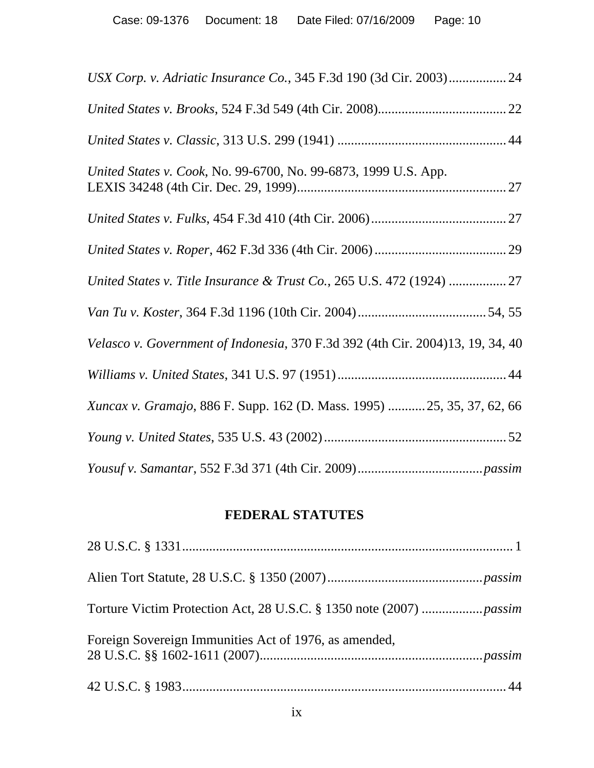*USX Corp. v. Adriatic Insurance Co.*, 345 F.3d 190 (3d Cir. 2003)................. 24

*United States v. Brooks*, 524 F.3d 549 (4th Cir. 2008)...................................... 22

*United States v. Classic*, 313 U.S. 299 (1941) .................................................. 44

*United States v. Cook*, No. 99-6700, No. 99-6873, 1999 U.S. App. LEXIS 34248 (4th Cir. Dec. 29, 1999).............................................................. 27

*United States v. Fulks*, 454 F.3d 410 (4th Cir. 2006)........................................ 27

*United States v. Roper*, 462 F.3d 336 (4th Cir. 2006)....................................... 29

*United States v. Title Insurance & Trust Co.*, 265 U.S. 472 (1924) ................. 27

*Van Tu v. Koster*, 364 F.3d 1196 (10th Cir. 2004)...................................... 54, 55

*Velasco v. Government of Indonesia*, 370 F.3d 392 (4th Cir. 2004)13, 19, 34, 40

*Williams v. United States*, 341 U.S. 97 (1951).................................................. 44

*Xuncax v. Gramajo*, 886 F. Supp. 162 (D. Mass. 1995) ...........25, 35, 37, 62, 66

*Young v. United States*, 535 U.S. 43 (2002)...................................................... 52

*Yousuf v. Samantar*, 552 F.3d 371 (4th Cir. 2009)..................................... *passim*

## FEDERAL STATUTES

28 U.S.C. § 1331.................................................................................................. 1

Alien Tort Statute, 28 U.S.C. § 1350 (2007).............................................. *passim*

Torture Victim Protection Act, 28 U.S.C. § 1350 note (2007) .................. *passim*

Foreign Sovereign Immunities Act of 1976, as amended, 28 U.S.C. §§ 1602-1611 (2007)................................................................. *passim*

42 U.S.C. § 1983................................................................................................ 44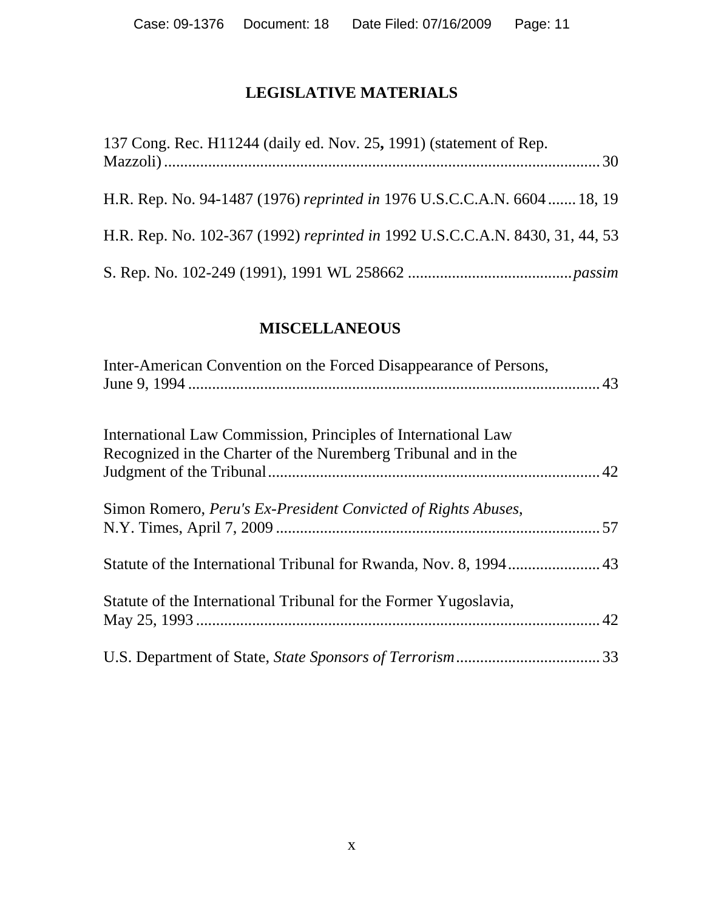## LEGISLATIVE MATERIALS

137 Cong. Rec. H11244 (daily ed. Nov. 25**,** 1991) (statement of Rep. Mazzoli) ............................................................................................................ 30

H.R. Rep. No. 94-1487 (1976) *reprinted in* 1976 U.S.C.C.A.N. 6604 ....... 18, 19

H.R. Rep. No. 102-367 (1992) *reprinted in* 1992 U.S.C.C.A.N. 8430, 31, 44, 53

S. Rep. No. 102-249 (1991), 1991 WL 258662 ......................................... *passim*

## MISCELLANEOUS

Inter-American Convention on the Forced Disappearance of Persons, June 9, 1994 ...................................................................................................... 43

International Law Commission, Principles of International Law Recognized in the Charter of the Nuremberg Tribunal and in the Judgment of the Tribunal.................................................................................. 42

Simon Romero, *Peru's Ex-President Convicted of Rights Abuses*, N.Y. Times, April 7, 2009 ................................................................................ 57

Statute of the International Tribunal for Rwanda, Nov. 8, 1994....................... 43

Statute of the International Tribunal for the Former Yugoslavia, May 25, 1993 ..................................................................................................... 42

U.S. Department of State, *State Sponsors of Terrorism* .................................... 33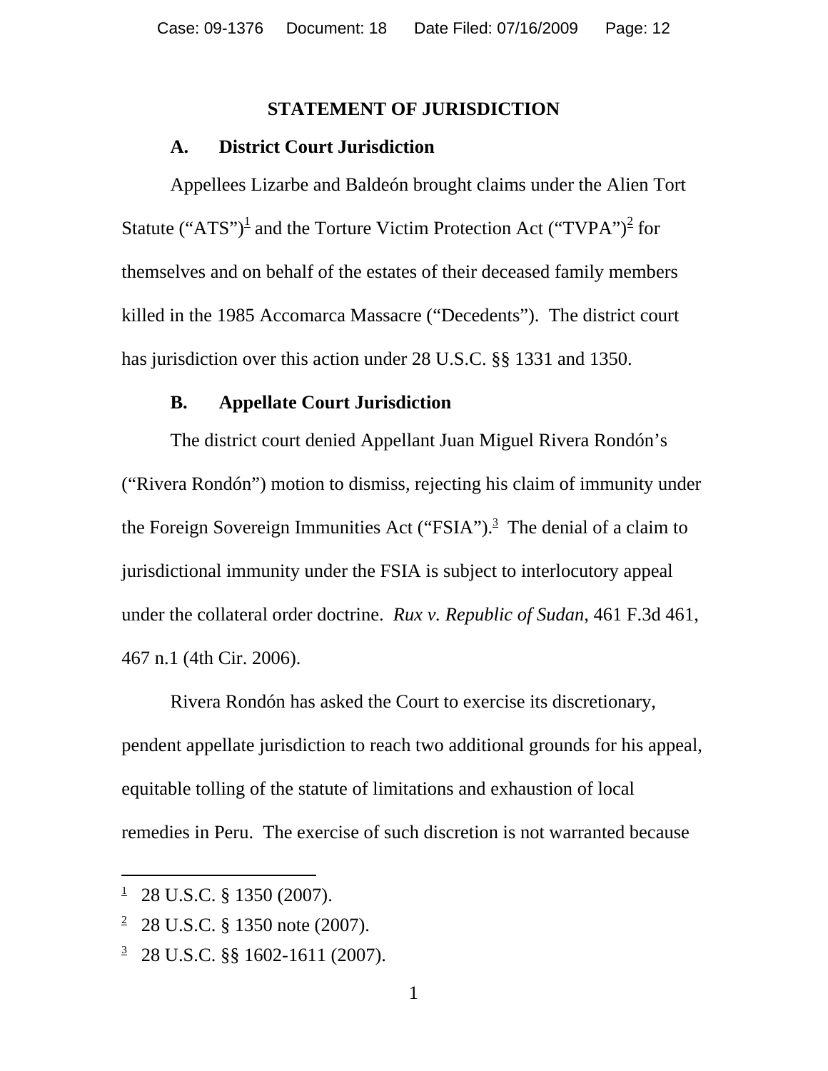## STATEMENT OF JURISDICTION

### A. District Court Jurisdiction

Appellees Lizarbe and Baldeón brought claims under the Alien Tort Statute (“ATS”)[1] and the Torture Victim Protection Act (“TVPA”)[2] for themselves and on behalf of the estates of their deceased family members killed in the 1985 Accomarca Massacre (“Decedents”). The district court has jurisdiction over this action under 28 U.S.C. §§ 1331 and 1350.

### B. Appellate Court Jurisdiction

The district court denied Appellant Juan Miguel Rivera Rondón’s (“Rivera Rondón”) motion to dismiss, rejecting his claim of immunity under the Foreign Sovereign Immunities Act (“FSIA”).[3] The denial of a claim to jurisdictional immunity under the FSIA is subject to interlocutory appeal under the collateral order doctrine. *Rux v. Republic of Sudan,* 461 F.3d 461, 467 n.1 (4th Cir. 2006).

Rivera Rondón has asked the Court to exercise its discretionary, pendent appellate jurisdiction to reach two additional grounds for his appeal, equitable tolling of the statute of limitations and exhaustion of local remedies in Peru. The exercise of such discretion is not warranted because

---

[1] 28 U.S.C. § 1350 (2007).

[2] 28 U.S.C. § 1350 note (2007).

[3] 28 U.S.C. §§ 1602-1611 (2007).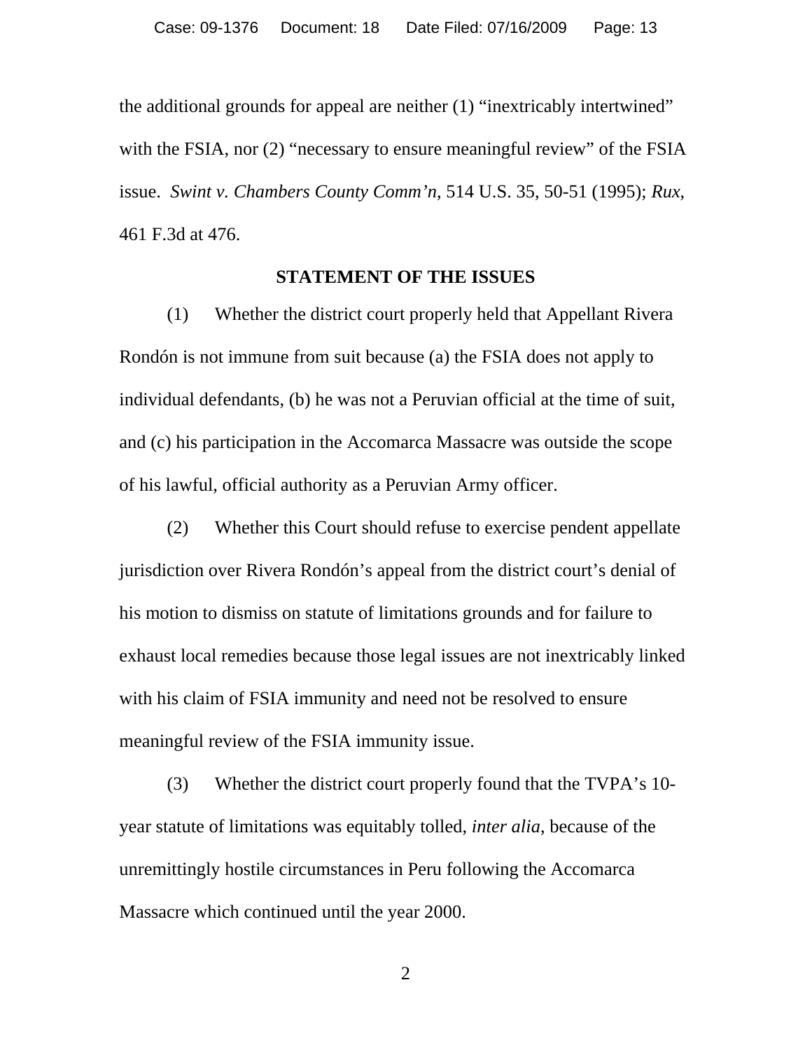the additional grounds for appeal are neither (1) "inextricably intertwined" with the FSIA, nor (2) "necessary to ensure meaningful review" of the FSIA issue. *Swint v. Chambers County Comm'n*, 514 U.S. 35, 50-51 (1995); *Rux*, 461 F.3d at 476.

## STATEMENT OF THE ISSUES

(1) Whether the district court properly held that Appellant Rivera Rondón is not immune from suit because (a) the FSIA does not apply to individual defendants, (b) he was not a Peruvian official at the time of suit, and (c) his participation in the Accomarca Massacre was outside the scope of his lawful, official authority as a Peruvian Army officer.

(2) Whether this Court should refuse to exercise pendent appellate jurisdiction over Rivera Rondón's appeal from the district court's denial of his motion to dismiss on statute of limitations grounds and for failure to exhaust local remedies because those legal issues are not inextricably linked with his claim of FSIA immunity and need not be resolved to ensure meaningful review of the FSIA immunity issue.

(3) Whether the district court properly found that the TVPA's 10-year statute of limitations was equitably tolled, *inter alia*, because of the unremittingly hostile circumstances in Peru following the Accomarca Massacre which continued until the year 2000.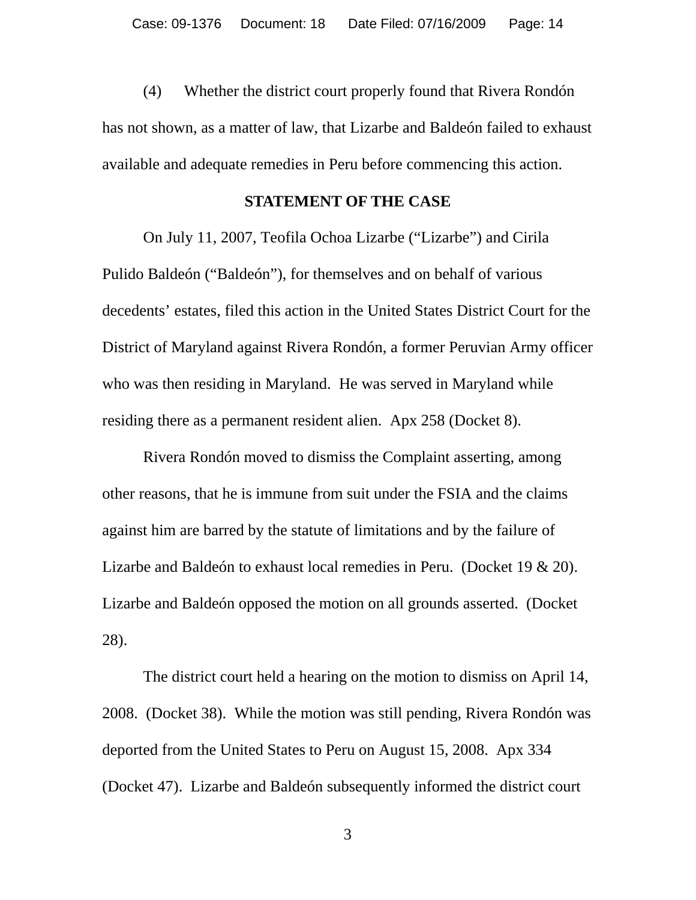(4) Whether the district court properly found that Rivera Rondón has not shown, as a matter of law, that Lizarbe and Baldeón failed to exhaust available and adequate remedies in Peru before commencing this action.

**STATEMENT OF THE CASE**

On July 11, 2007, Teofila Ochoa Lizarbe ("Lizarbe") and Cirila Pulido Baldeón ("Baldeón"), for themselves and on behalf of various decedents' estates, filed this action in the United States District Court for the District of Maryland against Rivera Rondón, a former Peruvian Army officer who was then residing in Maryland. He was served in Maryland while residing there as a permanent resident alien. Apx 258 (Docket 8).

Rivera Rondón moved to dismiss the Complaint asserting, among other reasons, that he is immune from suit under the FSIA and the claims against him are barred by the statute of limitations and by the failure of Lizarbe and Baldeón to exhaust local remedies in Peru. (Docket 19 & 20). Lizarbe and Baldeón opposed the motion on all grounds asserted. (Docket 28).

The district court held a hearing on the motion to dismiss on April 14, 2008. (Docket 38). While the motion was still pending, Rivera Rondón was deported from the United States to Peru on August 15, 2008. Apx 334 (Docket 47). Lizarbe and Baldeón subsequently informed the district court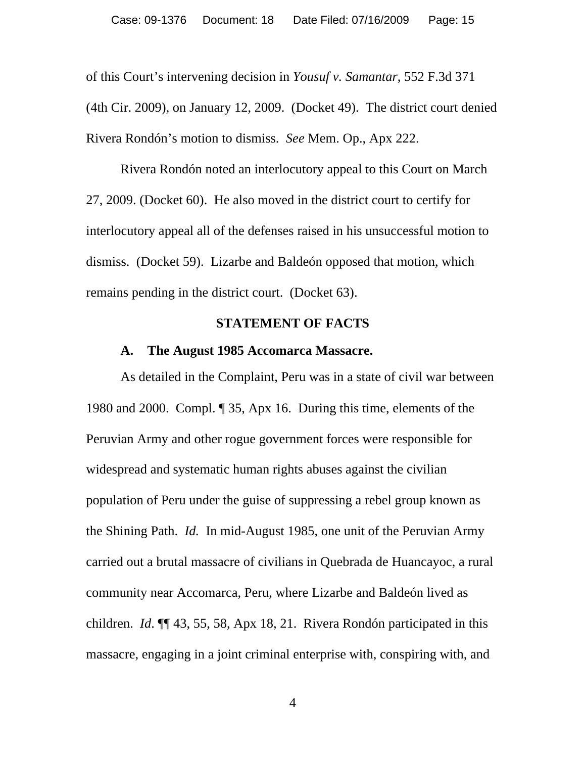of this Court's intervening decision in *Yousuf v. Samantar*, 552 F.3d 371 (4th Cir. 2009), on January 12, 2009. (Docket 49). The district court denied Rivera Rondón's motion to dismiss. *See* Mem. Op., Apx 222.

Rivera Rondón noted an interlocutory appeal to this Court on March 27, 2009. (Docket 60). He also moved in the district court to certify for interlocutory appeal all of the defenses raised in his unsuccessful motion to dismiss. (Docket 59). Lizarbe and Baldeón opposed that motion, which remains pending in the district court. (Docket 63).

## STATEMENT OF FACTS

### A. The August 1985 Accomarca Massacre.

As detailed in the Complaint, Peru was in a state of civil war between 1980 and 2000. Compl. ¶ 35, Apx 16. During this time, elements of the Peruvian Army and other rogue government forces were responsible for widespread and systematic human rights abuses against the civilian population of Peru under the guise of suppressing a rebel group known as the Shining Path. *Id.* In mid-August 1985, one unit of the Peruvian Army carried out a brutal massacre of civilians in Quebrada de Huancayoc, a rural community near Accomarca, Peru, where Lizarbe and Baldeón lived as children. *Id*. ¶¶ 43, 55, 58, Apx 18, 21. Rivera Rondón participated in this massacre, engaging in a joint criminal enterprise with, conspiring with, and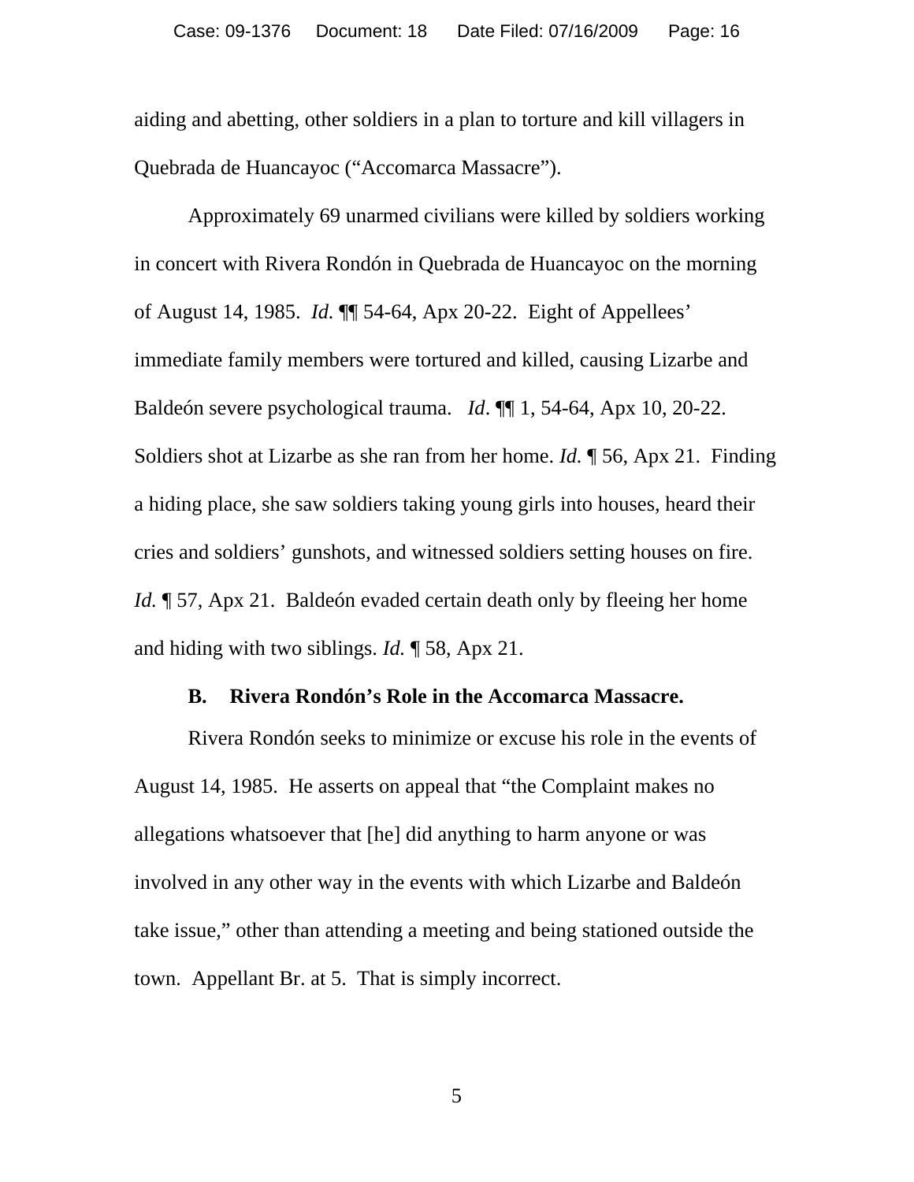aiding and abetting, other soldiers in a plan to torture and kill villagers in Quebrada de Huancayoc ("Accomarca Massacre").

Approximately 69 unarmed civilians were killed by soldiers working in concert with Rivera Rondón in Quebrada de Huancayoc on the morning of August 14, 1985. *Id.* ¶¶ 54-64, Apx 20-22. Eight of Appellees' immediate family members were tortured and killed, causing Lizarbe and Baldeón severe psychological trauma. *Id*. ¶¶ 1, 54-64, Apx 10, 20-22. Soldiers shot at Lizarbe as she ran from her home. *Id.* ¶ 56, Apx 21. Finding a hiding place, she saw soldiers taking young girls into houses, heard their cries and soldiers' gunshots, and witnessed soldiers setting houses on fire. *Id.* ¶ 57, Apx 21. Baldeón evaded certain death only by fleeing her home and hiding with two siblings. *Id.* ¶ 58, Apx 21.

### B. Rivera Rondón's Role in the Accomarca Massacre.

Rivera Rondón seeks to minimize or excuse his role in the events of August 14, 1985. He asserts on appeal that "the Complaint makes no allegations whatsoever that [he] did anything to harm anyone or was involved in any other way in the events with which Lizarbe and Baldeón take issue," other than attending a meeting and being stationed outside the town. Appellant Br. at 5. That is simply incorrect.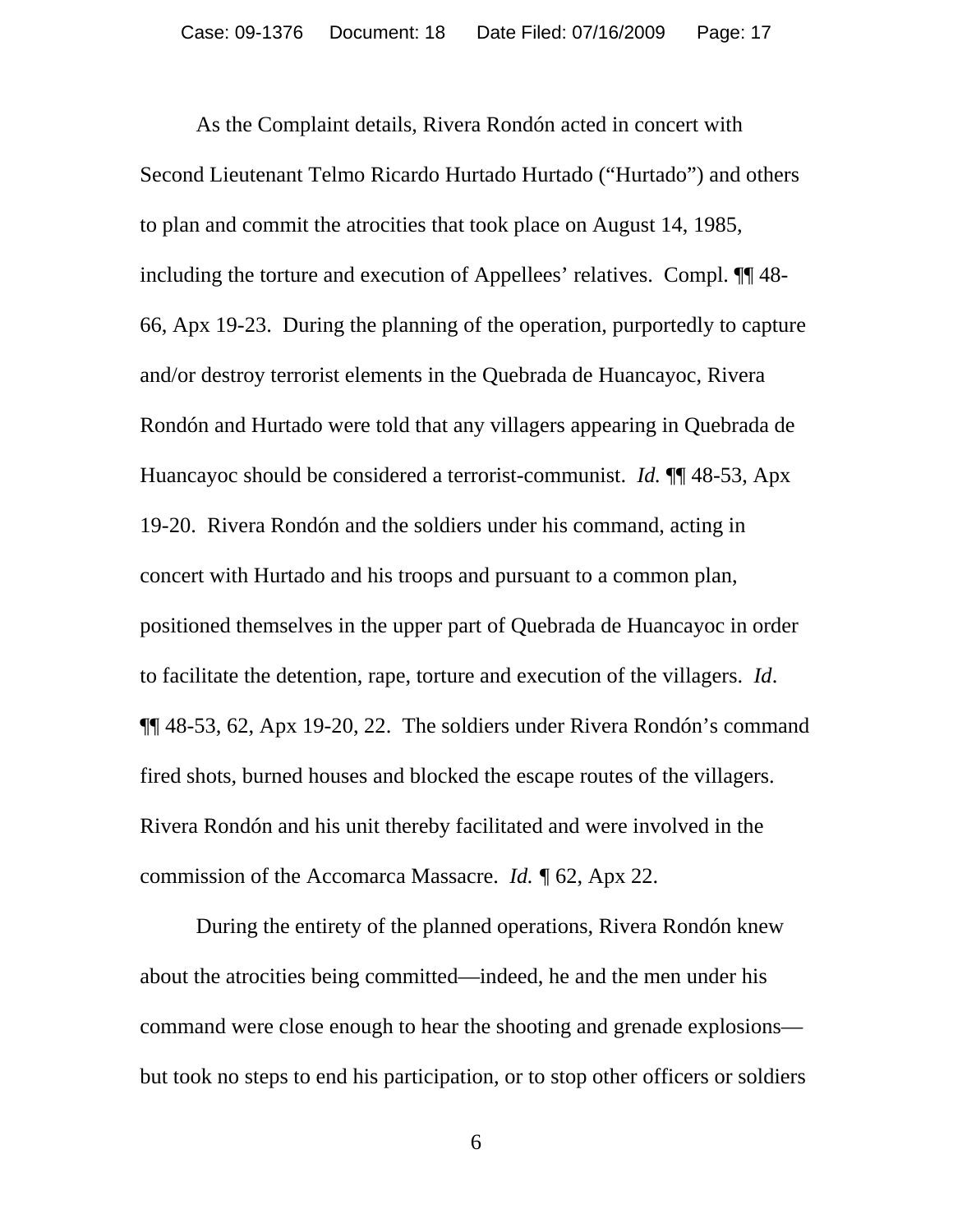As the Complaint details, Rivera Rondón acted in concert with Second Lieutenant Telmo Ricardo Hurtado Hurtado ("Hurtado") and others to plan and commit the atrocities that took place on August 14, 1985, including the torture and execution of Appellees' relatives. Compl. ¶¶ 48-66, Apx 19-23. During the planning of the operation, purportedly to capture and/or destroy terrorist elements in the Quebrada de Huancayoc, Rivera Rondón and Hurtado were told that any villagers appearing in Quebrada de Huancayoc should be considered a terrorist-communist. *Id.* ¶¶ 48-53, Apx 19-20. Rivera Rondón and the soldiers under his command, acting in concert with Hurtado and his troops and pursuant to a common plan, positioned themselves in the upper part of Quebrada de Huancayoc in order to facilitate the detention, rape, torture and execution of the villagers. *Id*. ¶¶ 48-53, 62, Apx 19-20, 22. The soldiers under Rivera Rondón's command fired shots, burned houses and blocked the escape routes of the villagers. Rivera Rondón and his unit thereby facilitated and were involved in the commission of the Accomarca Massacre. *Id.* ¶ 62, Apx 22.

During the entirety of the planned operations, Rivera Rondón knew about the atrocities being committed—indeed, he and the men under his command were close enough to hear the shooting and grenade explosions—but took no steps to end his participation, or to stop other officers or soldiers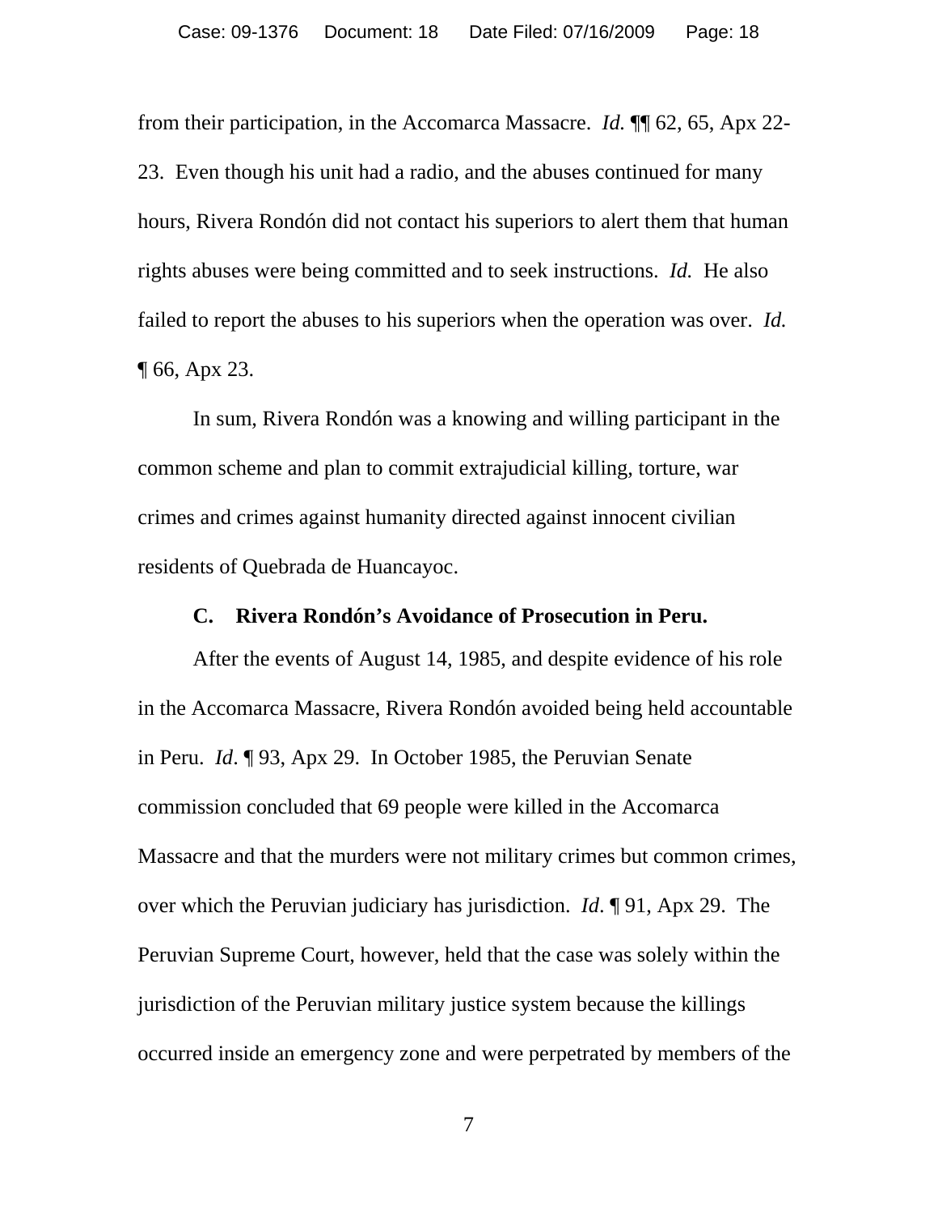from their participation, in the Accomarca Massacre. *Id.* ¶¶ 62, 65, Apx 22-23. Even though his unit had a radio, and the abuses continued for many hours, Rivera Rondón did not contact his superiors to alert them that human rights abuses were being committed and to seek instructions. *Id.* He also failed to report the abuses to his superiors when the operation was over. *Id.* ¶ 66, Apx 23.

In sum, Rivera Rondón was a knowing and willing participant in the common scheme and plan to commit extrajudicial killing, torture, war crimes and crimes against humanity directed against innocent civilian residents of Quebrada de Huancayoc.

### C. Rivera Rondón's Avoidance of Prosecution in Peru.

After the events of August 14, 1985, and despite evidence of his role in the Accomarca Massacre, Rivera Rondón avoided being held accountable in Peru. *Id*. ¶ 93, Apx 29. In October 1985, the Peruvian Senate commission concluded that 69 people were killed in the Accomarca Massacre and that the murders were not military crimes but common crimes, over which the Peruvian judiciary has jurisdiction. *Id*. ¶ 91, Apx 29. The Peruvian Supreme Court, however, held that the case was solely within the jurisdiction of the Peruvian military justice system because the killings occurred inside an emergency zone and were perpetrated by members of the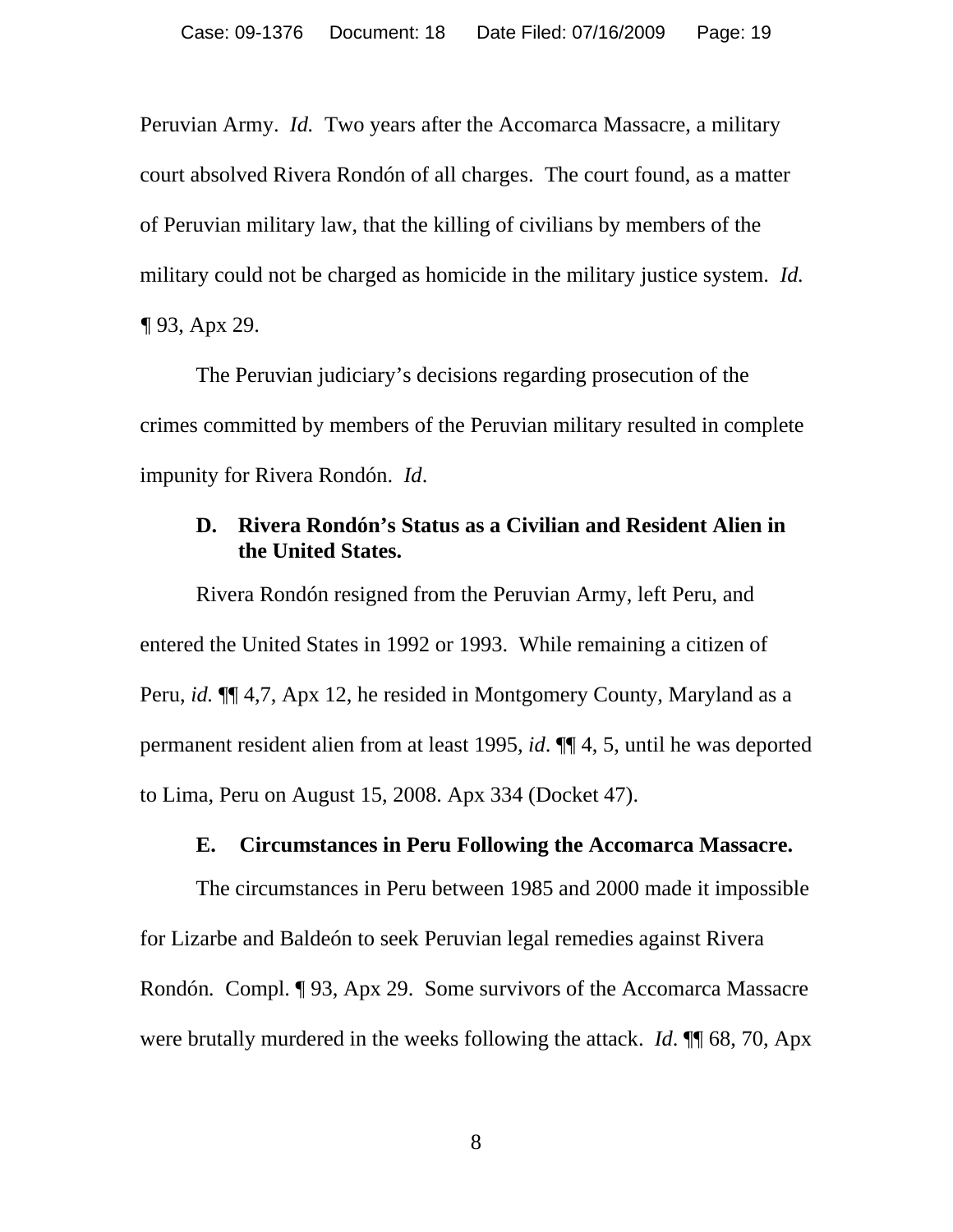Peruvian Army. *Id.* Two years after the Accomarca Massacre, a military court absolved Rivera Rondón of all charges. The court found, as a matter of Peruvian military law, that the killing of civilians by members of the military could not be charged as homicide in the military justice system. *Id.* ¶ 93, Apx 29.

The Peruvian judiciary's decisions regarding prosecution of the crimes committed by members of the Peruvian military resulted in complete impunity for Rivera Rondón. *Id*.

### D. Rivera Rondón's Status as a Civilian and Resident Alien in the United States.

Rivera Rondón resigned from the Peruvian Army, left Peru, and entered the United States in 1992 or 1993. While remaining a citizen of Peru, *id.* ¶¶ 4,7, Apx 12, he resided in Montgomery County, Maryland as a permanent resident alien from at least 1995, *id*. ¶¶ 4, 5, until he was deported to Lima, Peru on August 15, 2008. Apx 334 (Docket 47).

### E. Circumstances in Peru Following the Accomarca Massacre.

The circumstances in Peru between 1985 and 2000 made it impossible for Lizarbe and Baldeón to seek Peruvian legal remedies against Rivera Rondón*.* Compl. ¶ 93, Apx 29. Some survivors of the Accomarca Massacre were brutally murdered in the weeks following the attack. *Id*. ¶¶ 68, 70, Apx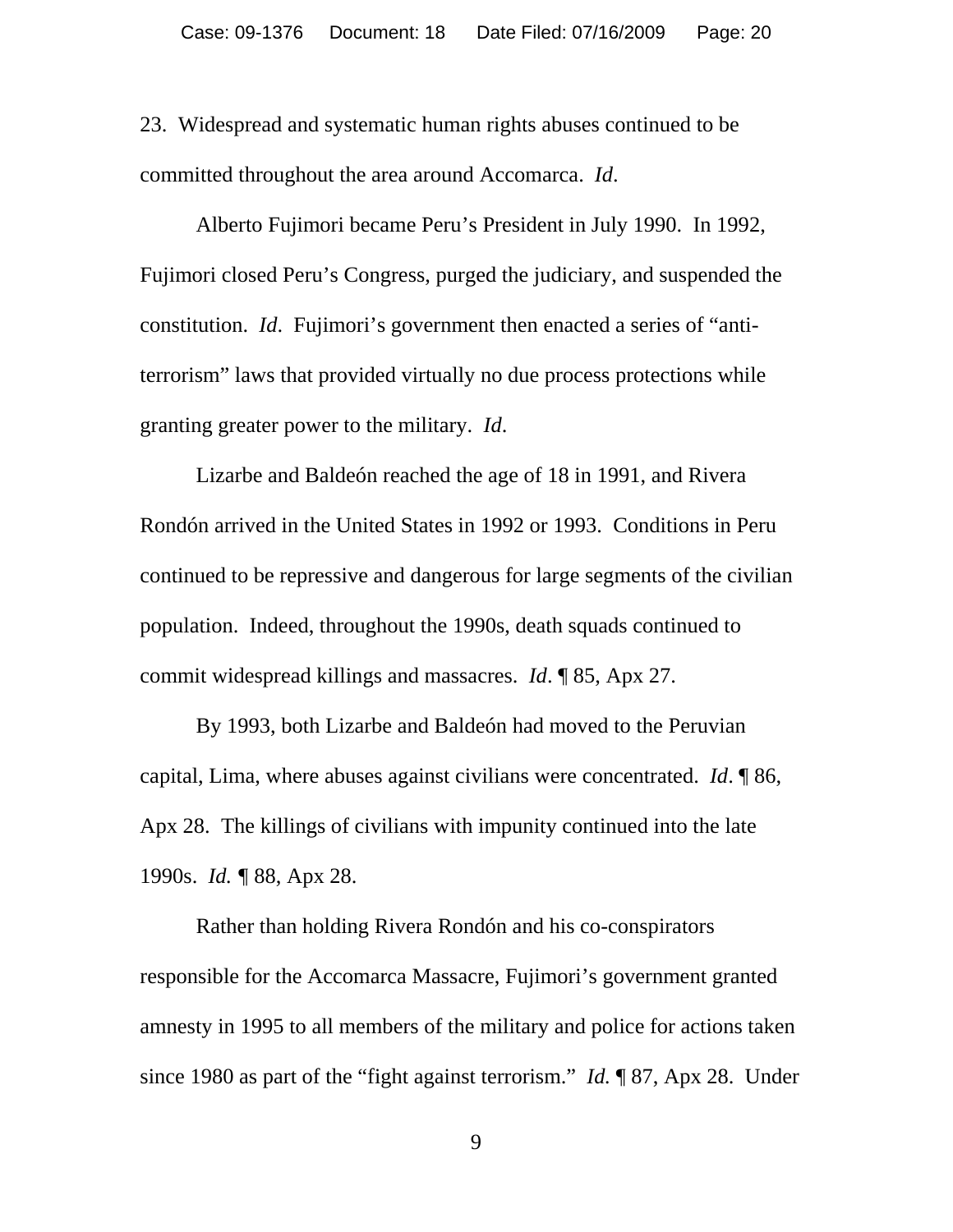23. Widespread and systematic human rights abuses continued to be committed throughout the area around Accomarca. *Id*.

Alberto Fujimori became Peru's President in July 1990. In 1992, Fujimori closed Peru's Congress, purged the judiciary, and suspended the constitution. *Id*. Fujimori's government then enacted a series of "anti-terrorism" laws that provided virtually no due process protections while granting greater power to the military. *Id*.

Lizarbe and Baldeón reached the age of 18 in 1991, and Rivera Rondón arrived in the United States in 1992 or 1993. Conditions in Peru continued to be repressive and dangerous for large segments of the civilian population. Indeed, throughout the 1990s, death squads continued to commit widespread killings and massacres. *Id*. ¶ 85, Apx 27.

By 1993, both Lizarbe and Baldeón had moved to the Peruvian capital, Lima, where abuses against civilians were concentrated. *Id*. ¶ 86, Apx 28. The killings of civilians with impunity continued into the late 1990s. *Id.* ¶ 88, Apx 28.

Rather than holding Rivera Rondón and his co-conspirators responsible for the Accomarca Massacre, Fujimori's government granted amnesty in 1995 to all members of the military and police for actions taken since 1980 as part of the "fight against terrorism." *Id.* ¶ 87, Apx 28. Under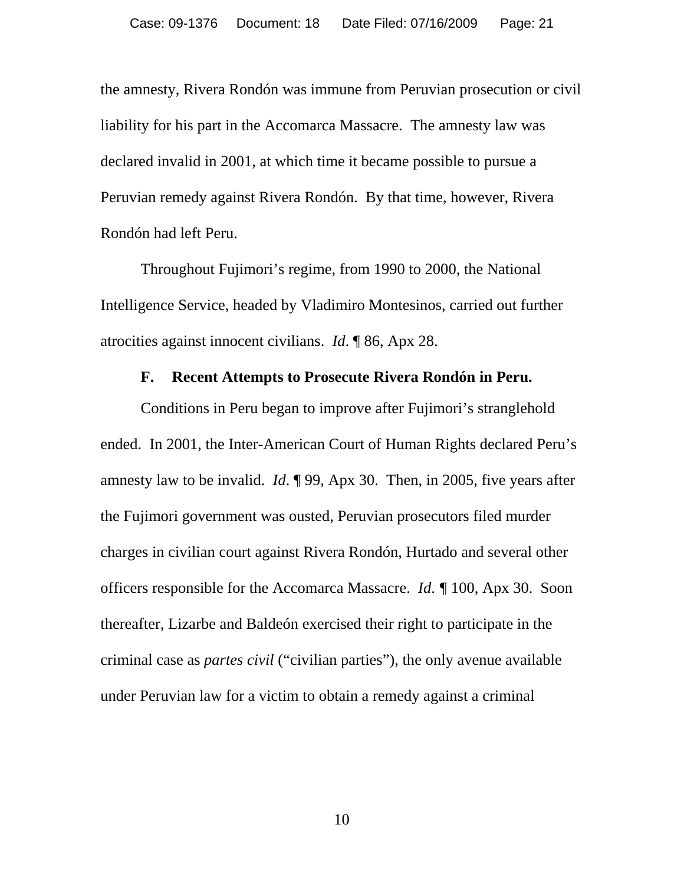the amnesty, Rivera Rondón was immune from Peruvian prosecution or civil liability for his part in the Accomarca Massacre. The amnesty law was declared invalid in 2001, at which time it became possible to pursue a Peruvian remedy against Rivera Rondón. By that time, however, Rivera Rondón had left Peru.

Throughout Fujimori's regime, from 1990 to 2000, the National Intelligence Service, headed by Vladimiro Montesinos, carried out further atrocities against innocent civilians. *Id*. ¶ 86, Apx 28.

### F. Recent Attempts to Prosecute Rivera Rondón in Peru.

Conditions in Peru began to improve after Fujimori's stranglehold ended. In 2001, the Inter-American Court of Human Rights declared Peru's amnesty law to be invalid. *Id*. ¶ 99, Apx 30. Then, in 2005, five years after the Fujimori government was ousted, Peruvian prosecutors filed murder charges in civilian court against Rivera Rondón, Hurtado and several other officers responsible for the Accomarca Massacre. *Id*. ¶ 100, Apx 30. Soon thereafter, Lizarbe and Baldeón exercised their right to participate in the criminal case as *partes civil* ("civilian parties"), the only avenue available under Peruvian law for a victim to obtain a remedy against a criminal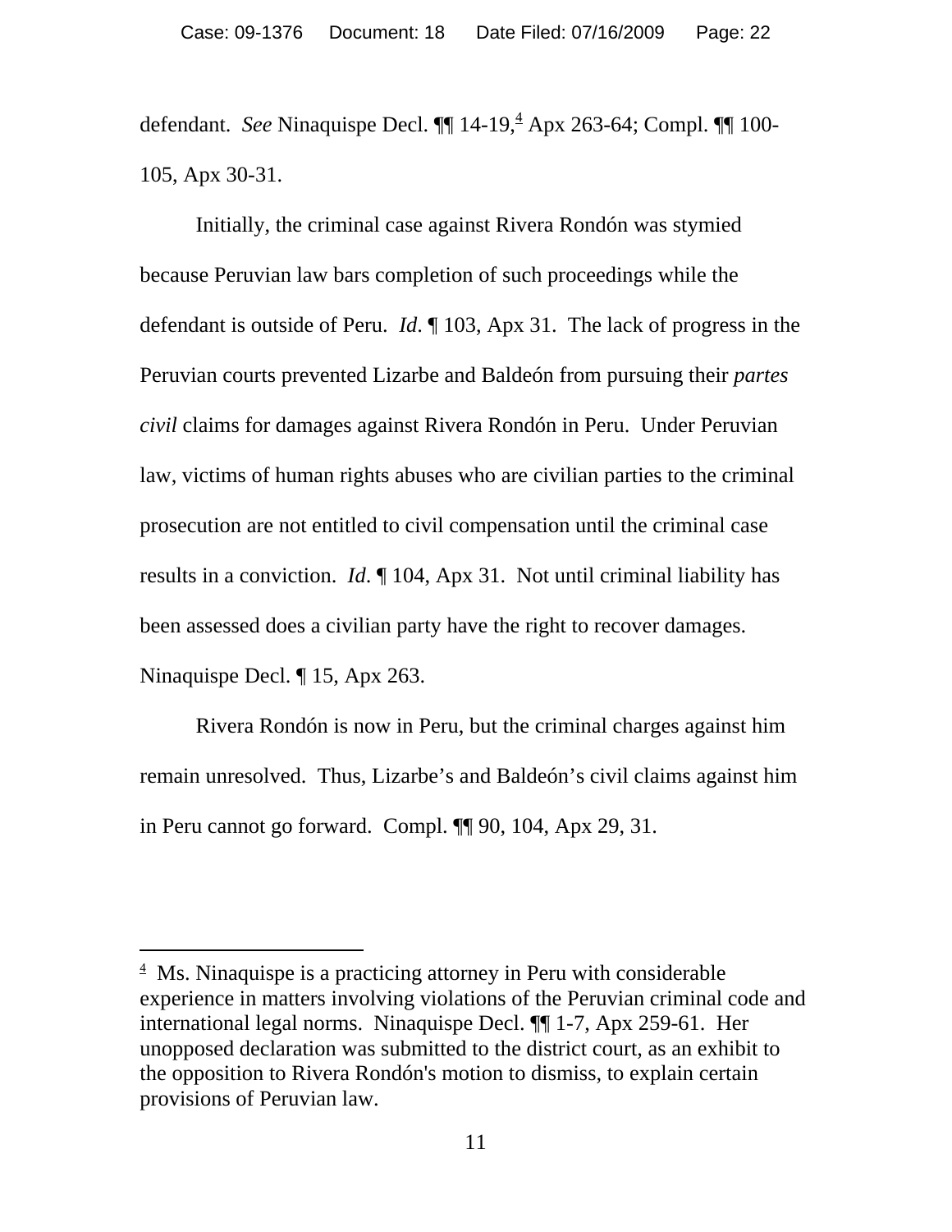defendant. *See* Ninaquispe Decl. ¶¶ 14-19,[4] Apx 263-64; Compl. ¶¶ 100-105, Apx 30-31.

Initially, the criminal case against Rivera Rondón was stymied because Peruvian law bars completion of such proceedings while the defendant is outside of Peru. *Id*. ¶ 103, Apx 31. The lack of progress in the Peruvian courts prevented Lizarbe and Baldeón from pursuing their *partes civil* claims for damages against Rivera Rondón in Peru. Under Peruvian law, victims of human rights abuses who are civilian parties to the criminal prosecution are not entitled to civil compensation until the criminal case results in a conviction. *Id*. ¶ 104, Apx 31. Not until criminal liability has been assessed does a civilian party have the right to recover damages. Ninaquispe Decl. ¶ 15, Apx 263.

Rivera Rondón is now in Peru, but the criminal charges against him remain unresolved. Thus, Lizarbe's and Baldeón's civil claims against him in Peru cannot go forward. Compl. ¶¶ 90, 104, Apx 29, 31.

---

[4] Ms. Ninaquispe is a practicing attorney in Peru with considerable experience in matters involving violations of the Peruvian criminal code and international legal norms. Ninaquispe Decl. ¶¶ 1-7, Apx 259-61. Her unopposed declaration was submitted to the district court, as an exhibit to the opposition to Rivera Rondón's motion to dismiss, to explain certain provisions of Peruvian law.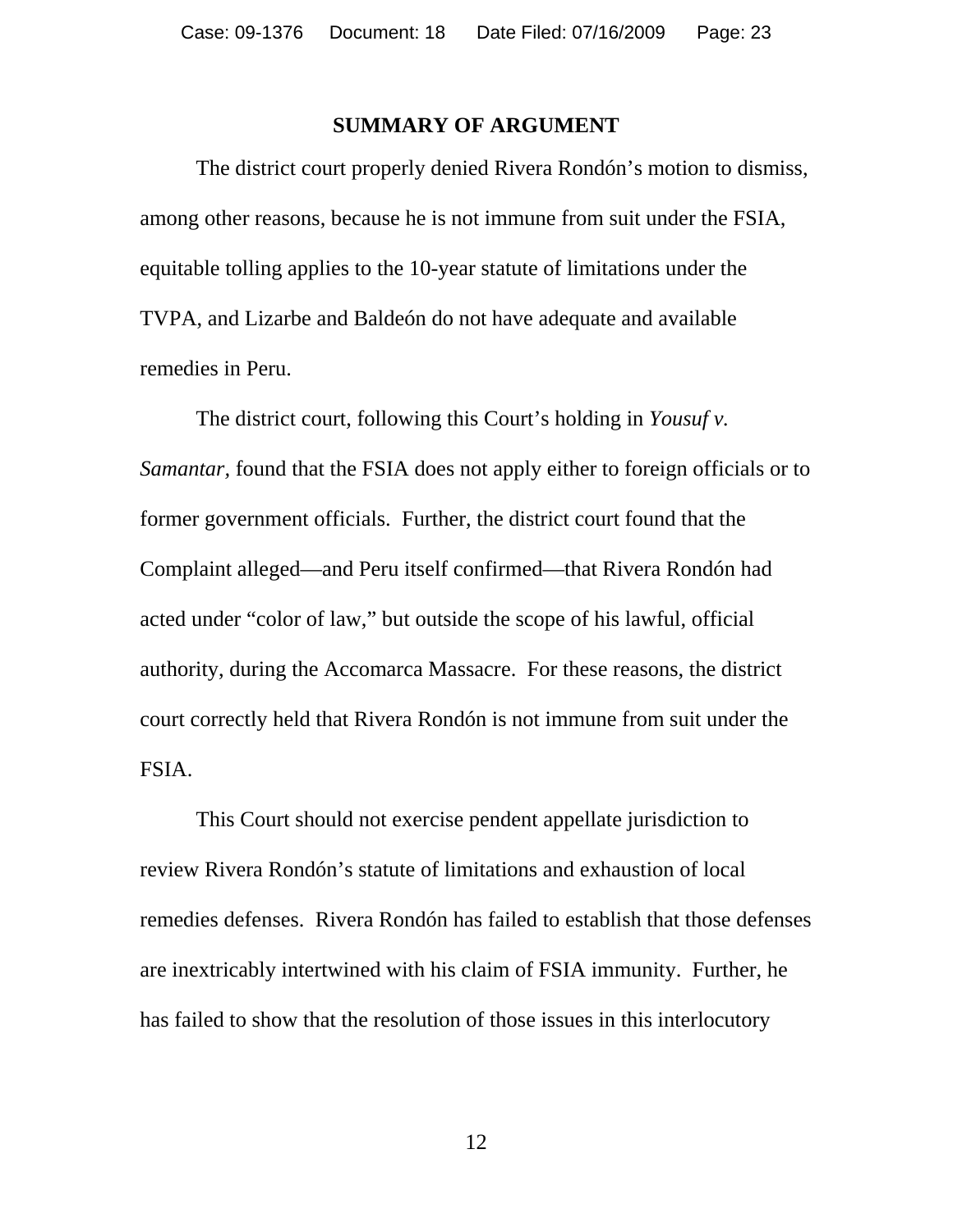## SUMMARY OF ARGUMENT

The district court properly denied Rivera Rondón's motion to dismiss, among other reasons, because he is not immune from suit under the FSIA, equitable tolling applies to the 10-year statute of limitations under the TVPA, and Lizarbe and Baldeón do not have adequate and available remedies in Peru.

The district court, following this Court's holding in *Yousuf v. Samantar,* found that the FSIA does not apply either to foreign officials or to former government officials. Further, the district court found that the Complaint alleged—and Peru itself confirmed—that Rivera Rondón had acted under "color of law," but outside the scope of his lawful, official authority, during the Accomarca Massacre. For these reasons, the district court correctly held that Rivera Rondón is not immune from suit under the FSIA.

This Court should not exercise pendent appellate jurisdiction to review Rivera Rondón's statute of limitations and exhaustion of local remedies defenses. Rivera Rondón has failed to establish that those defenses are inextricably intertwined with his claim of FSIA immunity. Further, he has failed to show that the resolution of those issues in this interlocutory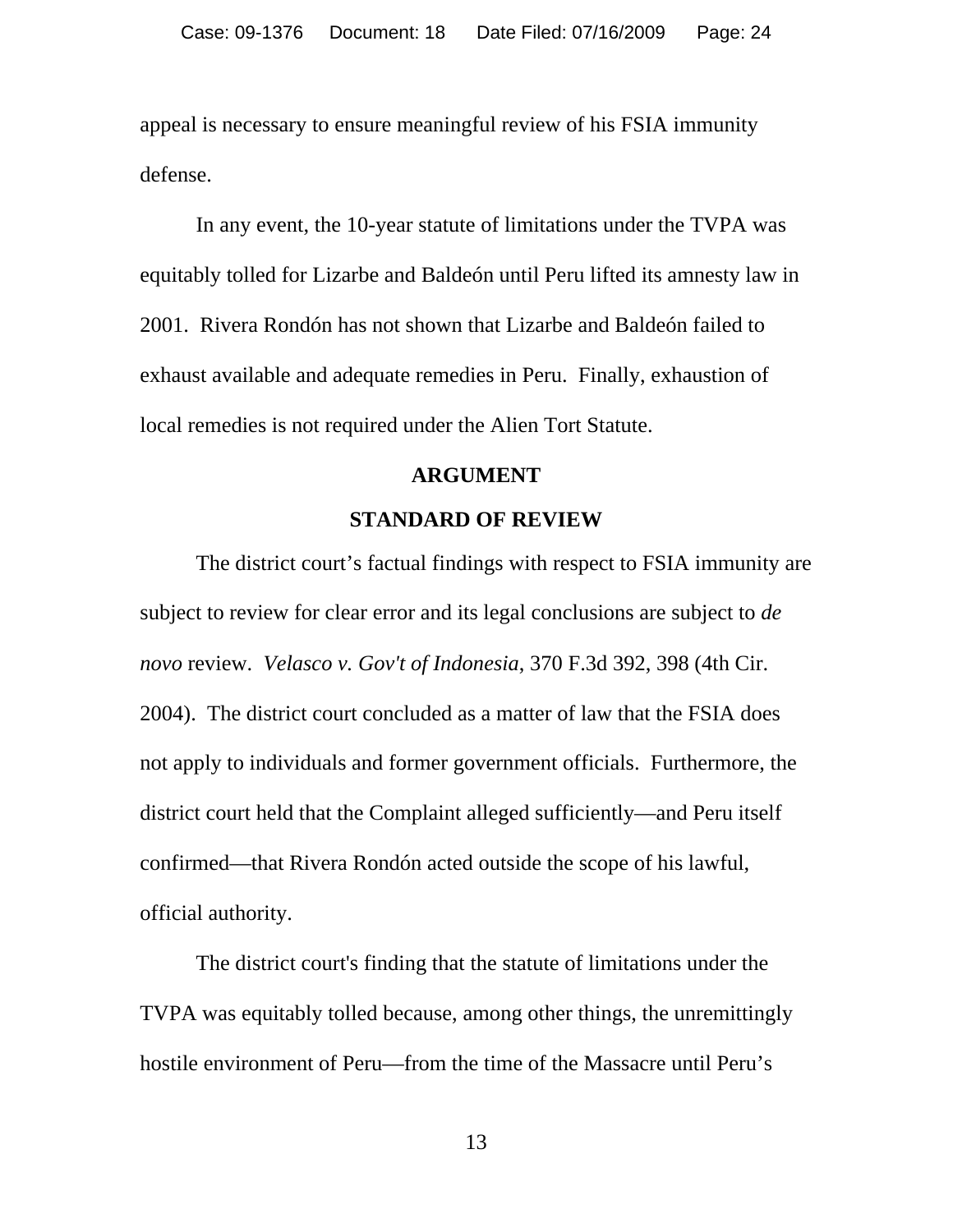appeal is necessary to ensure meaningful review of his FSIA immunity defense.

In any event, the 10-year statute of limitations under the TVPA was equitably tolled for Lizarbe and Baldeón until Peru lifted its amnesty law in 2001. Rivera Rondón has not shown that Lizarbe and Baldeón failed to exhaust available and adequate remedies in Peru. Finally, exhaustion of local remedies is not required under the Alien Tort Statute.

## ARGUMENT

### STANDARD OF REVIEW

The district court's factual findings with respect to FSIA immunity are subject to review for clear error and its legal conclusions are subject to *de novo* review. *Velasco v. Gov't of Indonesia*, 370 F.3d 392, 398 (4th Cir. 2004). The district court concluded as a matter of law that the FSIA does not apply to individuals and former government officials. Furthermore, the district court held that the Complaint alleged sufficiently—and Peru itself confirmed—that Rivera Rondón acted outside the scope of his lawful, official authority.

The district court's finding that the statute of limitations under the TVPA was equitably tolled because, among other things, the unremittingly hostile environment of Peru—from the time of the Massacre until Peru's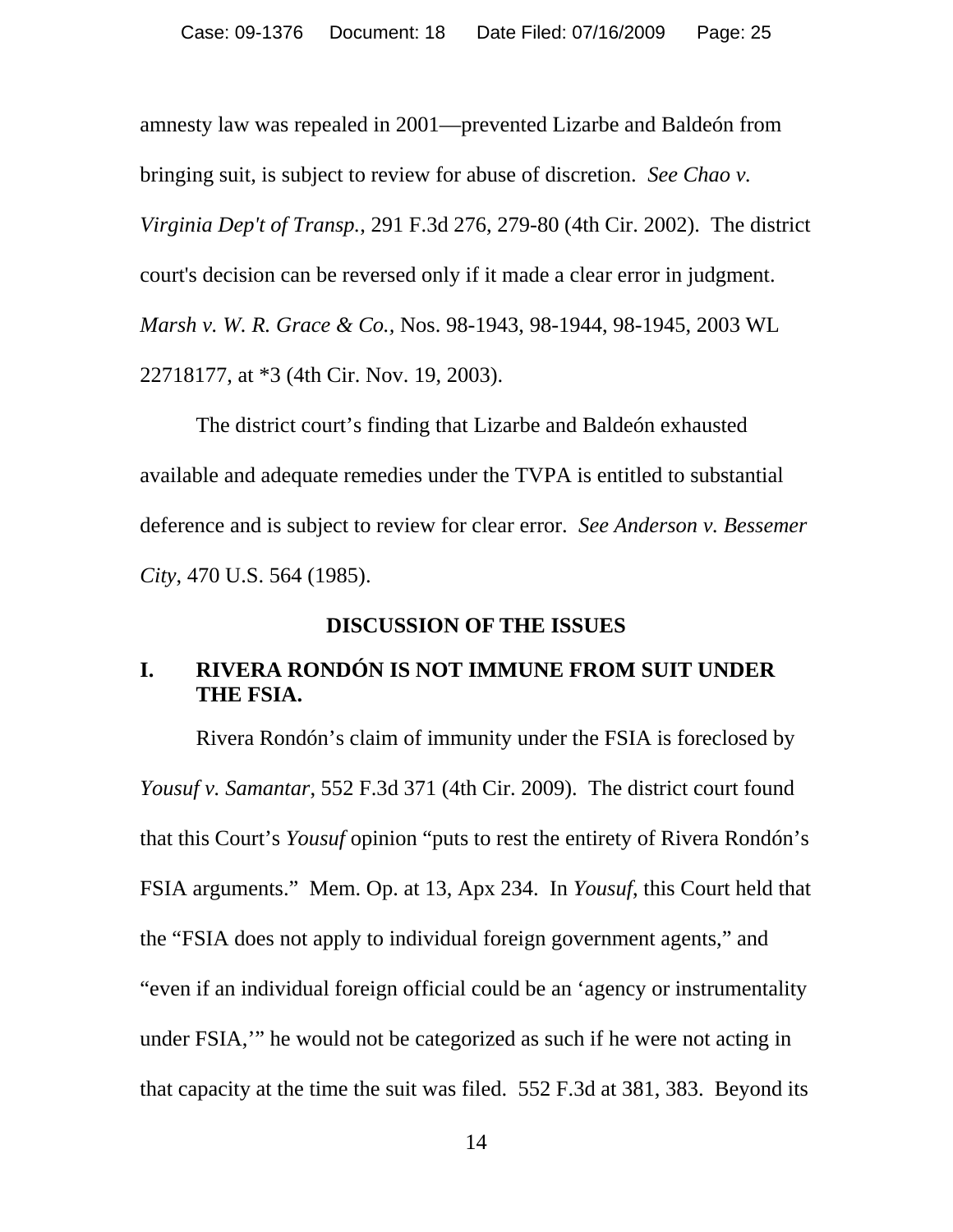amnesty law was repealed in 2001—prevented Lizarbe and Baldeón from bringing suit, is subject to review for abuse of discretion. *See Chao v. Virginia Dep't of Transp.*, 291 F.3d 276, 279-80 (4th Cir. 2002). The district court's decision can be reversed only if it made a clear error in judgment. *Marsh v. W. R. Grace & Co.*, Nos. 98-1943, 98-1944, 98-1945, 2003 WL 22718177, at *3 (4th Cir. Nov. 19, 2003).

The district court's finding that Lizarbe and Baldeón exhausted available and adequate remedies under the TVPA is entitled to substantial deference and is subject to review for clear error. *See Anderson v. Bessemer City*, 470 U.S. 564 (1985).

## DISCUSSION OF THE ISSUES

### I. RIVERA RONDÓN IS NOT IMMUNE FROM SUIT UNDER THE FSIA.

Rivera Rondón's claim of immunity under the FSIA is foreclosed by *Yousuf v. Samantar*, 552 F.3d 371 (4th Cir. 2009). The district court found that this Court's *Yousuf* opinion "puts to rest the entirety of Rivera Rondón's FSIA arguments." Mem. Op. at 13, Apx 234. In *Yousuf*, this Court held that the "FSIA does not apply to individual foreign government agents," and "even if an individual foreign official could be an 'agency or instrumentality under FSIA,'" he would not be categorized as such if he were not acting in that capacity at the time the suit was filed. 552 F.3d at 381, 383. Beyond its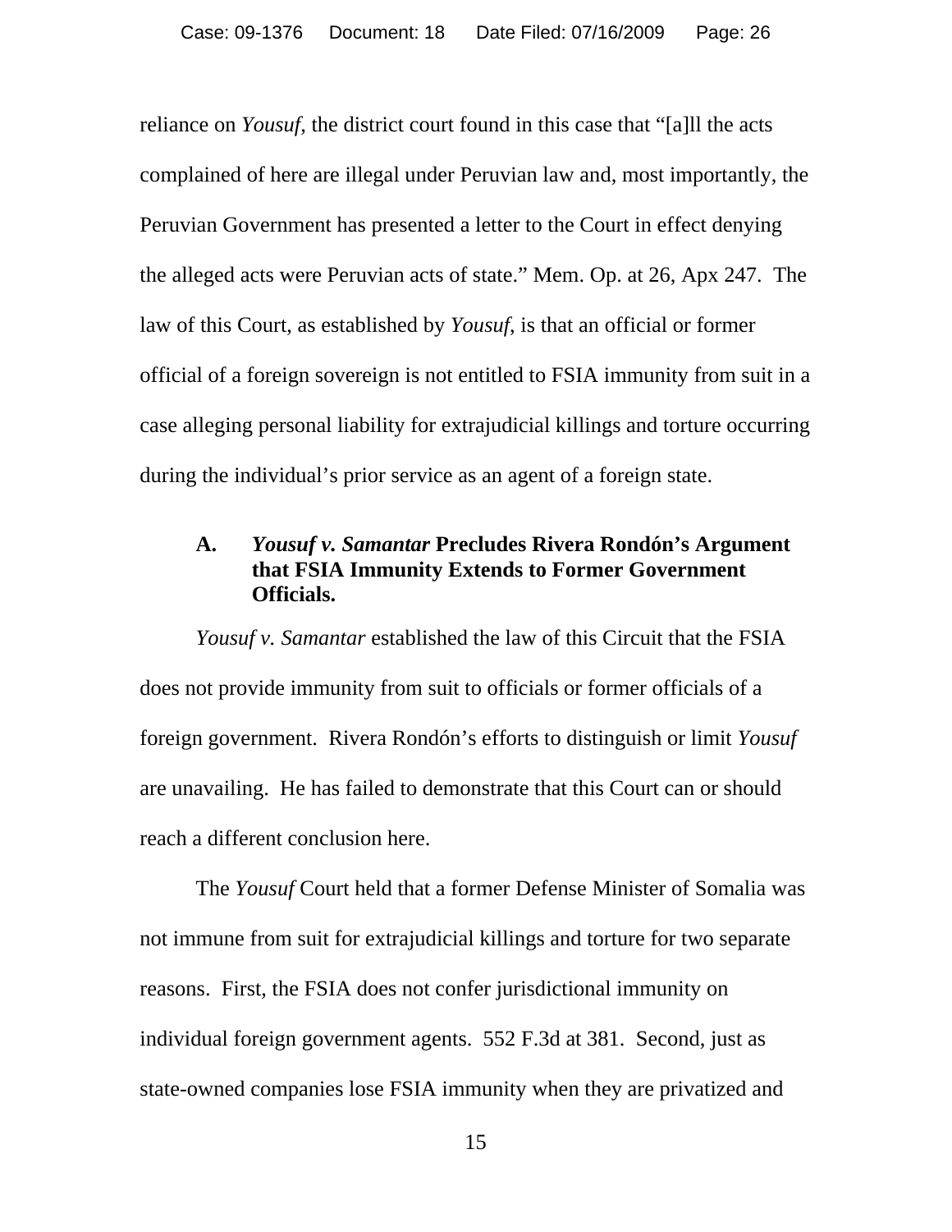reliance on *Yousuf*, the district court found in this case that "[a]ll the acts complained of here are illegal under Peruvian law and, most importantly, the Peruvian Government has presented a letter to the Court in effect denying the alleged acts were Peruvian acts of state." Mem. Op. at 26, Apx 247. The law of this Court, as established by *Yousuf*, is that an official or former official of a foreign sovereign is not entitled to FSIA immunity from suit in a case alleging personal liability for extrajudicial killings and torture occurring during the individual's prior service as an agent of a foreign state.

### A. *Yousuf v. Samantar* Precludes Rivera Rondón's Argument that FSIA Immunity Extends to Former Government Officials.

*Yousuf v. Samantar* established the law of this Circuit that the FSIA does not provide immunity from suit to officials or former officials of a foreign government. Rivera Rondón's efforts to distinguish or limit *Yousuf* are unavailing. He has failed to demonstrate that this Court can or should reach a different conclusion here.

The *Yousuf* Court held that a former Defense Minister of Somalia was not immune from suit for extrajudicial killings and torture for two separate reasons. First, the FSIA does not confer jurisdictional immunity on individual foreign government agents. 552 F.3d at 381. Second, just as state-owned companies lose FSIA immunity when they are privatized and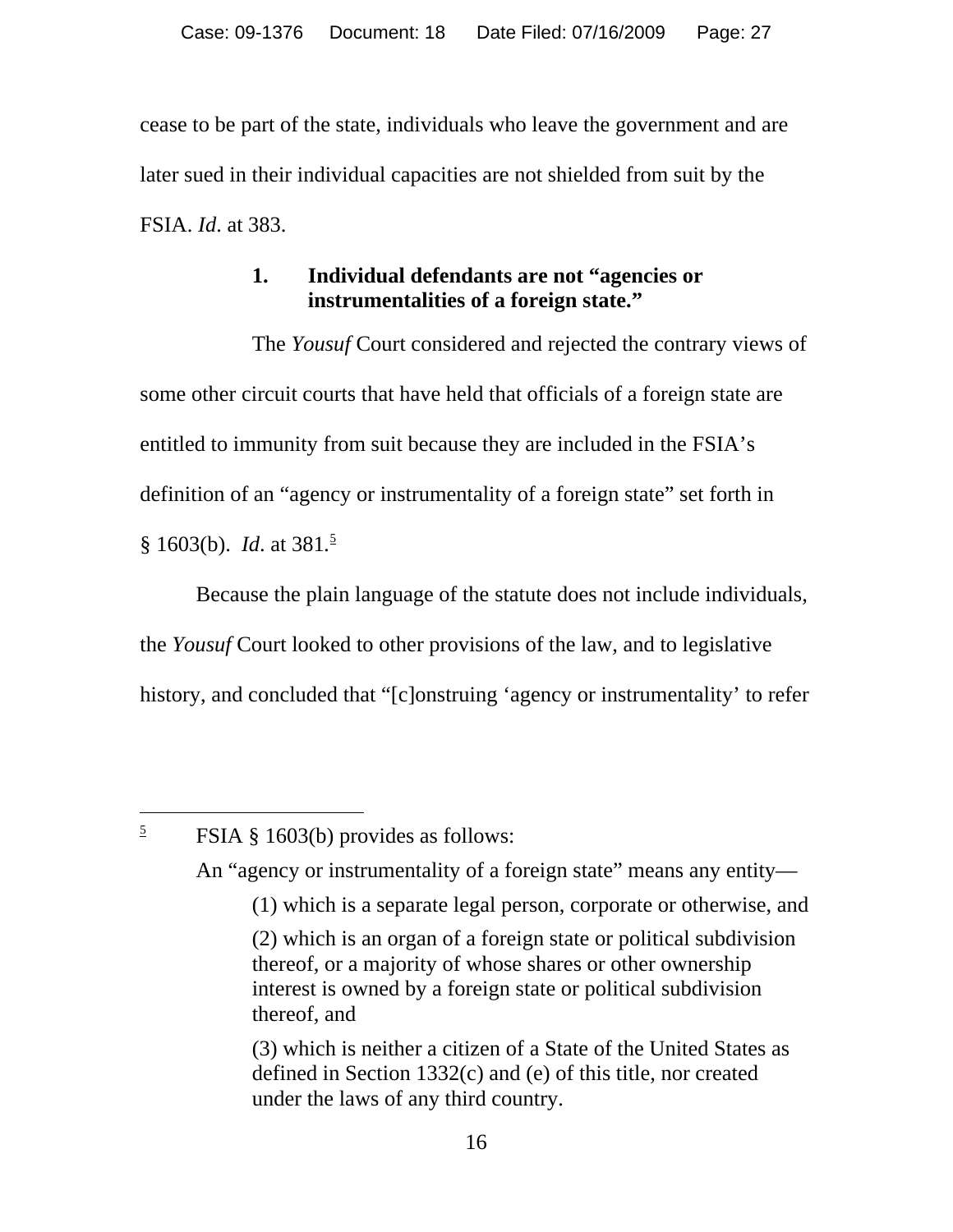cease to be part of the state, individuals who leave the government and are later sued in their individual capacities are not shielded from suit by the FSIA. *Id*. at 383.

### 1. Individual defendants are not "agencies or instrumentalities of a foreign state."

The *Yousuf* Court considered and rejected the contrary views of some other circuit courts that have held that officials of a foreign state are entitled to immunity from suit because they are included in the FSIA's definition of an "agency or instrumentality of a foreign state" set forth in § 1603(b). *Id*. at 381.[5]

Because the plain language of the statute does not include individuals, the *Yousuf* Court looked to other provisions of the law, and to legislative history, and concluded that "[c]onstruing 'agency or instrumentality' to refer

---

[5] FSIA § 1603(b) provides as follows:

An "agency or instrumentality of a foreign state" means any entity—

> (1) which is a separate legal person, corporate or otherwise, and
>
> (2) which is an organ of a foreign state or political subdivision thereof, or a majority of whose shares or other ownership interest is owned by a foreign state or political subdivision thereof, and
>
> (3) which is neither a citizen of a State of the United States as defined in Section 1332(c) and (e) of this title, nor created under the laws of any third country.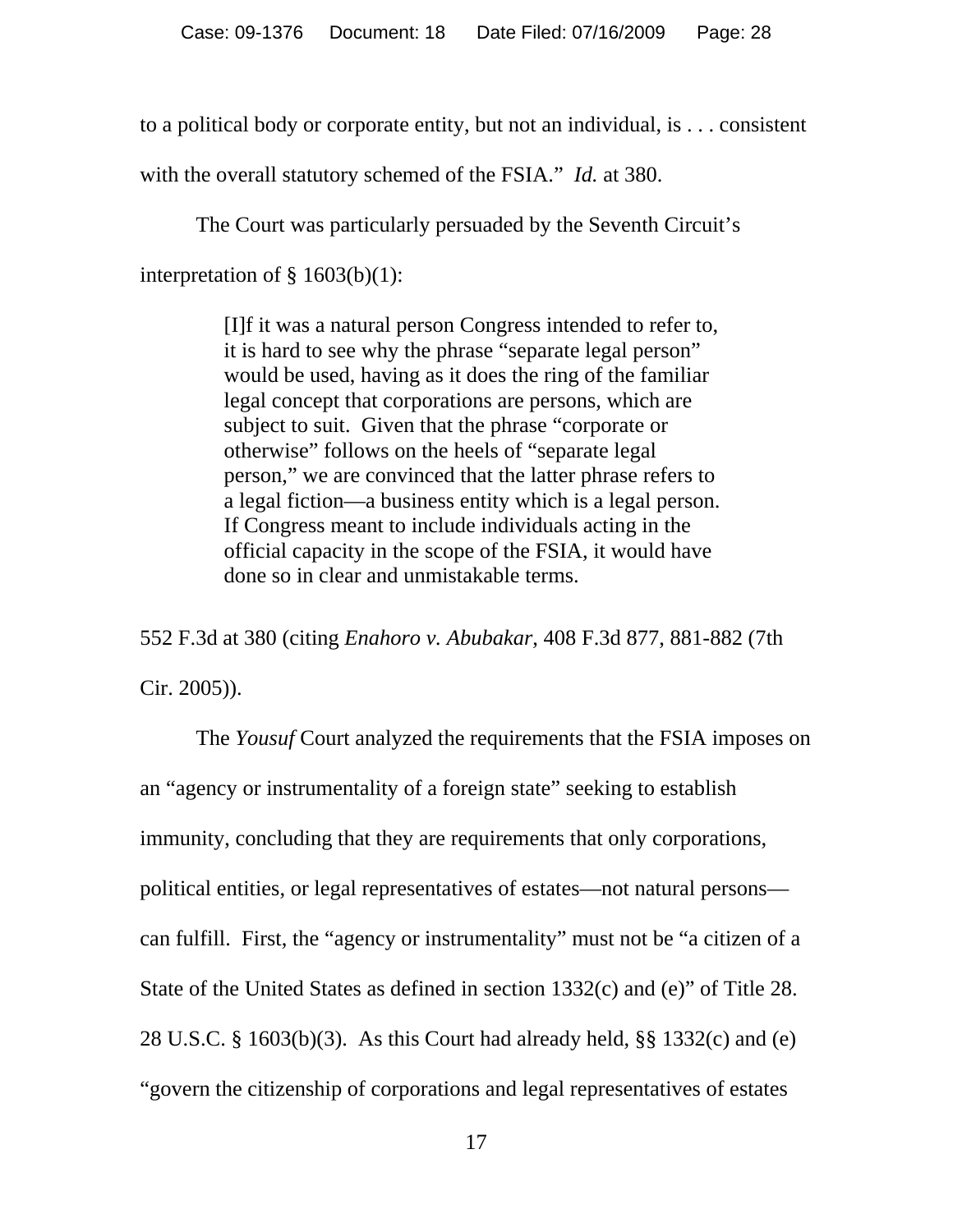to a political body or corporate entity, but not an individual, is . . . consistent with the overall statutory schemed of the FSIA." *Id.* at 380.

The Court was particularly persuaded by the Seventh Circuit's interpretation of § 1603(b)(1):

> [I]f it was a natural person Congress intended to refer to, it is hard to see why the phrase "separate legal person" would be used, having as it does the ring of the familiar legal concept that corporations are persons, which are subject to suit. Given that the phrase "corporate or otherwise" follows on the heels of "separate legal person," we are convinced that the latter phrase refers to a legal fiction—a business entity which is a legal person. If Congress meant to include individuals acting in the official capacity in the scope of the FSIA, it would have done so in clear and unmistakable terms.

552 F.3d at 380 (citing *Enahoro v. Abubakar,* 408 F.3d 877, 881-882 (7th Cir. 2005)).

The *Yousuf* Court analyzed the requirements that the FSIA imposes on an "agency or instrumentality of a foreign state" seeking to establish immunity, concluding that they are requirements that only corporations, political entities, or legal representatives of estates—not natural persons—can fulfill. First, the "agency or instrumentality" must not be "a citizen of a State of the United States as defined in section 1332(c) and (e)" of Title 28. 28 U.S.C. § 1603(b)(3). As this Court had already held, §§ 1332(c) and (e) "govern the citizenship of corporations and legal representatives of estates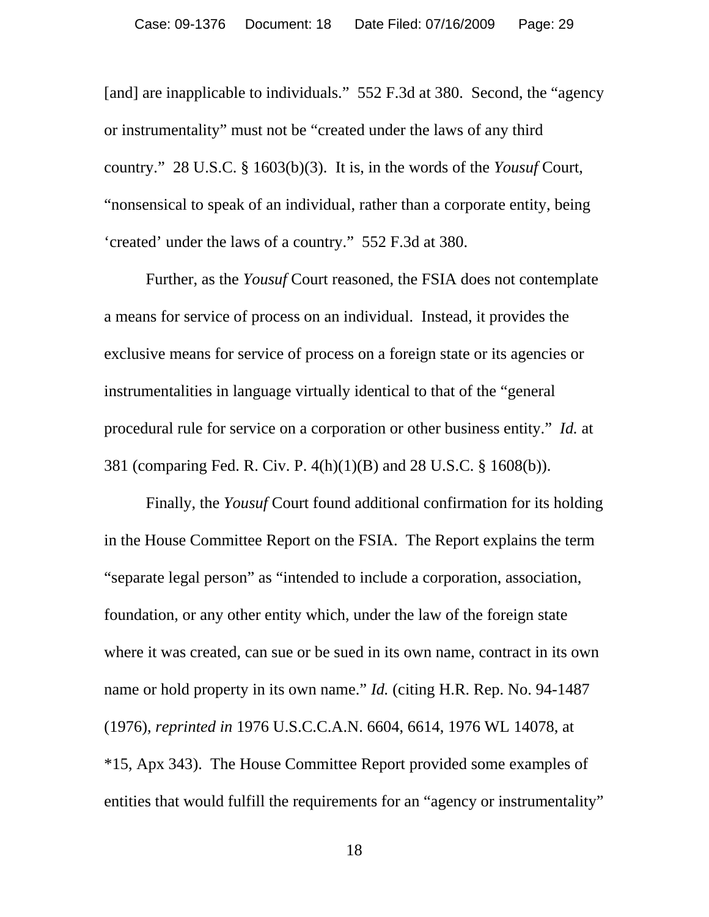[and] are inapplicable to individuals." 552 F.3d at 380. Second, the "agency or instrumentality" must not be "created under the laws of any third country." 28 U.S.C. § 1603(b)(3). It is, in the words of the *Yousuf* Court, "nonsensical to speak of an individual, rather than a corporate entity, being 'created' under the laws of a country." 552 F.3d at 380.

Further, as the *Yousuf* Court reasoned, the FSIA does not contemplate a means for service of process on an individual. Instead, it provides the exclusive means for service of process on a foreign state or its agencies or instrumentalities in language virtually identical to that of the "general procedural rule for service on a corporation or other business entity." *Id.* at 381 (comparing Fed. R. Civ. P. 4(h)(1)(B) and 28 U.S.C. § 1608(b)).

Finally, the *Yousuf* Court found additional confirmation for its holding in the House Committee Report on the FSIA. The Report explains the term "separate legal person" as "intended to include a corporation, association, foundation, or any other entity which, under the law of the foreign state where it was created, can sue or be sued in its own name, contract in its own name or hold property in its own name." *Id.* (citing H.R. Rep. No. 94-1487 (1976), *reprinted in* 1976 U.S.C.C.A.N. 6604, 6614, 1976 WL 14078, at *15, Apx 343). The House Committee Report provided some examples of entities that would fulfill the requirements for an "agency or instrumentality"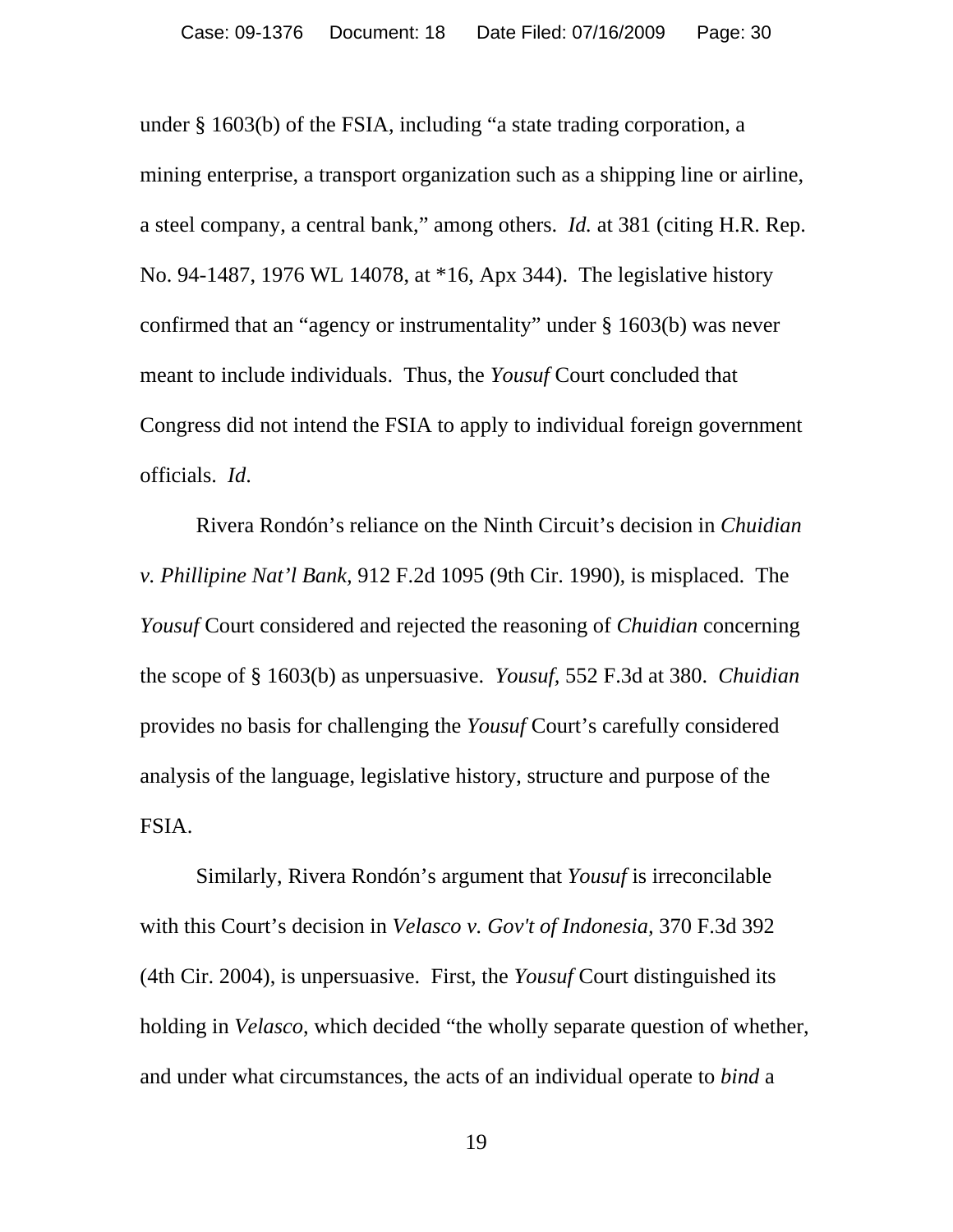under § 1603(b) of the FSIA, including "a state trading corporation, a mining enterprise, a transport organization such as a shipping line or airline, a steel company, a central bank," among others. *Id.* at 381 (citing H.R. Rep. No. 94-1487, 1976 WL 14078, at *16, Apx 344). The legislative history confirmed that an "agency or instrumentality" under § 1603(b) was never meant to include individuals. Thus, the *Yousuf* Court concluded that Congress did not intend the FSIA to apply to individual foreign government officials. *Id*.

Rivera Rondón's reliance on the Ninth Circuit's decision in *Chuidian v. Phillipine Nat'l Bank*, 912 F.2d 1095 (9th Cir. 1990), is misplaced. The *Yousuf* Court considered and rejected the reasoning of *Chuidian* concerning the scope of § 1603(b) as unpersuasive. *Yousuf,* 552 F.3d at 380. *Chuidian* provides no basis for challenging the *Yousuf* Court's carefully considered analysis of the language, legislative history, structure and purpose of the FSIA.

Similarly, Rivera Rondón's argument that *Yousuf* is irreconcilable with this Court's decision in *Velasco v. Gov't of Indonesia,* 370 F.3d 392 (4th Cir. 2004), is unpersuasive. First, the *Yousuf* Court distinguished its holding in *Velasco*, which decided "the wholly separate question of whether, and under what circumstances, the acts of an individual operate to *bind* a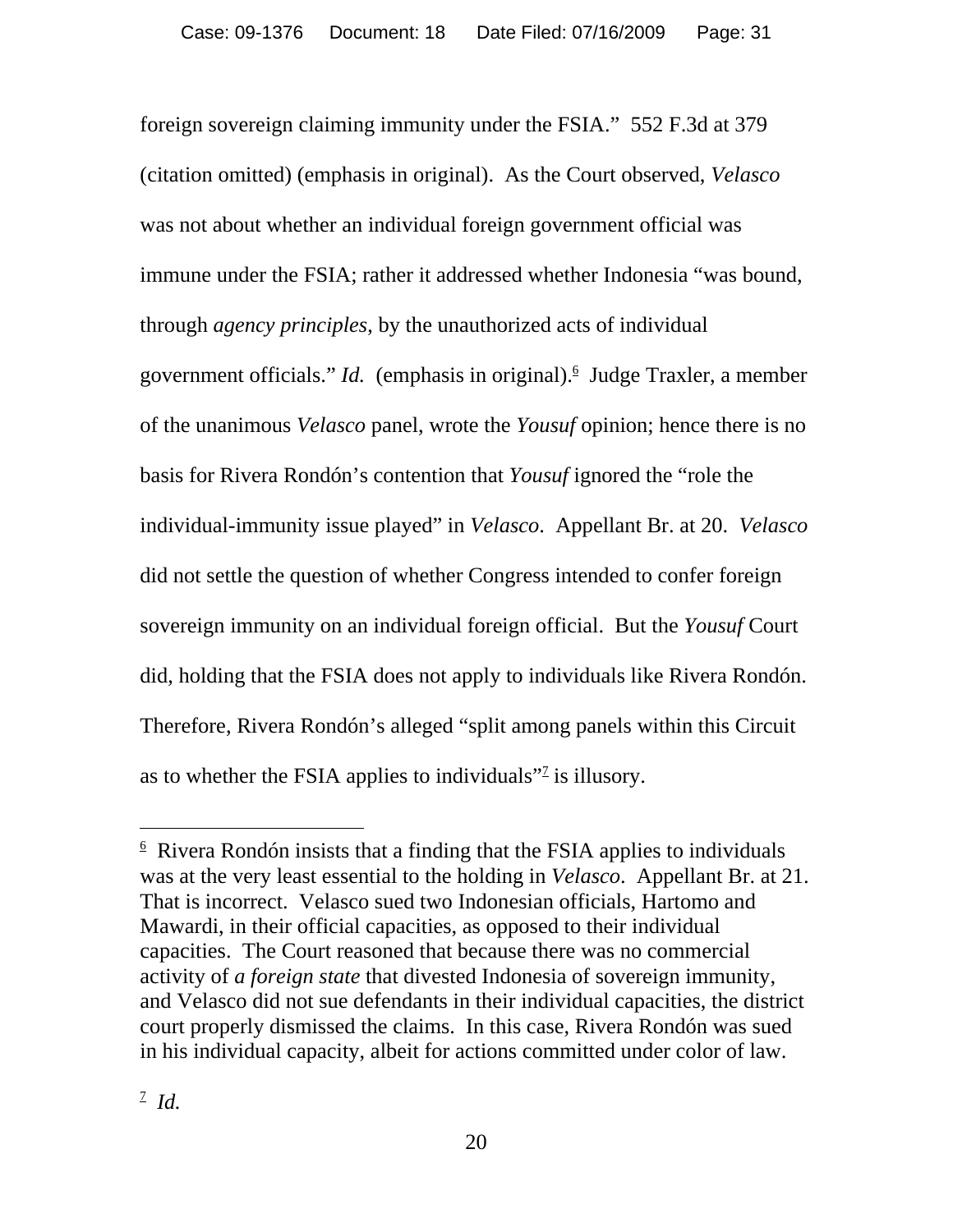foreign sovereign claiming immunity under the FSIA." 552 F.3d at 379 (citation omitted) (emphasis in original). As the Court observed, *Velasco* was not about whether an individual foreign government official was immune under the FSIA; rather it addressed whether Indonesia "was bound, through *agency principles*, by the unauthorized acts of individual government officials." *Id.* (emphasis in original).[6] Judge Traxler, a member of the unanimous *Velasco* panel, wrote the *Yousuf* opinion; hence there is no basis for Rivera Rondón's contention that *Yousuf* ignored the "role the individual-immunity issue played" in *Velasco*. Appellant Br. at 20. *Velasco* did not settle the question of whether Congress intended to confer foreign sovereign immunity on an individual foreign official. But the *Yousuf* Court did, holding that the FSIA does not apply to individuals like Rivera Rondón. Therefore, Rivera Rondón's alleged "split among panels within this Circuit as to whether the FSIA applies to individuals"[7] is illusory.

---

[6] Rivera Rondón insists that a finding that the FSIA applies to individuals was at the very least essential to the holding in *Velasco*. Appellant Br. at 21. That is incorrect. Velasco sued two Indonesian officials, Hartomo and Mawardi, in their official capacities, as opposed to their individual capacities. The Court reasoned that because there was no commercial activity of *a foreign state* that divested Indonesia of sovereign immunity, and Velasco did not sue defendants in their individual capacities, the district court properly dismissed the claims. In this case, Rivera Rondón was sued in his individual capacity, albeit for actions committed under color of law.

[7] *Id.*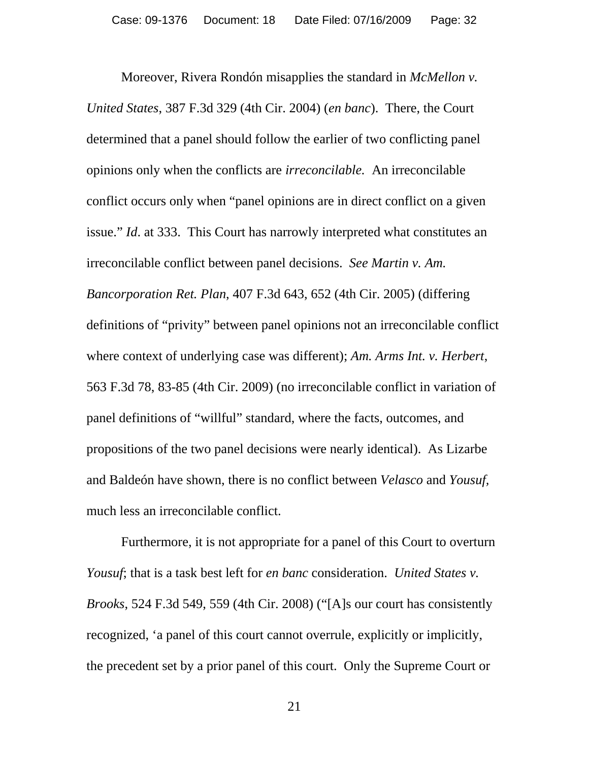Moreover, Rivera Rondón misapplies the standard in *McMellon v. United States*, 387 F.3d 329 (4th Cir. 2004) (*en banc*). There, the Court determined that a panel should follow the earlier of two conflicting panel opinions only when the conflicts are *irreconcilable*. An irreconcilable conflict occurs only when "panel opinions are in direct conflict on a given issue." *Id*. at 333. This Court has narrowly interpreted what constitutes an irreconcilable conflict between panel decisions. *See Martin v. Am. Bancorporation Ret. Plan*, 407 F.3d 643, 652 (4th Cir. 2005) (differing definitions of "privity" between panel opinions not an irreconcilable conflict where context of underlying case was different); *Am. Arms Int. v. Herbert*, 563 F.3d 78, 83-85 (4th Cir. 2009) (no irreconcilable conflict in variation of panel definitions of "willful" standard, where the facts, outcomes, and propositions of the two panel decisions were nearly identical). As Lizarbe and Baldeón have shown, there is no conflict between *Velasco* and *Yousuf,* much less an irreconcilable conflict.

Furthermore, it is not appropriate for a panel of this Court to overturn *Yousuf*; that is a task best left for *en banc* consideration. *United States v. Brooks*, 524 F.3d 549, 559 (4th Cir. 2008) ("[A]s our court has consistently recognized, 'a panel of this court cannot overrule, explicitly or implicitly, the precedent set by a prior panel of this court. Only the Supreme Court or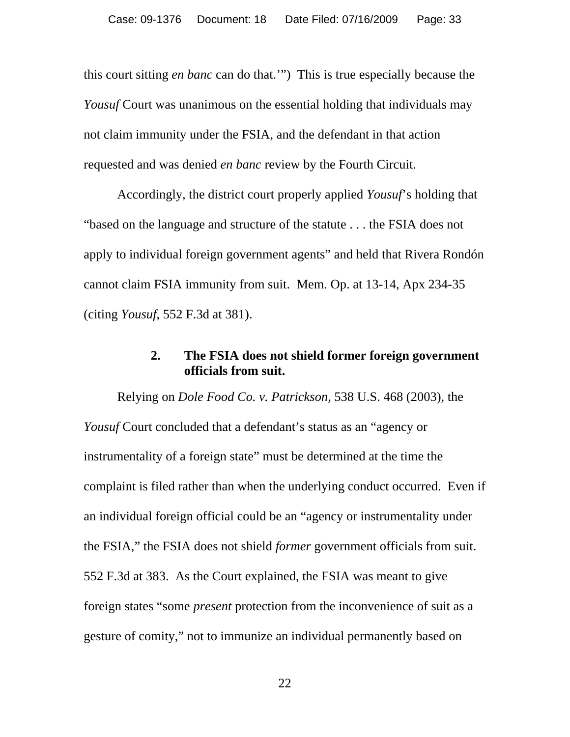this court sitting *en banc* can do that.'") This is true especially because the *Yousuf* Court was unanimous on the essential holding that individuals may not claim immunity under the FSIA, and the defendant in that action requested and was denied *en banc* review by the Fourth Circuit.

Accordingly, the district court properly applied *Yousuf*'s holding that "based on the language and structure of the statute . . . the FSIA does not apply to individual foreign government agents" and held that Rivera Rondón cannot claim FSIA immunity from suit. Mem. Op. at 13-14, Apx 234-35 (citing *Yousuf*, 552 F.3d at 381).

### 2. The FSIA does not shield former foreign government officials from suit.

Relying on *Dole Food Co. v. Patrickson,* 538 U.S. 468 (2003), the *Yousuf* Court concluded that a defendant's status as an "agency or instrumentality of a foreign state" must be determined at the time the complaint is filed rather than when the underlying conduct occurred. Even if an individual foreign official could be an "agency or instrumentality under the FSIA," the FSIA does not shield *former* government officials from suit. 552 F.3d at 383. As the Court explained, the FSIA was meant to give foreign states "some *present* protection from the inconvenience of suit as a gesture of comity," not to immunize an individual permanently based on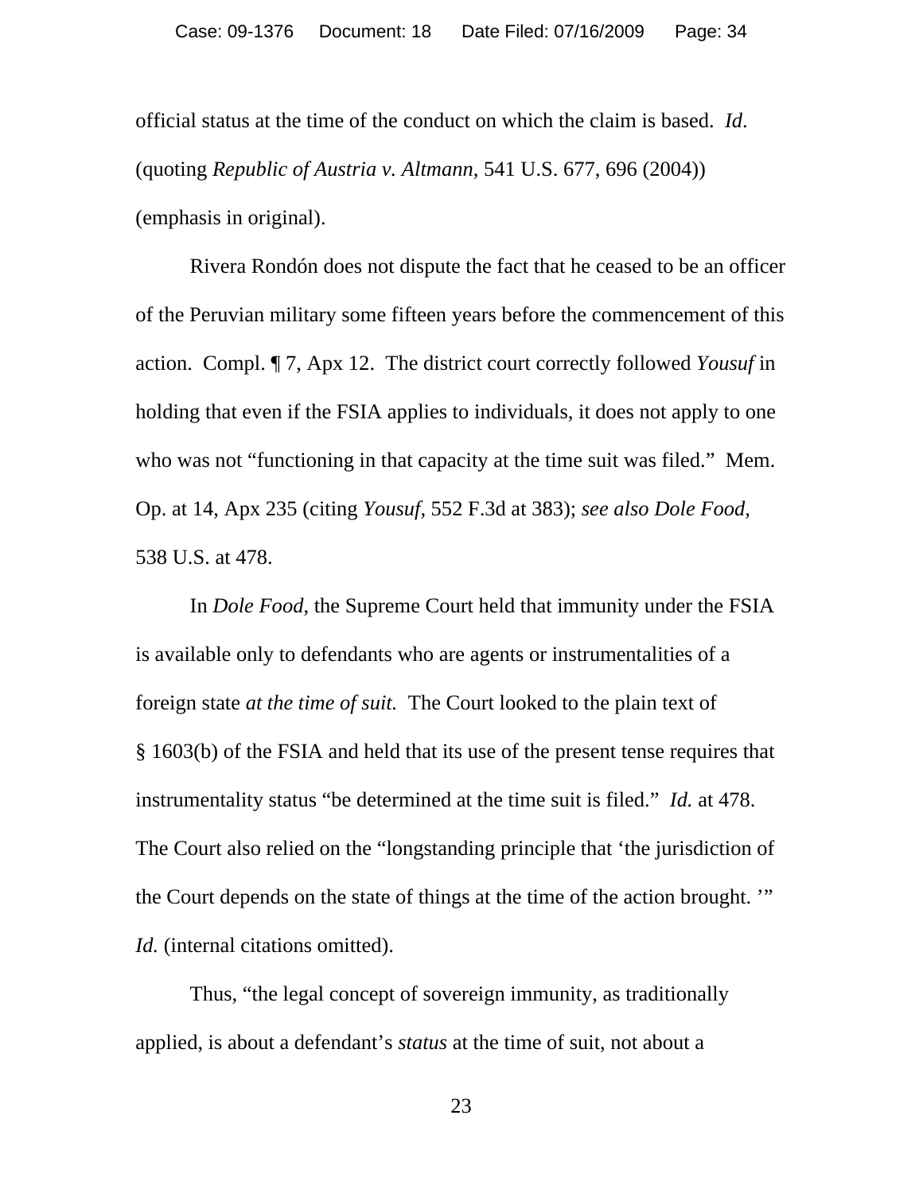official status at the time of the conduct on which the claim is based. *Id*. (quoting *Republic of Austria v. Altmann*, 541 U.S. 677, 696 (2004)) (emphasis in original).

Rivera Rondón does not dispute the fact that he ceased to be an officer of the Peruvian military some fifteen years before the commencement of this action. Compl. ¶ 7, Apx 12. The district court correctly followed *Yousuf* in holding that even if the FSIA applies to individuals, it does not apply to one who was not "functioning in that capacity at the time suit was filed." Mem. Op. at 14, Apx 235 (citing *Yousuf*, 552 F.3d at 383); *see also Dole Food*, 538 U.S. at 478.

In *Dole Food*, the Supreme Court held that immunity under the FSIA is available only to defendants who are agents or instrumentalities of a foreign state *at the time of suit.* The Court looked to the plain text of § 1603(b) of the FSIA and held that its use of the present tense requires that instrumentality status "be determined at the time suit is filed." *Id.* at 478. The Court also relied on the "longstanding principle that 'the jurisdiction of the Court depends on the state of things at the time of the action brought. '" *Id.* (internal citations omitted).

Thus, "the legal concept of sovereign immunity, as traditionally applied, is about a defendant's *status* at the time of suit, not about a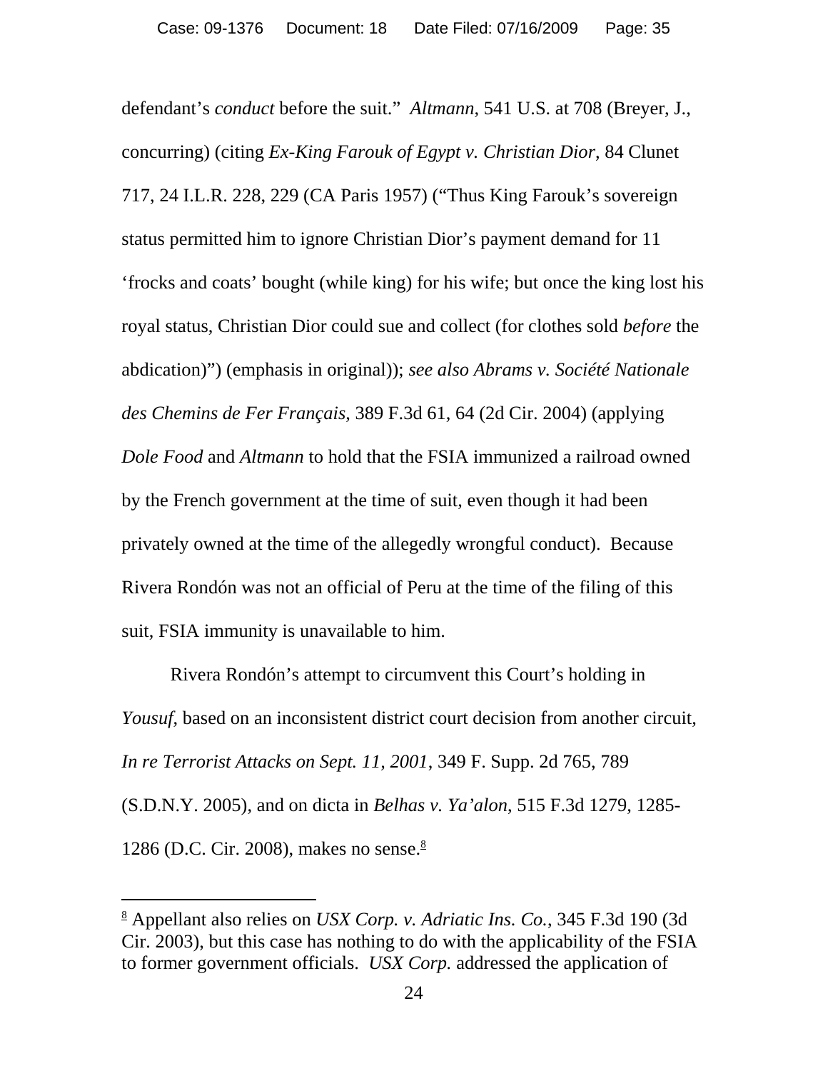defendant's *conduct* before the suit." *Altmann*, 541 U.S. at 708 (Breyer, J., concurring) (citing *Ex-King Farouk of Egypt v. Christian Dior*, 84 Clunet 717, 24 I.L.R. 228, 229 (CA Paris 1957) ("Thus King Farouk's sovereign status permitted him to ignore Christian Dior's payment demand for 11 'frocks and coats' bought (while king) for his wife; but once the king lost his royal status, Christian Dior could sue and collect (for clothes sold *before* the abdication)") (emphasis in original)); *see also Abrams v. Société Nationale des Chemins de Fer Français*, 389 F.3d 61, 64 (2d Cir. 2004) (applying *Dole Food* and *Altmann* to hold that the FSIA immunized a railroad owned by the French government at the time of suit, even though it had been privately owned at the time of the allegedly wrongful conduct). Because Rivera Rondón was not an official of Peru at the time of the filing of this suit, FSIA immunity is unavailable to him.

Rivera Rondón's attempt to circumvent this Court's holding in *Yousuf*, based on an inconsistent district court decision from another circuit, *In re Terrorist Attacks on Sept. 11, 2001*, 349 F. Supp. 2d 765, 789 (S.D.N.Y. 2005), and on dicta in *Belhas v. Ya'alon*, 515 F.3d 1279, 1285-1286 (D.C. Cir. 2008), makes no sense.[8]

[8] Appellant also relies on *USX Corp. v. Adriatic Ins. Co.*, 345 F.3d 190 (3d Cir. 2003), but this case has nothing to do with the applicability of the FSIA to former government officials. *USX Corp.* addressed the application of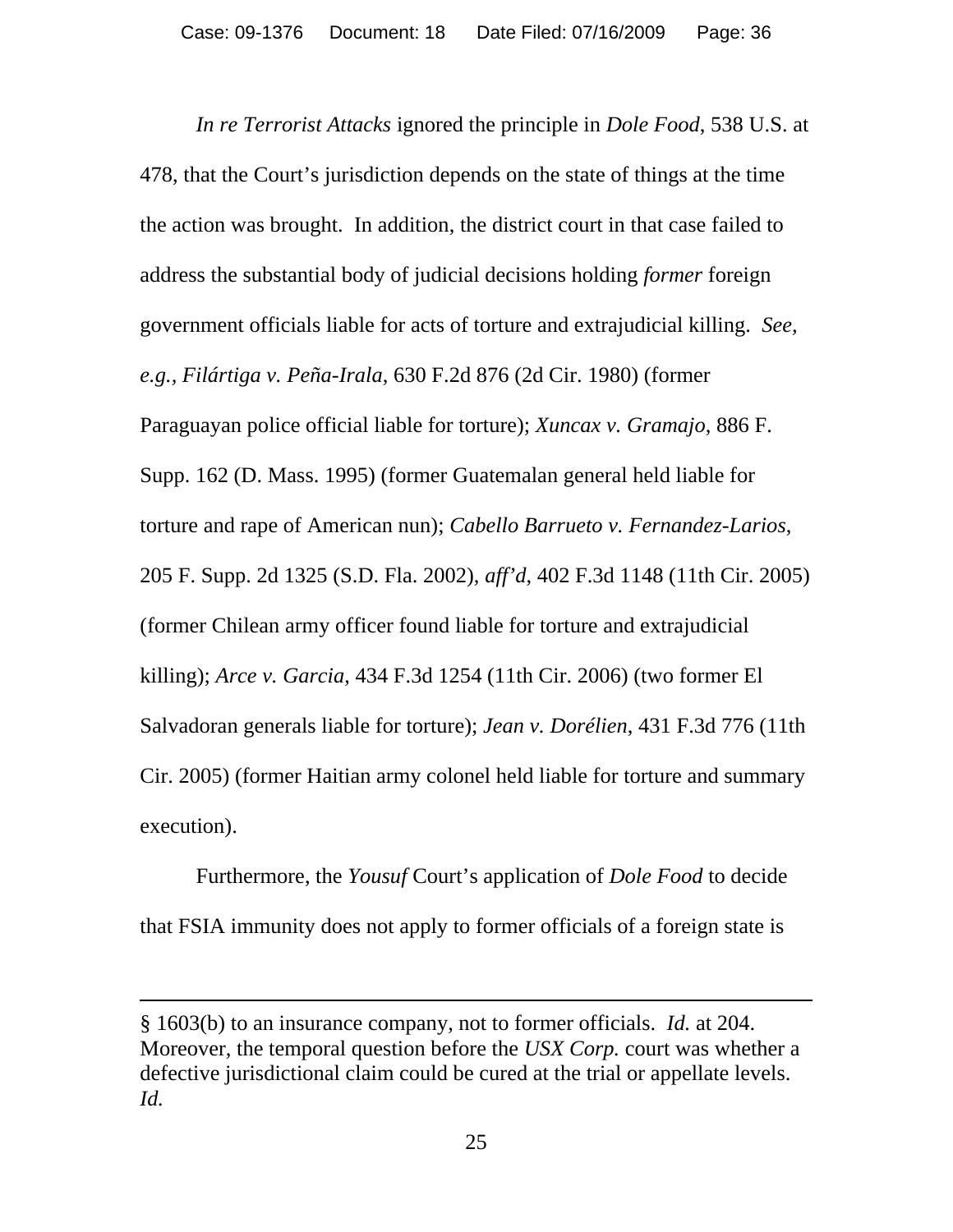*In re Terrorist Attacks* ignored the principle in *Dole Food*, 538 U.S. at 478, that the Court's jurisdiction depends on the state of things at the time the action was brought. In addition, the district court in that case failed to address the substantial body of judicial decisions holding *former* foreign government officials liable for acts of torture and extrajudicial killing. *See, e.g.*, *Filártiga v. Peña-Irala*, 630 F.2d 876 (2d Cir. 1980) (former Paraguayan police official liable for torture); *Xuncax v. Gramajo*, 886 F. Supp. 162 (D. Mass. 1995) (former Guatemalan general held liable for torture and rape of American nun); *Cabello Barrueto v. Fernandez-Larios*, 205 F. Supp. 2d 1325 (S.D. Fla. 2002), *aff'd*, 402 F.3d 1148 (11th Cir. 2005) (former Chilean army officer found liable for torture and extrajudicial killing); *Arce v. Garcia*, 434 F.3d 1254 (11th Cir. 2006) (two former El Salvadoran generals liable for torture); *Jean v. Dorélien*, 431 F.3d 776 (11th Cir. 2005) (former Haitian army colonel held liable for torture and summary execution).

Furthermore, the *Yousuf* Court's application of *Dole Food* to decide that FSIA immunity does not apply to former officials of a foreign state is

---

§ 1603(b) to an insurance company, not to former officials. *Id.* at 204. Moreover, the temporal question before the *USX Corp.* court was whether a defective jurisdictional claim could be cured at the trial or appellate levels. *Id.*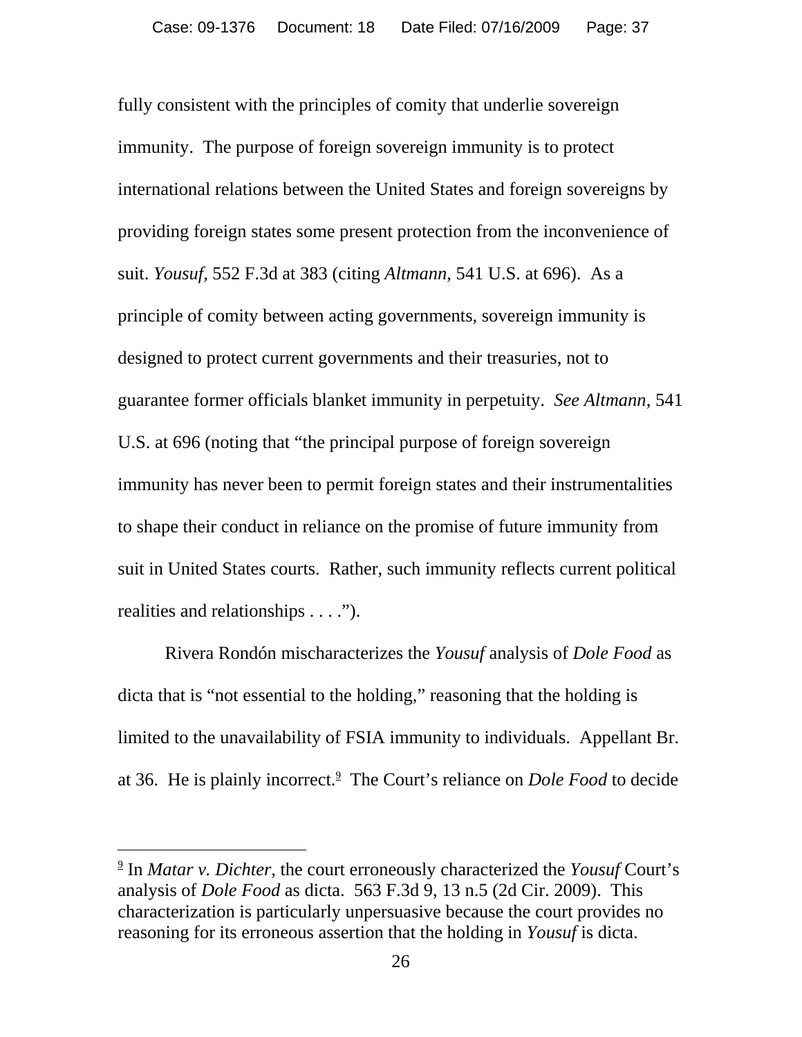fully consistent with the principles of comity that underlie sovereign immunity. The purpose of foreign sovereign immunity is to protect international relations between the United States and foreign sovereigns by providing foreign states some present protection from the inconvenience of suit. *Yousuf*, 552 F.3d at 383 (citing *Altmann*, 541 U.S. at 696). As a principle of comity between acting governments, sovereign immunity is designed to protect current governments and their treasuries, not to guarantee former officials blanket immunity in perpetuity. *See Altmann*, 541 U.S. at 696 (noting that "the principal purpose of foreign sovereign immunity has never been to permit foreign states and their instrumentalities to shape their conduct in reliance on the promise of future immunity from suit in United States courts. Rather, such immunity reflects current political realities and relationships . . . .").

Rivera Rondón mischaracterizes the *Yousuf* analysis of *Dole Food* as dicta that is "not essential to the holding," reasoning that the holding is limited to the unavailability of FSIA immunity to individuals. Appellant Br. at 36. He is plainly incorrect.[9] The Court's reliance on *Dole Food* to decide

---

[9] In *Matar v. Dichter*, the court erroneously characterized the *Yousuf* Court's analysis of *Dole Food* as dicta. 563 F.3d 9, 13 n.5 (2d Cir. 2009). This characterization is particularly unpersuasive because the court provides no reasoning for its erroneous assertion that the holding in *Yousuf* is dicta.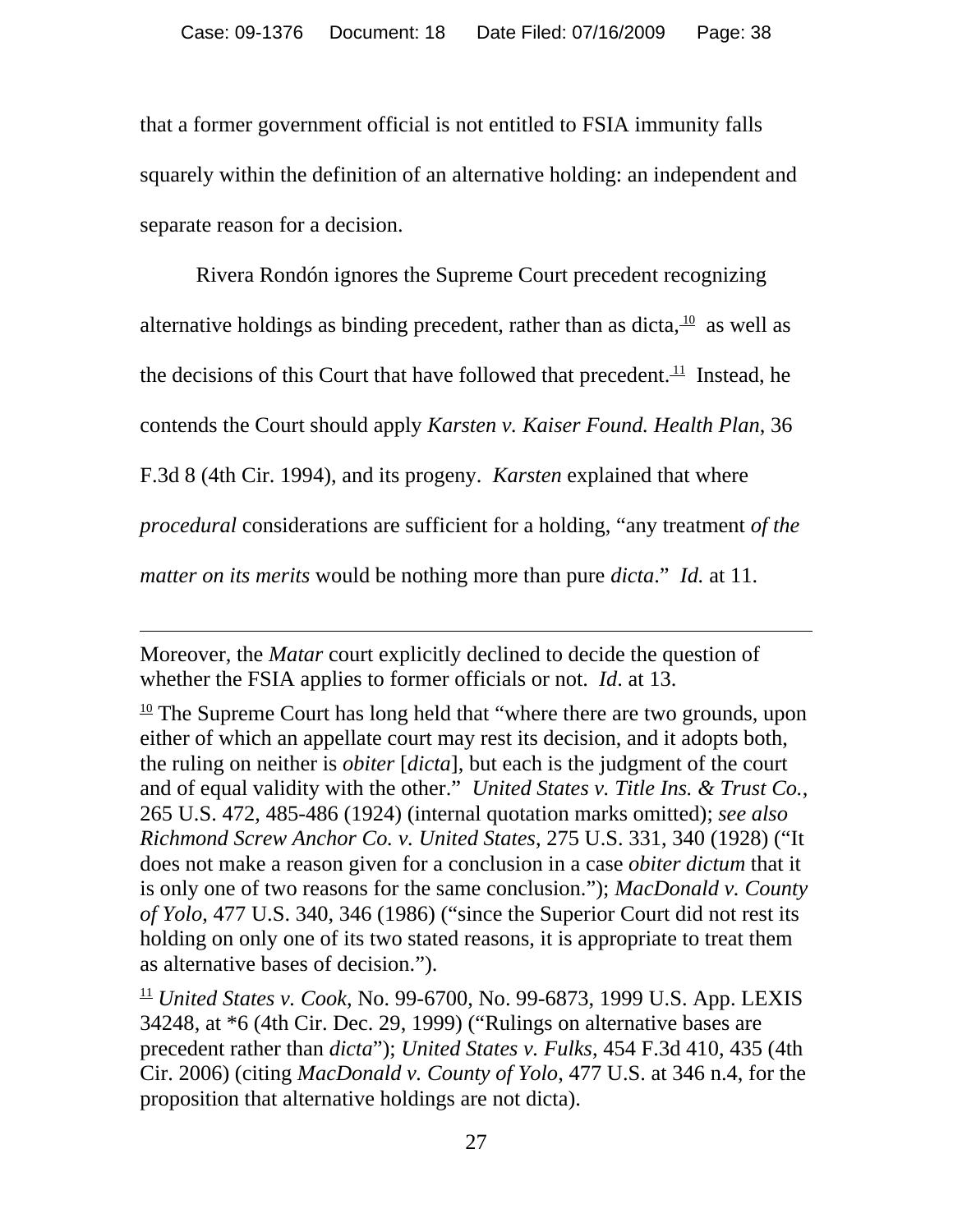that a former government official is not entitled to FSIA immunity falls squarely within the definition of an alternative holding: an independent and separate reason for a decision.

Rivera Rondón ignores the Supreme Court precedent recognizing alternative holdings as binding precedent, rather than as dicta,[10] as well as the decisions of this Court that have followed that precedent.[11] Instead, he contends the Court should apply *Karsten v. Kaiser Found. Health Plan*, 36 F.3d 8 (4th Cir. 1994), and its progeny. *Karsten* explained that where *procedural* considerations are sufficient for a holding, "any treatment *of the matter on its merits* would be nothing more than pure *dicta*." *Id.* at 11.

---

Moreover, the *Matar* court explicitly declined to decide the question of whether the FSIA applies to former officials or not. *Id*. at 13.

[10] The Supreme Court has long held that "where there are two grounds, upon either of which an appellate court may rest its decision, and it adopts both, the ruling on neither is *obiter* [*dicta*], but each is the judgment of the court and of equal validity with the other." *United States v. Title Ins. & Trust Co.*, 265 U.S. 472, 485-486 (1924) (internal quotation marks omitted); *see also Richmond Screw Anchor Co. v. United States*, 275 U.S. 331, 340 (1928) ("It does not make a reason given for a conclusion in a case *obiter dictum* that it is only one of two reasons for the same conclusion."); *MacDonald v. County of Yolo*, 477 U.S. 340, 346 (1986) ("since the Superior Court did not rest its holding on only one of its two stated reasons, it is appropriate to treat them as alternative bases of decision.").

[11] *United States v. Cook*, No. 99-6700, No. 99-6873, 1999 U.S. App. LEXIS 34248, at *6 (4th Cir. Dec. 29, 1999) ("Rulings on alternative bases are precedent rather than *dicta*"); *United States v. Fulks*, 454 F.3d 410, 435 (4th Cir. 2006) (citing *MacDonald v. County of Yolo*, 477 U.S. at 346 n.4, for the proposition that alternative holdings are not dicta).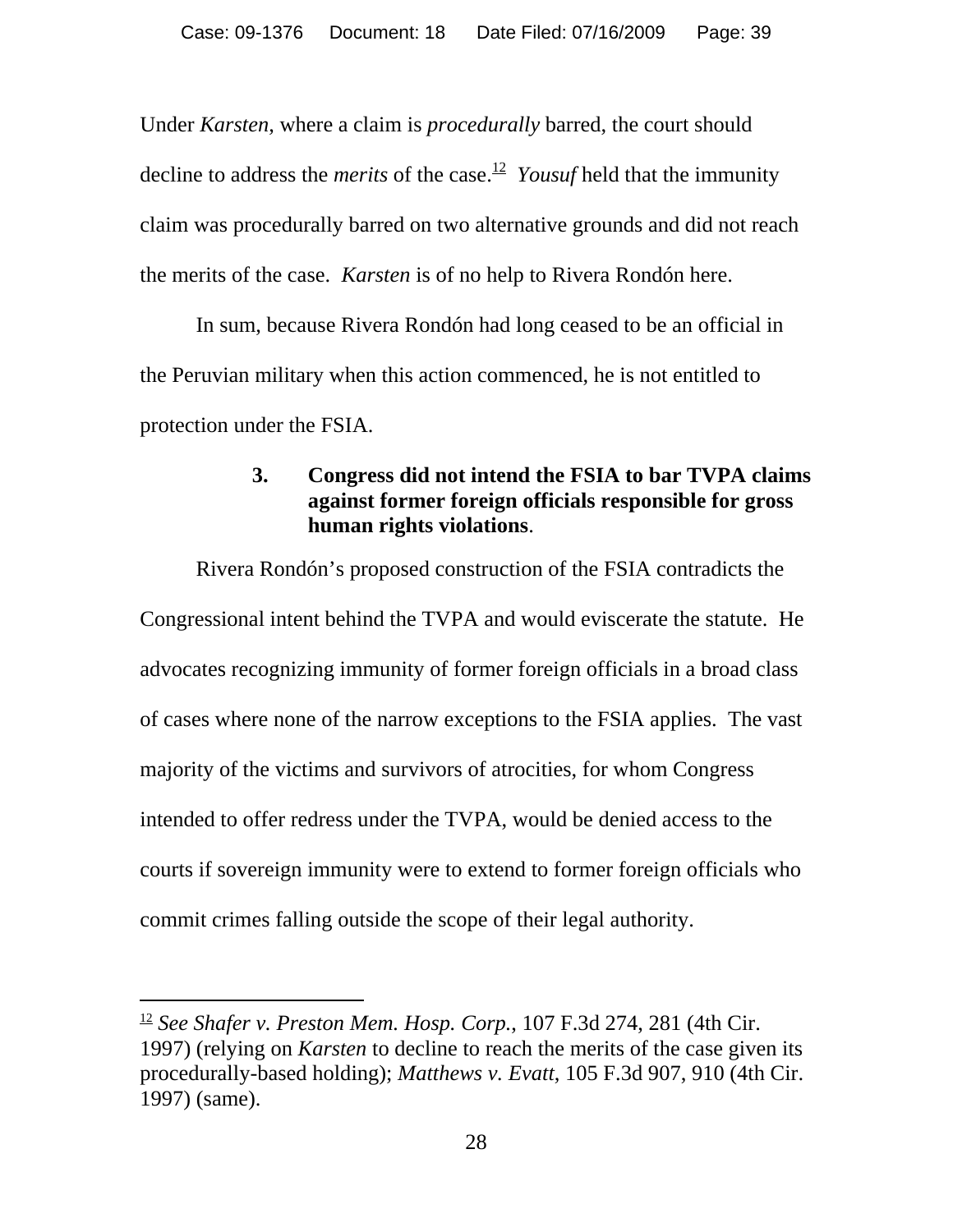Under *Karsten*, where a claim is *procedurally* barred, the court should decline to address the *merits* of the case.[12] *Yousuf* held that the immunity claim was procedurally barred on two alternative grounds and did not reach the merits of the case. *Karsten* is of no help to Rivera Rondón here.

In sum, because Rivera Rondón had long ceased to be an official in the Peruvian military when this action commenced, he is not entitled to protection under the FSIA.

### 3. Congress did not intend the FSIA to bar TVPA claims against former foreign officials responsible for gross human rights violations.

Rivera Rondón's proposed construction of the FSIA contradicts the Congressional intent behind the TVPA and would eviscerate the statute. He advocates recognizing immunity of former foreign officials in a broad class of cases where none of the narrow exceptions to the FSIA applies. The vast majority of the victims and survivors of atrocities, for whom Congress intended to offer redress under the TVPA, would be denied access to the courts if sovereign immunity were to extend to former foreign officials who commit crimes falling outside the scope of their legal authority.

---

[12] *See Shafer v. Preston Mem. Hosp. Corp.*, 107 F.3d 274, 281 (4th Cir. 1997) (relying on *Karsten* to decline to reach the merits of the case given its procedurally-based holding); *Matthews v. Evatt*, 105 F.3d 907, 910 (4th Cir. 1997) (same).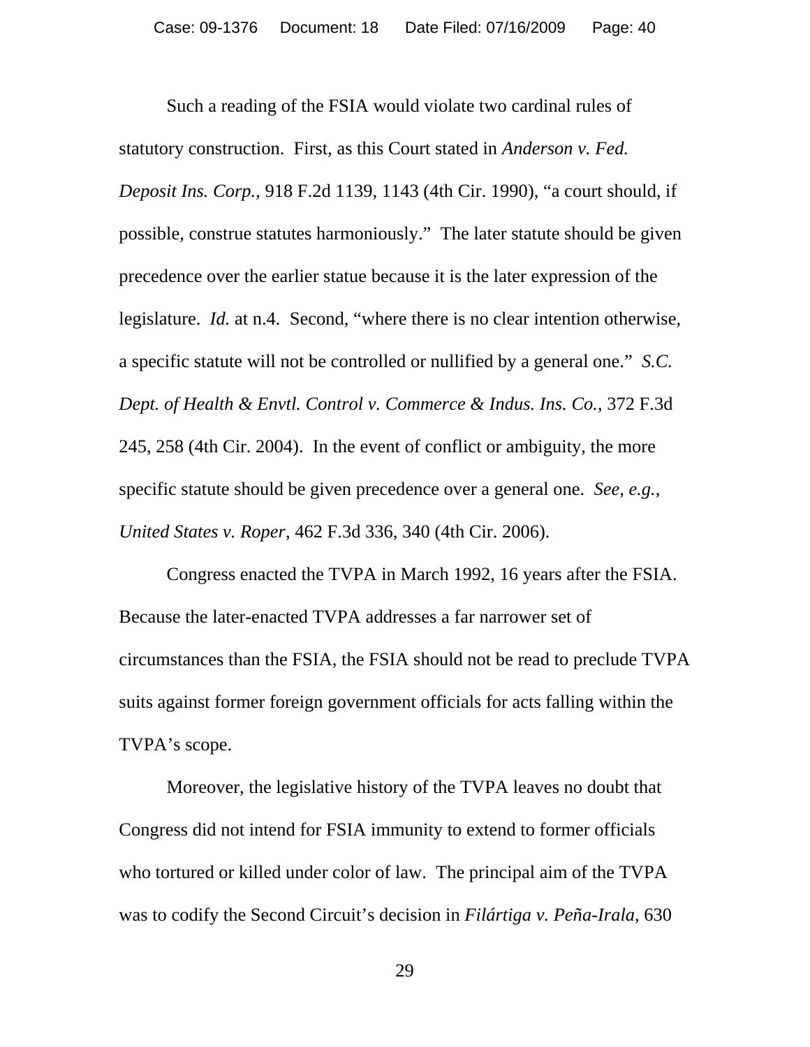Such a reading of the FSIA would violate two cardinal rules of statutory construction. First, as this Court stated in *Anderson v. Fed. Deposit Ins. Corp.*, 918 F.2d 1139, 1143 (4th Cir. 1990), "a court should, if possible, construe statutes harmoniously." The later statute should be given precedence over the earlier statue because it is the later expression of the legislature. *Id.* at n.4. Second, "where there is no clear intention otherwise, a specific statute will not be controlled or nullified by a general one." *S.C. Dept. of Health & Envtl. Control v. Commerce & Indus. Ins. Co.*, 372 F.3d 245, 258 (4th Cir. 2004). In the event of conflict or ambiguity, the more specific statute should be given precedence over a general one. *See, e.g.*, *United States v. Roper*, 462 F.3d 336, 340 (4th Cir. 2006).

Congress enacted the TVPA in March 1992, 16 years after the FSIA. Because the later-enacted TVPA addresses a far narrower set of circumstances than the FSIA, the FSIA should not be read to preclude TVPA suits against former foreign government officials for acts falling within the TVPA's scope.

Moreover, the legislative history of the TVPA leaves no doubt that Congress did not intend for FSIA immunity to extend to former officials who tortured or killed under color of law. The principal aim of the TVPA was to codify the Second Circuit's decision in *Filártiga v. Peña-Irala*, 630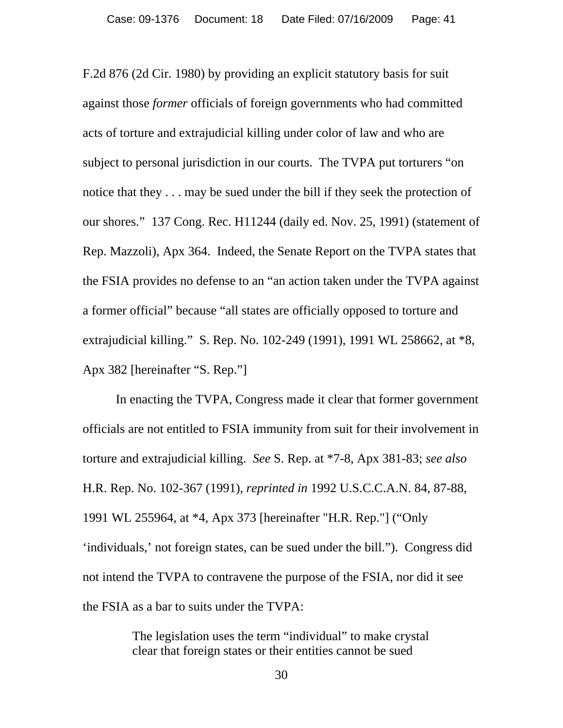F.2d 876 (2d Cir. 1980) by providing an explicit statutory basis for suit against those *former* officials of foreign governments who had committed acts of torture and extrajudicial killing under color of law and who are subject to personal jurisdiction in our courts. The TVPA put torturers "on notice that they . . . may be sued under the bill if they seek the protection of our shores." 137 Cong. Rec. H11244 (daily ed. Nov. 25, 1991) (statement of Rep. Mazzoli), Apx 364. Indeed, the Senate Report on the TVPA states that the FSIA provides no defense to an "an action taken under the TVPA against a former official" because "all states are officially opposed to torture and extrajudicial killing." S. Rep. No. 102-249 (1991), 1991 WL 258662, at *8, Apx 382 [hereinafter "S. Rep."]

In enacting the TVPA, Congress made it clear that former government officials are not entitled to FSIA immunity from suit for their involvement in torture and extrajudicial killing. *See* S. Rep. at *7-8, Apx 381-83; *see also* H.R. Rep. No. 102-367 (1991), *reprinted in* 1992 U.S.C.C.A.N. 84, 87-88, 1991 WL 255964, at *4, Apx 373 [hereinafter "H.R. Rep."] ("Only 'individuals,' not foreign states, can be sued under the bill."). Congress did not intend the TVPA to contravene the purpose of the FSIA, nor did it see the FSIA as a bar to suits under the TVPA:

> The legislation uses the term "individual" to make crystal clear that foreign states or their entities cannot be sued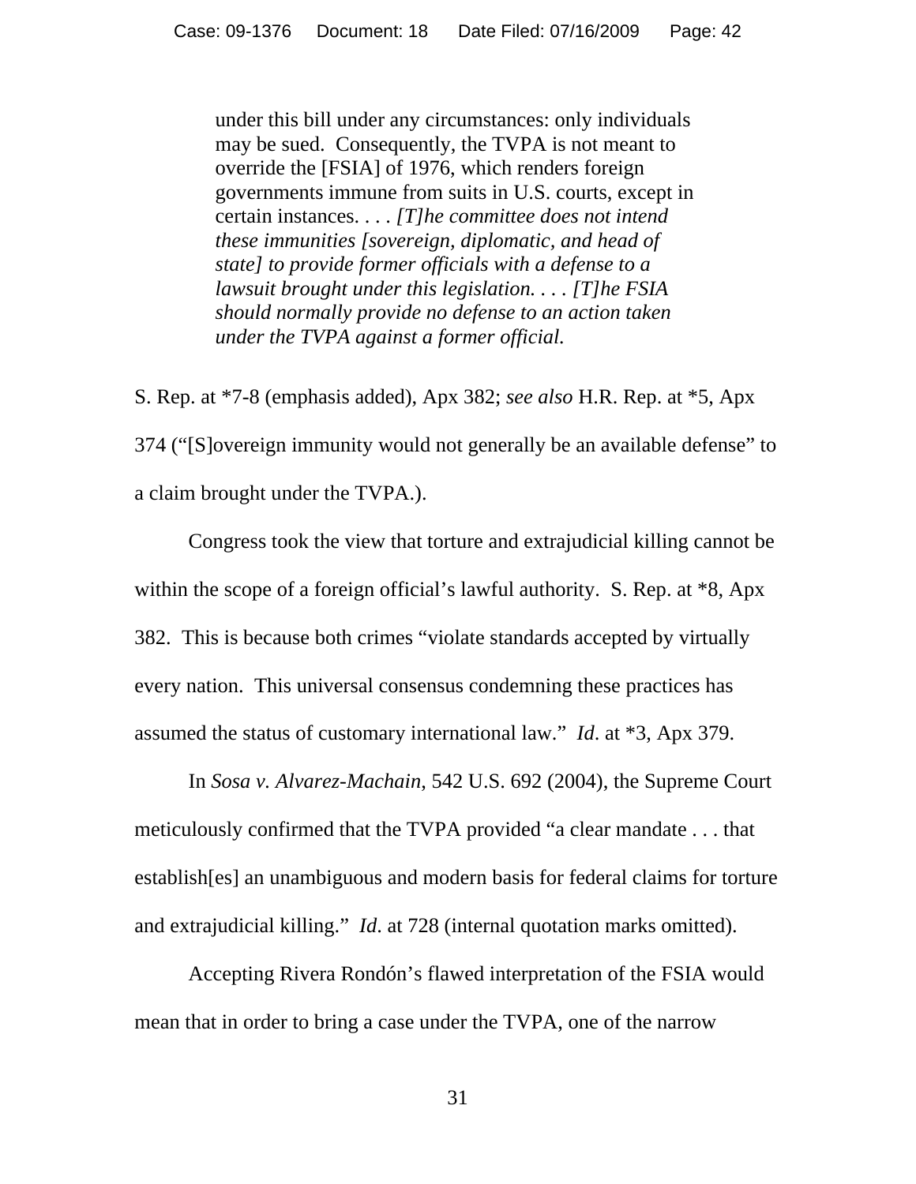> under this bill under any circumstances: only individuals may be sued. Consequently, the TVPA is not meant to override the [FSIA] of 1976, which renders foreign governments immune from suits in U.S. courts, except in certain instances. . . . *[T]he committee does not intend these immunities [sovereign, diplomatic, and head of state] to provide former officials with a defense to a lawsuit brought under this legislation. . . . [T]he FSIA should normally provide no defense to an action taken under the TVPA against a former official.*

S. Rep. at *7-8 (emphasis added), Apx 382; *see also* H.R. Rep. at *5, Apx 374 ("[S]overeign immunity would not generally be an available defense" to a claim brought under the TVPA.).

Congress took the view that torture and extrajudicial killing cannot be within the scope of a foreign official's lawful authority. S. Rep. at *8, Apx 382. This is because both crimes "violate standards accepted by virtually every nation. This universal consensus condemning these practices has assumed the status of customary international law." *Id*. at *3, Apx 379.

In *Sosa v. Alvarez-Machain*, 542 U.S. 692 (2004), the Supreme Court meticulously confirmed that the TVPA provided "a clear mandate . . . that establish[es] an unambiguous and modern basis for federal claims for torture and extrajudicial killing." *Id*. at 728 (internal quotation marks omitted).

Accepting Rivera Rondón's flawed interpretation of the FSIA would mean that in order to bring a case under the TVPA, one of the narrow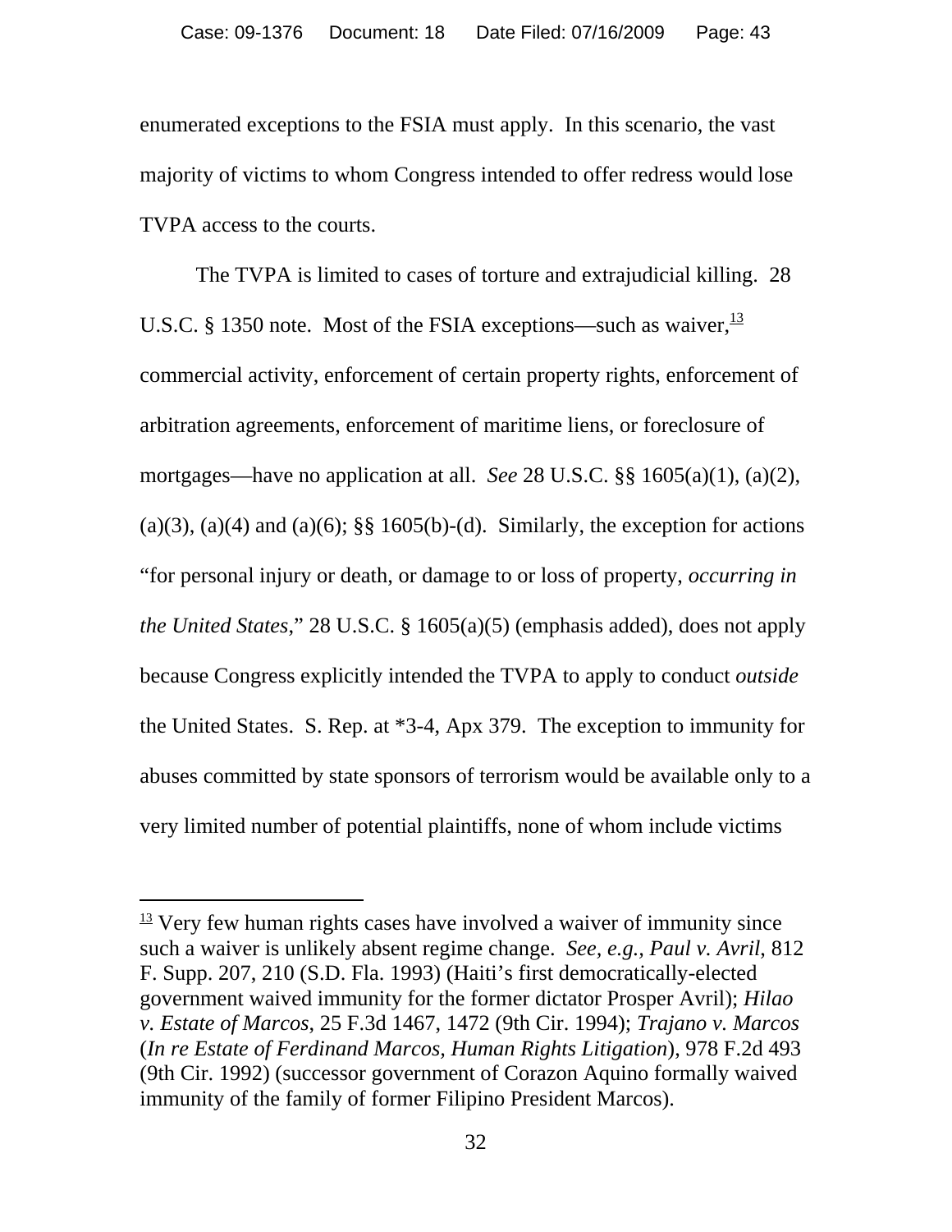enumerated exceptions to the FSIA must apply. In this scenario, the vast majority of victims to whom Congress intended to offer redress would lose TVPA access to the courts.

The TVPA is limited to cases of torture and extrajudicial killing. 28 U.S.C. § 1350 note. Most of the FSIA exceptions—such as waiver,[13] commercial activity, enforcement of certain property rights, enforcement of arbitration agreements, enforcement of maritime liens, or foreclosure of mortgages—have no application at all. *See* 28 U.S.C. §§ 1605(a)(1), (a)(2), (a)(3), (a)(4) and (a)(6); §§ 1605(b)-(d). Similarly, the exception for actions "for personal injury or death, or damage to or loss of property, *occurring in the United States*," 28 U.S.C. § 1605(a)(5) (emphasis added), does not apply because Congress explicitly intended the TVPA to apply to conduct *outside* the United States. S. Rep. at *3-4, Apx 379. The exception to immunity for abuses committed by state sponsors of terrorism would be available only to a very limited number of potential plaintiffs, none of whom include victims

---

[13] Very few human rights cases have involved a waiver of immunity since such a waiver is unlikely absent regime change. *See, e.g.*, *Paul v. Avril*, 812 F. Supp. 207, 210 (S.D. Fla. 1993) (Haiti's first democratically-elected government waived immunity for the former dictator Prosper Avril); *Hilao v. Estate of Marcos*, 25 F.3d 1467, 1472 (9th Cir. 1994); *Trajano v. Marcos* (*In re Estate of Ferdinand Marcos, Human Rights Litigation*), 978 F.2d 493 (9th Cir. 1992) (successor government of Corazon Aquino formally waived immunity of the family of former Filipino President Marcos).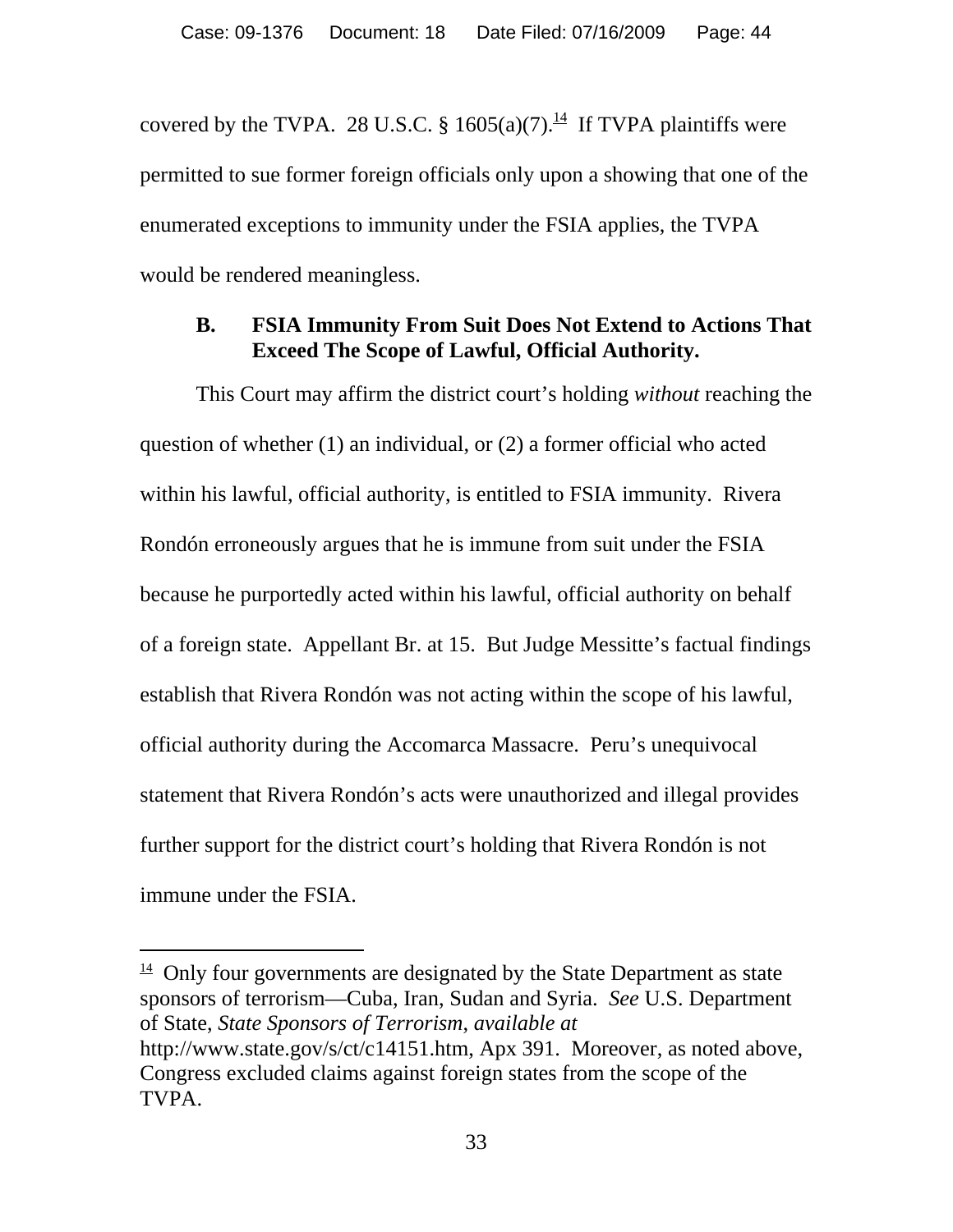covered by the TVPA. 28 U.S.C. § 1605(a)(7).[14] If TVPA plaintiffs were permitted to sue former foreign officials only upon a showing that one of the enumerated exceptions to immunity under the FSIA applies, the TVPA would be rendered meaningless.

### B. FSIA Immunity From Suit Does Not Extend to Actions That Exceed The Scope of Lawful, Official Authority.

This Court may affirm the district court's holding *without* reaching the question of whether (1) an individual, or (2) a former official who acted within his lawful, official authority, is entitled to FSIA immunity. Rivera Rondón erroneously argues that he is immune from suit under the FSIA because he purportedly acted within his lawful, official authority on behalf of a foreign state. Appellant Br. at 15. But Judge Messitte's factual findings establish that Rivera Rondón was not acting within the scope of his lawful, official authority during the Accomarca Massacre. Peru's unequivocal statement that Rivera Rondón's acts were unauthorized and illegal provides further support for the district court's holding that Rivera Rondón is not immune under the FSIA.

---

[14] Only four governments are designated by the State Department as state sponsors of terrorism—Cuba, Iran, Sudan and Syria. *See* U.S. Department of State, *State Sponsors of Terrorism*, *available at* http://www.state.gov/s/ct/c14151.htm, Apx 391. Moreover, as noted above, Congress excluded claims against foreign states from the scope of the TVPA.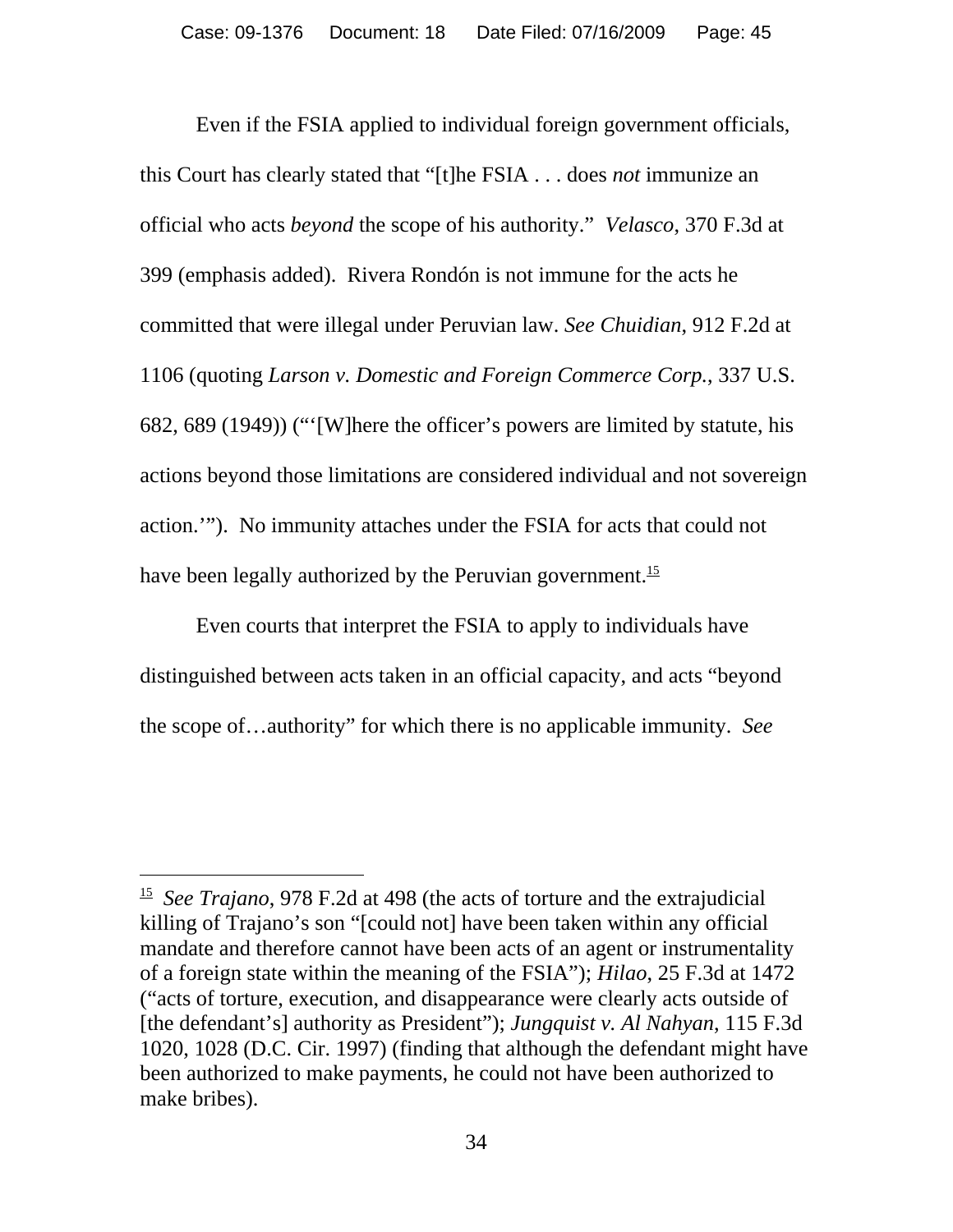Even if the FSIA applied to individual foreign government officials, this Court has clearly stated that "[t]he FSIA . . . does *not* immunize an official who acts *beyond* the scope of his authority." *Velasco*, 370 F.3d at 399 (emphasis added). Rivera Rondón is not immune for the acts he committed that were illegal under Peruvian law. *See Chuidian*, 912 F.2d at 1106 (quoting *Larson v. Domestic and Foreign Commerce Corp.*, 337 U.S. 682, 689 (1949)) ("'[W]here the officer's powers are limited by statute, his actions beyond those limitations are considered individual and not sovereign action.'"). No immunity attaches under the FSIA for acts that could not have been legally authorized by the Peruvian government.[15]

Even courts that interpret the FSIA to apply to individuals have distinguished between acts taken in an official capacity, and acts "beyond the scope of…authority" for which there is no applicable immunity. *See*

---

[15] *See Trajano*, 978 F.2d at 498 (the acts of torture and the extrajudicial killing of Trajano's son "[could not] have been taken within any official mandate and therefore cannot have been acts of an agent or instrumentality of a foreign state within the meaning of the FSIA"); *Hilao*, 25 F.3d at 1472 ("acts of torture, execution, and disappearance were clearly acts outside of [the defendant's] authority as President"); *Jungquist v. Al Nahyan*, 115 F.3d 1020, 1028 (D.C. Cir. 1997) (finding that although the defendant might have been authorized to make payments, he could not have been authorized to make bribes).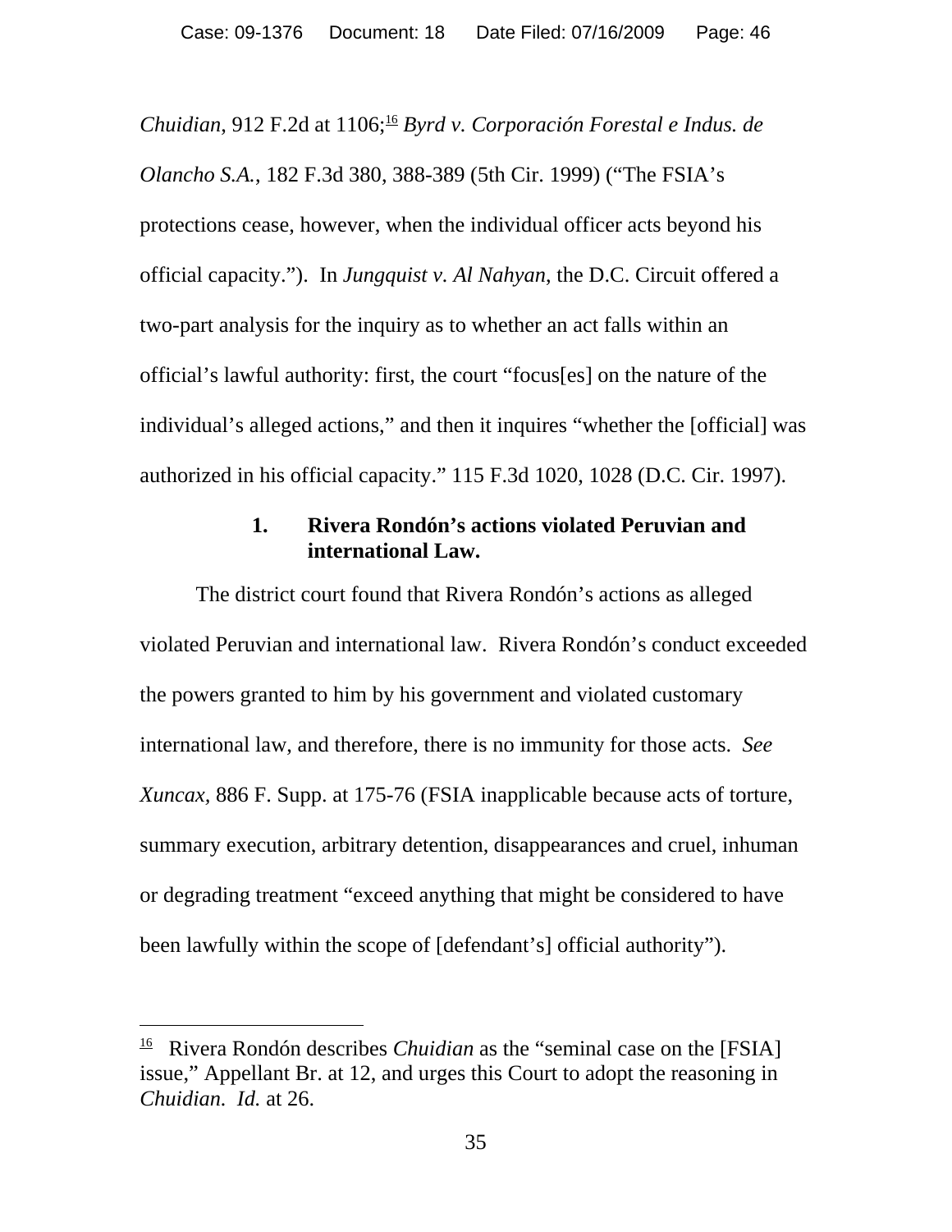*Chuidian*, 912 F.2d at 1106;[16] *Byrd v. Corporación Forestal e Indus. de Olancho S.A.*, 182 F.3d 380, 388-389 (5th Cir. 1999) ("The FSIA's protections cease, however, when the individual officer acts beyond his official capacity."). In *Jungquist v. Al Nahyan*, the D.C. Circuit offered a two-part analysis for the inquiry as to whether an act falls within an official's lawful authority: first, the court "focus[es] on the nature of the individual's alleged actions," and then it inquires "whether the [official] was authorized in his official capacity." 115 F.3d 1020, 1028 (D.C. Cir. 1997).

### 1. Rivera Rondón's actions violated Peruvian and international Law.

The district court found that Rivera Rondón's actions as alleged violated Peruvian and international law. Rivera Rondón's conduct exceeded the powers granted to him by his government and violated customary international law, and therefore, there is no immunity for those acts. *See Xuncax*, 886 F. Supp. at 175-76 (FSIA inapplicable because acts of torture, summary execution, arbitrary detention, disappearances and cruel, inhuman or degrading treatment "exceed anything that might be considered to have been lawfully within the scope of [defendant's] official authority").

---

[16] Rivera Rondón describes *Chuidian* as the "seminal case on the [FSIA] issue," Appellant Br. at 12, and urges this Court to adopt the reasoning in *Chuidian*. *Id.* at 26.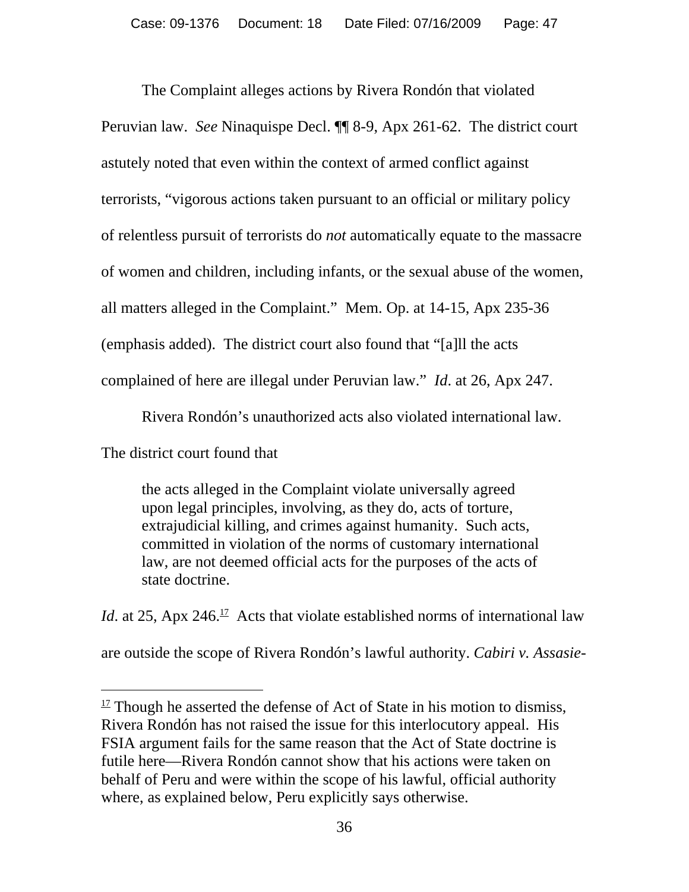The Complaint alleges actions by Rivera Rondón that violated Peruvian law. *See* Ninaquispe Decl. ¶¶ 8-9, Apx 261-62. The district court astutely noted that even within the context of armed conflict against terrorists, "vigorous actions taken pursuant to an official or military policy of relentless pursuit of terrorists do *not* automatically equate to the massacre of women and children, including infants, or the sexual abuse of the women, all matters alleged in the Complaint." Mem. Op. at 14-15, Apx 235-36 (emphasis added). The district court also found that "[a]ll the acts complained of here are illegal under Peruvian law." *Id*. at 26, Apx 247.

Rivera Rondón's unauthorized acts also violated international law. The district court found that

> the acts alleged in the Complaint violate universally agreed upon legal principles, involving, as they do, acts of torture, extrajudicial killing, and crimes against humanity. Such acts, committed in violation of the norms of customary international law, are not deemed official acts for the purposes of the acts of state doctrine.

*Id*. at 25, Apx 246.[17] Acts that violate established norms of international law are outside the scope of Rivera Rondón's lawful authority. *Cabiri v. Assasie-*

---

[17] Though he asserted the defense of Act of State in his motion to dismiss, Rivera Rondón has not raised the issue for this interlocutory appeal. His FSIA argument fails for the same reason that the Act of State doctrine is futile here—Rivera Rondón cannot show that his actions were taken on behalf of Peru and were within the scope of his lawful, official authority where, as explained below, Peru explicitly says otherwise.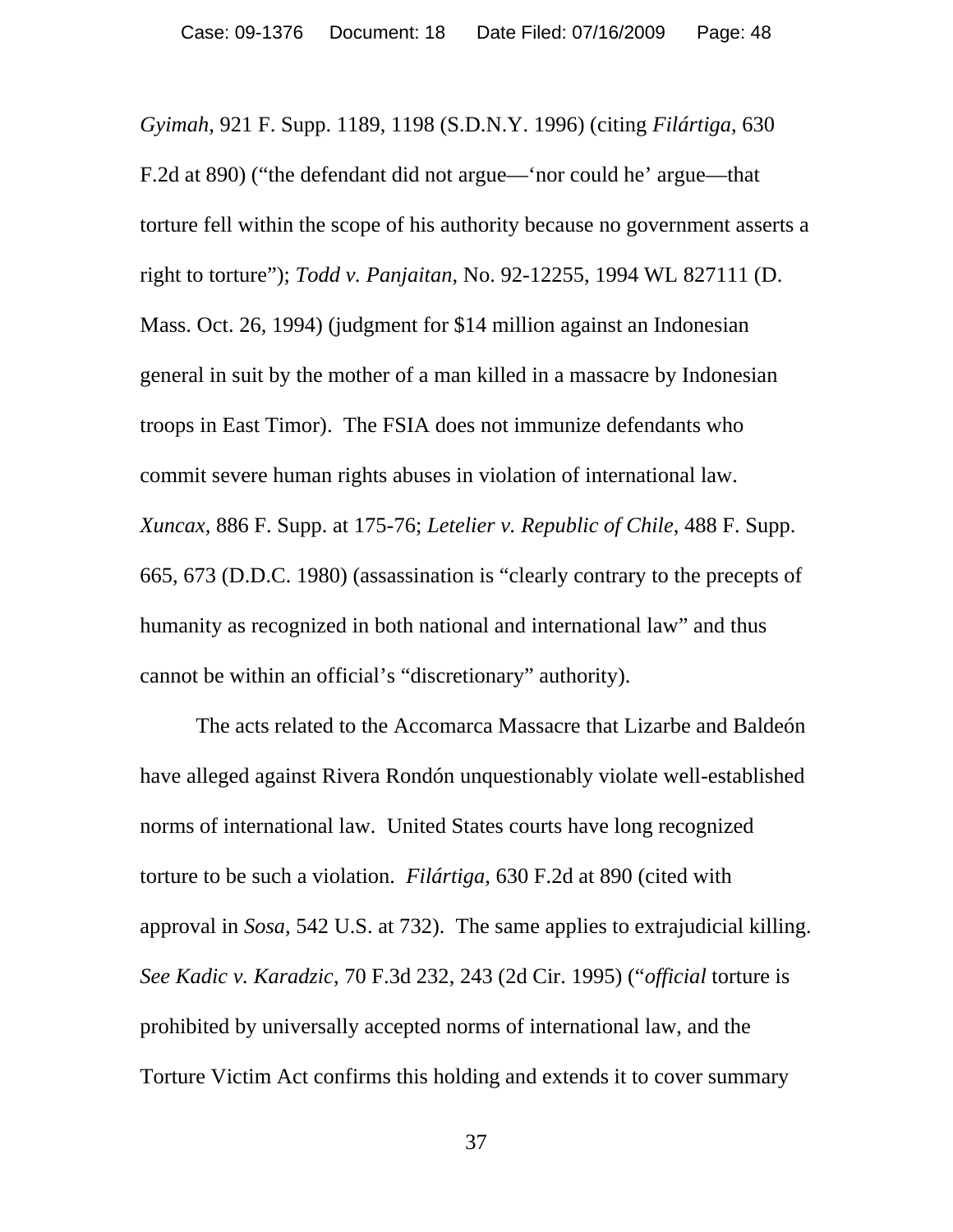*Gyimah*, 921 F. Supp. 1189, 1198 (S.D.N.Y. 1996) (citing *Filártiga*, 630 F.2d at 890) ("the defendant did not argue—'nor could he' argue—that torture fell within the scope of his authority because no government asserts a right to torture"); *Todd v. Panjaitan*, No. 92-12255, 1994 WL 827111 (D. Mass. Oct. 26, 1994) (judgment for $14 million against an Indonesian general in suit by the mother of a man killed in a massacre by Indonesian troops in East Timor). The FSIA does not immunize defendants who commit severe human rights abuses in violation of international law. *Xuncax,* 886 F. Supp. at 175-76; *Letelier v. Republic of Chile,* 488 F. Supp. 665, 673 (D.D.C. 1980) (assassination is "clearly contrary to the precepts of humanity as recognized in both national and international law" and thus cannot be within an official's "discretionary" authority).

The acts related to the Accomarca Massacre that Lizarbe and Baldeón have alleged against Rivera Rondón unquestionably violate well-established norms of international law. United States courts have long recognized torture to be such a violation. *Filártiga*, 630 F.2d at 890 (cited with approval in *Sosa,* 542 U.S. at 732). The same applies to extrajudicial killing. *See Kadic v. Karadzic*, 70 F.3d 232, 243 (2d Cir. 1995) ("*official* torture is prohibited by universally accepted norms of international law, and the Torture Victim Act confirms this holding and extends it to cover summary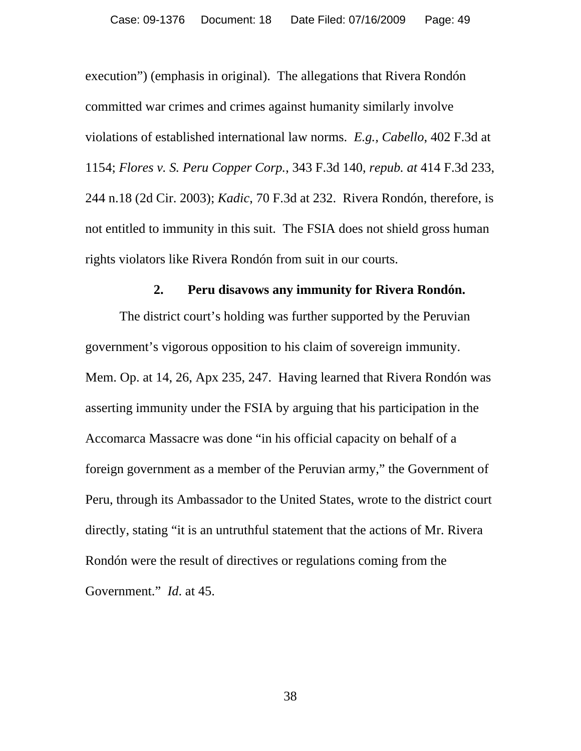execution") (emphasis in original). The allegations that Rivera Rondón committed war crimes and crimes against humanity similarly involve violations of established international law norms. *E.g.*, *Cabello*, 402 F.3d at 1154; *Flores v. S. Peru Copper Corp.*, 343 F.3d 140, *repub. at* 414 F.3d 233, 244 n.18 (2d Cir. 2003); *Kadic*, 70 F.3d at 232. Rivera Rondón, therefore, is not entitled to immunity in this suit. The FSIA does not shield gross human rights violators like Rivera Rondón from suit in our courts.

**2. Peru disavows any immunity for Rivera Rondón.**

The district court's holding was further supported by the Peruvian government's vigorous opposition to his claim of sovereign immunity. Mem. Op. at 14, 26, Apx 235, 247. Having learned that Rivera Rondón was asserting immunity under the FSIA by arguing that his participation in the Accomarca Massacre was done "in his official capacity on behalf of a foreign government as a member of the Peruvian army," the Government of Peru, through its Ambassador to the United States, wrote to the district court directly, stating "it is an untruthful statement that the actions of Mr. Rivera Rondón were the result of directives or regulations coming from the Government." *Id*. at 45.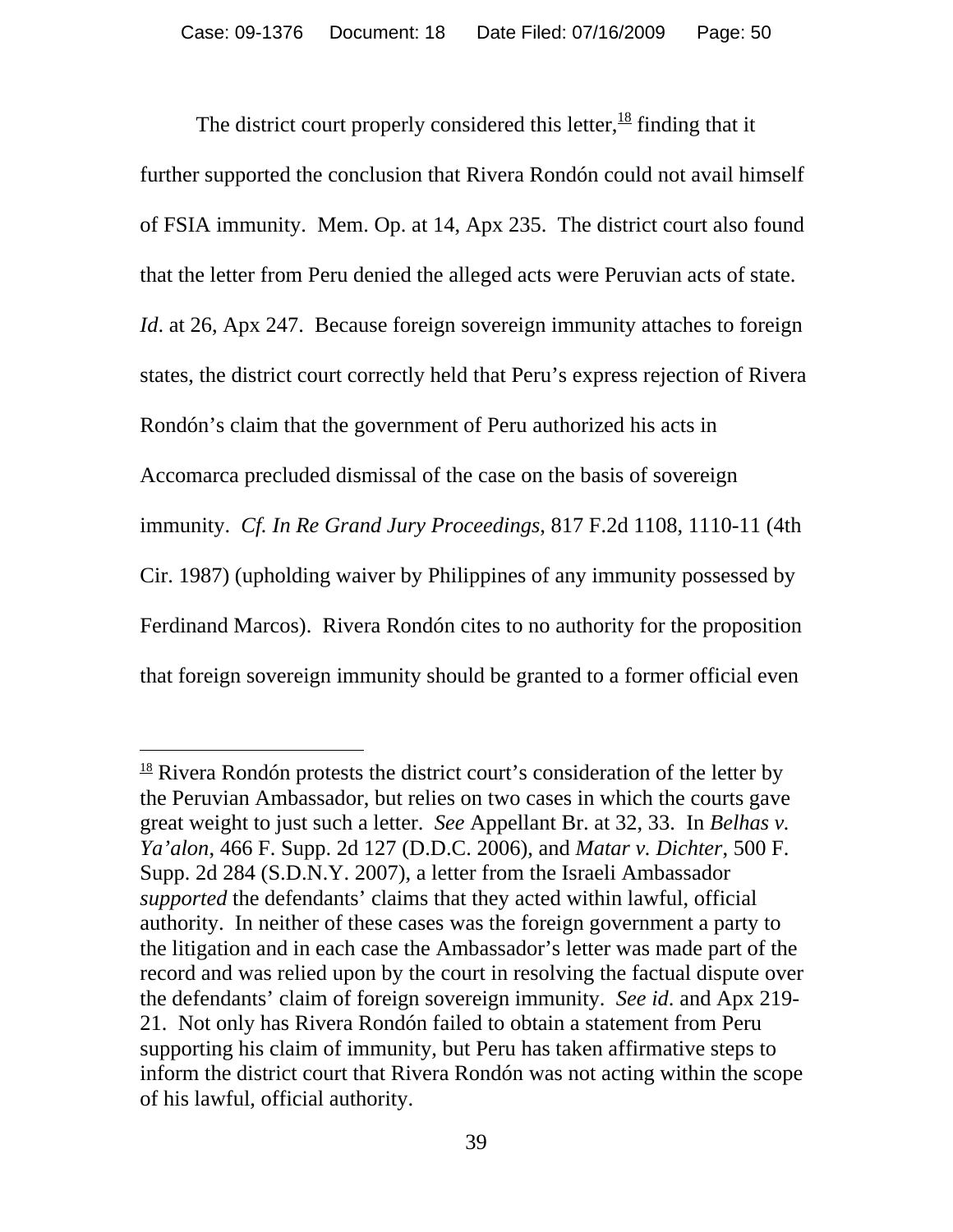The district court properly considered this letter,[18] finding that it further supported the conclusion that Rivera Rondón could not avail himself of FSIA immunity. Mem. Op. at 14, Apx 235. The district court also found that the letter from Peru denied the alleged acts were Peruvian acts of state. *Id*. at 26, Apx 247. Because foreign sovereign immunity attaches to foreign states, the district court correctly held that Peru's express rejection of Rivera Rondón's claim that the government of Peru authorized his acts in Accomarca precluded dismissal of the case on the basis of sovereign immunity. *Cf. In Re Grand Jury Proceedings*, 817 F.2d 1108, 1110-11 (4th Cir. 1987) (upholding waiver by Philippines of any immunity possessed by Ferdinand Marcos). Rivera Rondón cites to no authority for the proposition that foreign sovereign immunity should be granted to a former official even

---

[18] Rivera Rondón protests the district court's consideration of the letter by the Peruvian Ambassador, but relies on two cases in which the courts gave great weight to just such a letter. *See* Appellant Br. at 32, 33. In *Belhas v. Ya'alon*, 466 F. Supp. 2d 127 (D.D.C. 2006), and *Matar v. Dichter*, 500 F. Supp. 2d 284 (S.D.N.Y. 2007), a letter from the Israeli Ambassador *supported* the defendants' claims that they acted within lawful, official authority. In neither of these cases was the foreign government a party to the litigation and in each case the Ambassador's letter was made part of the record and was relied upon by the court in resolving the factual dispute over the defendants' claim of foreign sovereign immunity. *See id*. and Apx 219-21. Not only has Rivera Rondón failed to obtain a statement from Peru supporting his claim of immunity, but Peru has taken affirmative steps to inform the district court that Rivera Rondón was not acting within the scope of his lawful, official authority.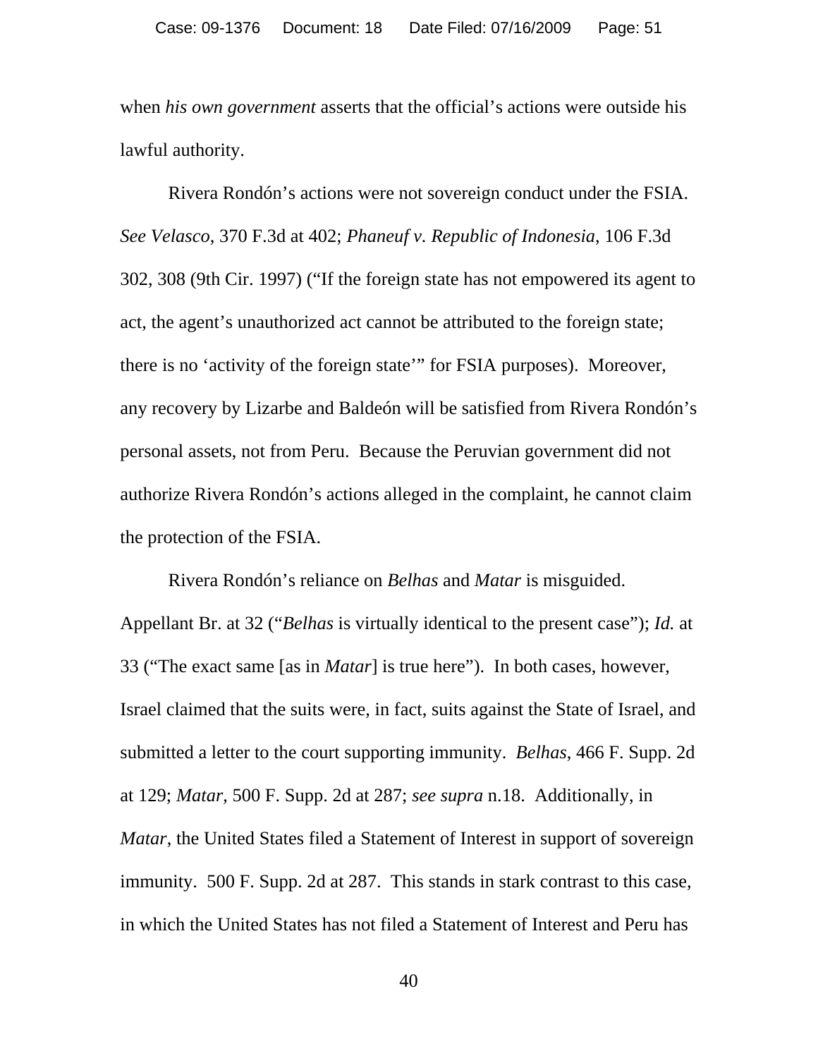when *his own government* asserts that the official's actions were outside his lawful authority.

Rivera Rondón's actions were not sovereign conduct under the FSIA. *See Velasco*, 370 F.3d at 402; *Phaneuf v. Republic of Indonesia*, 106 F.3d 302, 308 (9th Cir. 1997) ("If the foreign state has not empowered its agent to act, the agent's unauthorized act cannot be attributed to the foreign state; there is no 'activity of the foreign state'" for FSIA purposes). Moreover, any recovery by Lizarbe and Baldeón will be satisfied from Rivera Rondón's personal assets, not from Peru. Because the Peruvian government did not authorize Rivera Rondón's actions alleged in the complaint, he cannot claim the protection of the FSIA.

Rivera Rondón's reliance on *Belhas* and *Matar* is misguided. Appellant Br. at 32 ("*Belhas* is virtually identical to the present case"); *Id.* at 33 ("The exact same [as in *Matar*] is true here"). In both cases, however, Israel claimed that the suits were, in fact, suits against the State of Israel, and submitted a letter to the court supporting immunity. *Belhas*, 466 F. Supp. 2d at 129; *Matar*, 500 F. Supp. 2d at 287; *see supra* n.18. Additionally, in *Matar*, the United States filed a Statement of Interest in support of sovereign immunity. 500 F. Supp. 2d at 287. This stands in stark contrast to this case, in which the United States has not filed a Statement of Interest and Peru has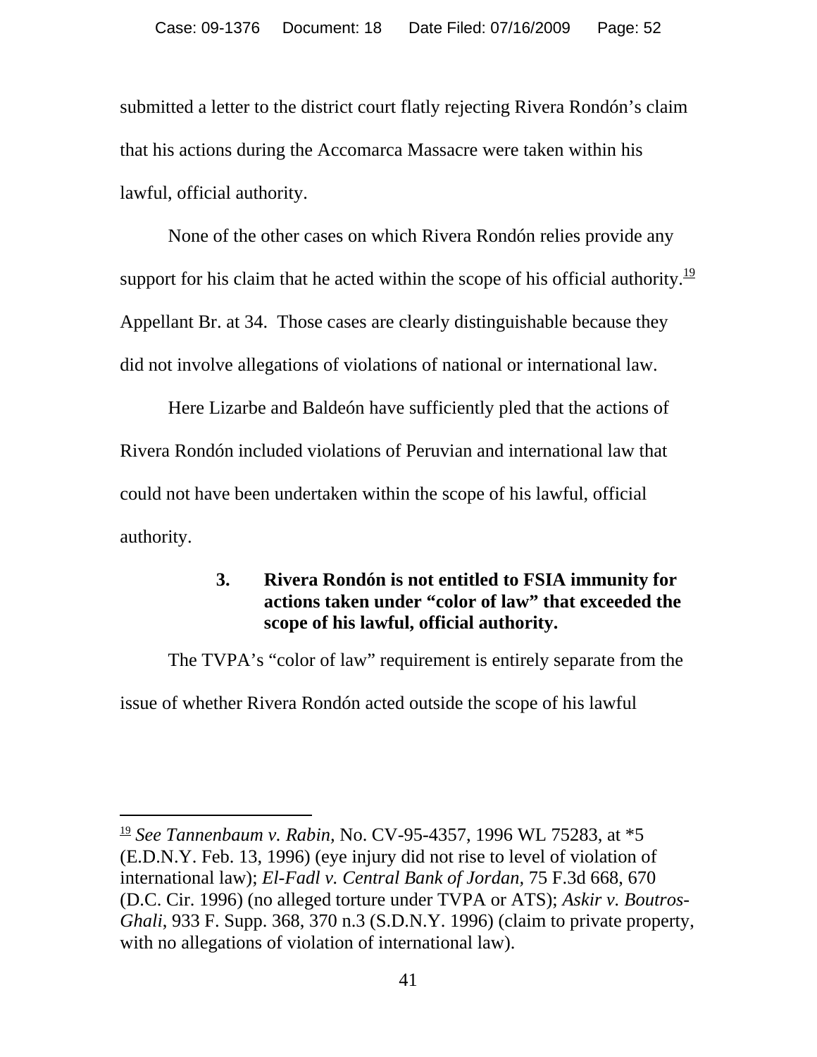submitted a letter to the district court flatly rejecting Rivera Rondón's claim that his actions during the Accomarca Massacre were taken within his lawful, official authority.

None of the other cases on which Rivera Rondón relies provide any support for his claim that he acted within the scope of his official authority.[19] Appellant Br. at 34. Those cases are clearly distinguishable because they did not involve allegations of violations of national or international law.

Here Lizarbe and Baldeón have sufficiently pled that the actions of Rivera Rondón included violations of Peruvian and international law that could not have been undertaken within the scope of his lawful, official authority.

### 3. Rivera Rondón is not entitled to FSIA immunity for actions taken under "color of law" that exceeded the scope of his lawful, official authority.

The TVPA's "color of law" requirement is entirely separate from the issue of whether Rivera Rondón acted outside the scope of his lawful

---

[19] *See Tannenbaum v. Rabin*, No. CV-95-4357, 1996 WL 75283, at *5 (E.D.N.Y. Feb. 13, 1996) (eye injury did not rise to level of violation of international law); *El-Fadl v. Central Bank of Jordan*, 75 F.3d 668, 670 (D.C. Cir. 1996) (no alleged torture under TVPA or ATS); *Askir v. Boutros-Ghali*, 933 F. Supp. 368, 370 n.3 (S.D.N.Y. 1996) (claim to private property, with no allegations of violation of international law).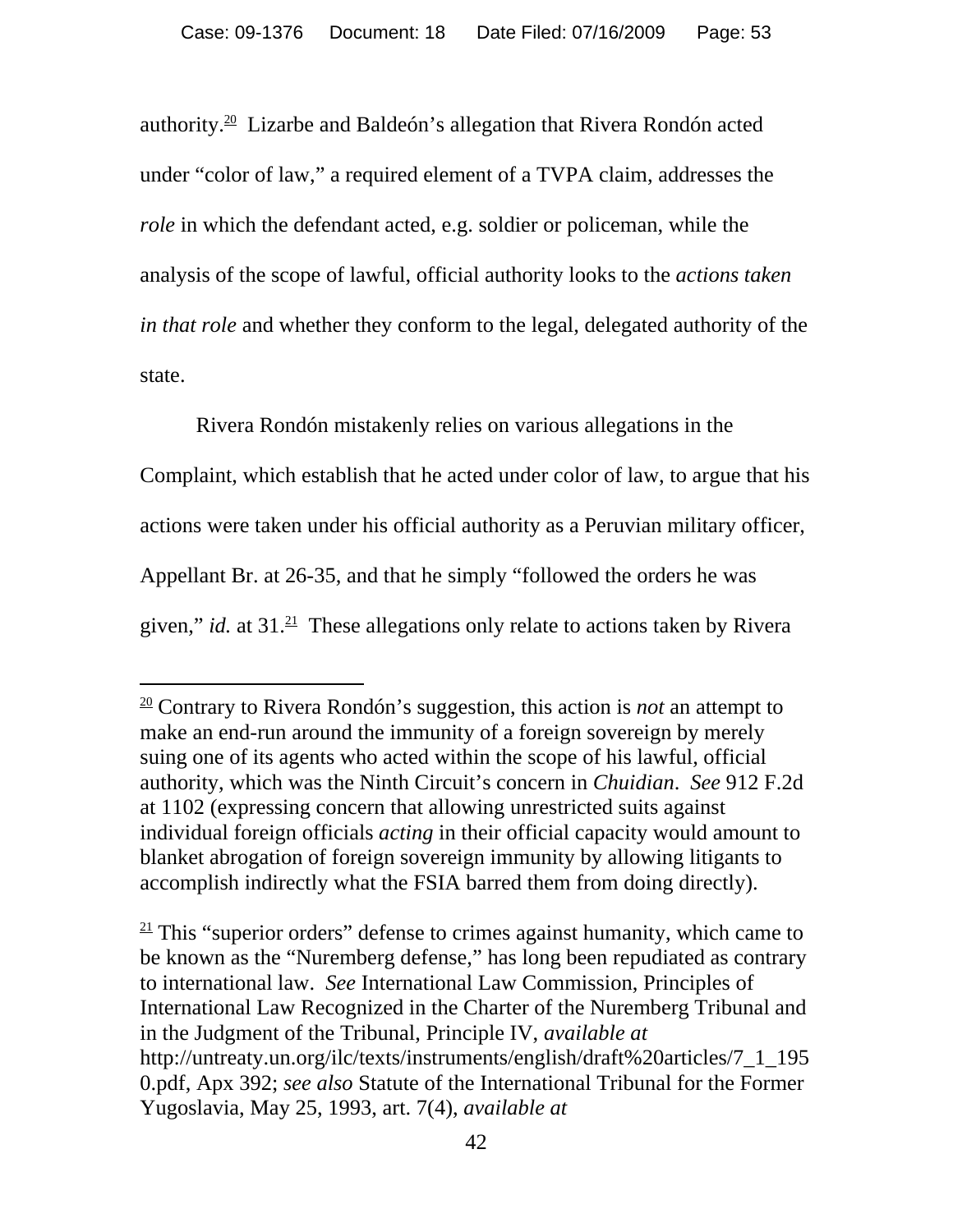authority.[20] Lizarbe and Baldeón's allegation that Rivera Rondón acted under "color of law," a required element of a TVPA claim, addresses the *role* in which the defendant acted, e.g. soldier or policeman, while the analysis of the scope of lawful, official authority looks to the *actions taken in that role* and whether they conform to the legal, delegated authority of the state.

Rivera Rondón mistakenly relies on various allegations in the Complaint, which establish that he acted under color of law, to argue that his actions were taken under his official authority as a Peruvian military officer, Appellant Br. at 26-35, and that he simply "followed the orders he was given," *id.* at 31.[21] These allegations only relate to actions taken by Rivera

---

[20] Contrary to Rivera Rondón's suggestion, this action is *not* an attempt to make an end-run around the immunity of a foreign sovereign by merely suing one of its agents who acted within the scope of his lawful, official authority, which was the Ninth Circuit's concern in *Chuidian*. *See* 912 F.2d at 1102 (expressing concern that allowing unrestricted suits against individual foreign officials *acting* in their official capacity would amount to blanket abrogation of foreign sovereign immunity by allowing litigants to accomplish indirectly what the FSIA barred them from doing directly).

[21] This "superior orders" defense to crimes against humanity, which came to be known as the "Nuremberg defense," has long been repudiated as contrary to international law. *See* International Law Commission, Principles of International Law Recognized in the Charter of the Nuremberg Tribunal and in the Judgment of the Tribunal, Principle IV, *available at* http://untreaty.un.org/ilc/texts/instruments/english/draft%20articles/7_1_1950.pdf, Apx 392; *see also* Statute of the International Tribunal for the Former Yugoslavia, May 25, 1993, art. 7(4), *available at*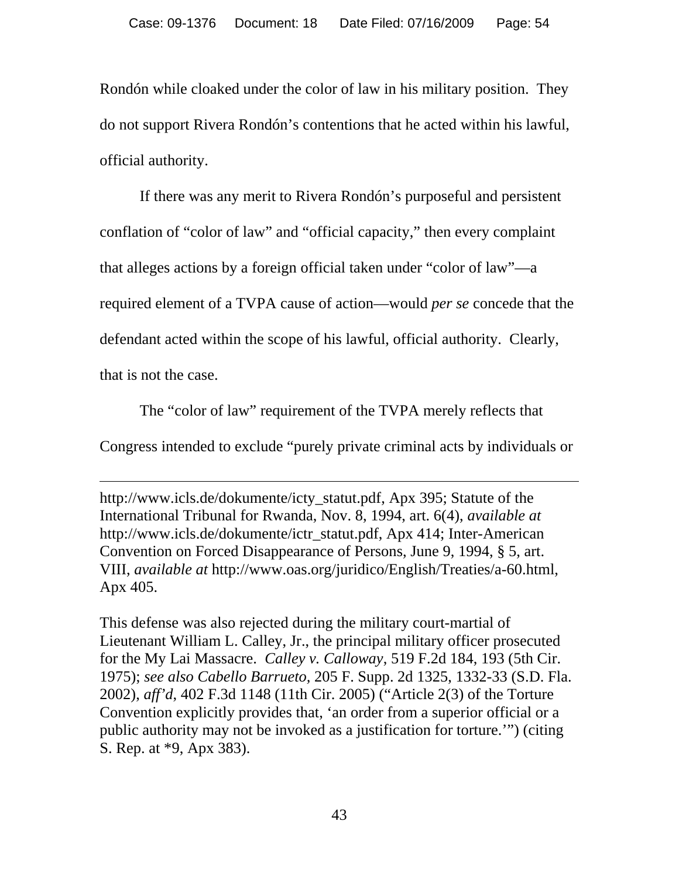Rondón while cloaked under the color of law in his military position. They do not support Rivera Rondón's contentions that he acted within his lawful, official authority.

If there was any merit to Rivera Rondón's purposeful and persistent conflation of "color of law" and "official capacity," then every complaint that alleges actions by a foreign official taken under "color of law"—a required element of a TVPA cause of action—would *per se* concede that the defendant acted within the scope of his lawful, official authority. Clearly, that is not the case.

The "color of law" requirement of the TVPA merely reflects that Congress intended to exclude "purely private criminal acts by individuals or

---

http://www.icls.de/dokumente/icty_statut.pdf, Apx 395; Statute of the International Tribunal for Rwanda, Nov. 8, 1994, art. 6(4), *available at* http://www.icls.de/dokumente/ictr_statut.pdf, Apx 414; Inter-American Convention on Forced Disappearance of Persons, June 9, 1994, § 5, art. VIII, *available at* http://www.oas.org/juridico/English/Treaties/a-60.html, Apx 405.

This defense was also rejected during the military court-martial of Lieutenant William L. Calley, Jr., the principal military officer prosecuted for the My Lai Massacre. *Calley v. Calloway*, 519 F.2d 184, 193 (5th Cir. 1975); *see also Cabello Barrueto*, 205 F. Supp. 2d 1325, 1332-33 (S.D. Fla. 2002), *aff'd*, 402 F.3d 1148 (11th Cir. 2005) ("Article 2(3) of the Torture Convention explicitly provides that, 'an order from a superior official or a public authority may not be invoked as a justification for torture.'") (citing S. Rep. at *9, Apx 383).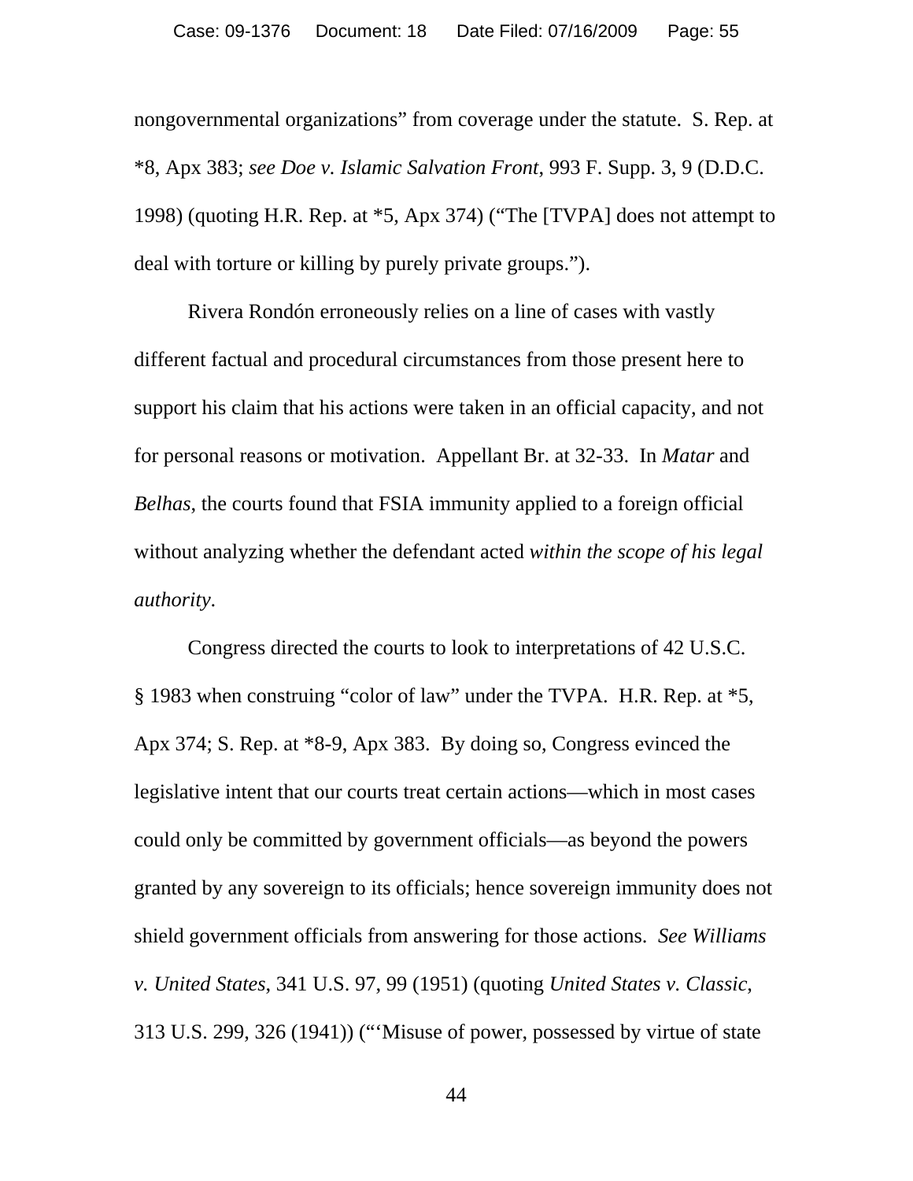nongovernmental organizations" from coverage under the statute. S. Rep. at *8, Apx 383; *see Doe v. Islamic Salvation Front*, 993 F. Supp. 3, 9 (D.D.C. 1998) (quoting H.R. Rep. at *5, Apx 374) ("The [TVPA] does not attempt to deal with torture or killing by purely private groups.").

Rivera Rondón erroneously relies on a line of cases with vastly different factual and procedural circumstances from those present here to support his claim that his actions were taken in an official capacity, and not for personal reasons or motivation. Appellant Br. at 32-33. In *Matar* and *Belhas*, the courts found that FSIA immunity applied to a foreign official without analyzing whether the defendant acted *within the scope of his legal authority*.

Congress directed the courts to look to interpretations of 42 U.S.C. § 1983 when construing "color of law" under the TVPA. H.R. Rep. at *5, Apx 374; S. Rep. at *8-9, Apx 383. By doing so, Congress evinced the legislative intent that our courts treat certain actions—which in most cases could only be committed by government officials—as beyond the powers granted by any sovereign to its officials; hence sovereign immunity does not shield government officials from answering for those actions. *See Williams v. United States*, 341 U.S. 97, 99 (1951) (quoting *United States v. Classic*, 313 U.S. 299, 326 (1941)) ("'Misuse of power, possessed by virtue of state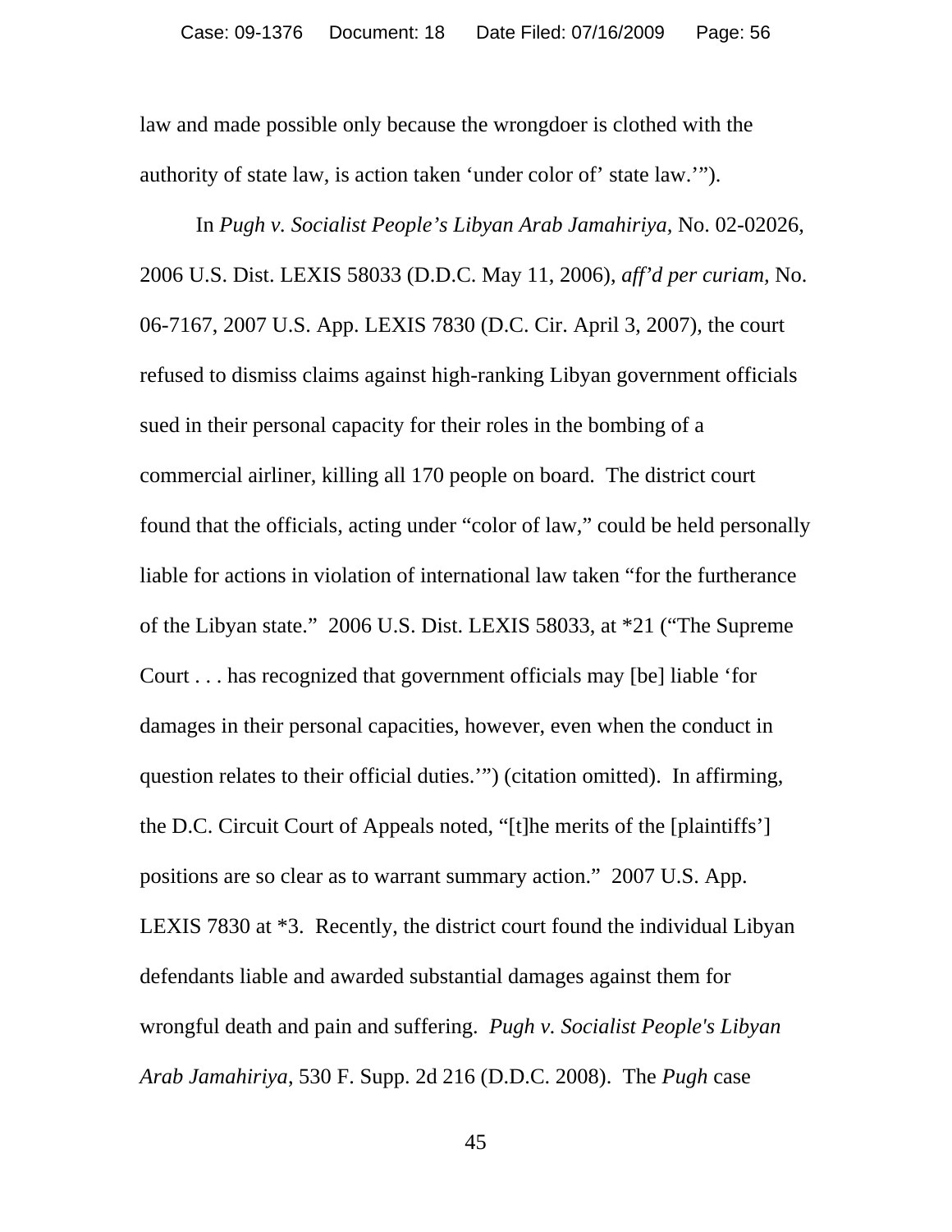law and made possible only because the wrongdoer is clothed with the authority of state law, is action taken 'under color of' state law.'").

In *Pugh v. Socialist People's Libyan Arab Jamahiriya*, No. 02-02026, 2006 U.S. Dist. LEXIS 58033 (D.D.C. May 11, 2006), *aff'd per curiam*, No. 06-7167, 2007 U.S. App. LEXIS 7830 (D.C. Cir. April 3, 2007), the court refused to dismiss claims against high-ranking Libyan government officials sued in their personal capacity for their roles in the bombing of a commercial airliner, killing all 170 people on board. The district court found that the officials, acting under "color of law," could be held personally liable for actions in violation of international law taken "for the furtherance of the Libyan state." 2006 U.S. Dist. LEXIS 58033, at *21 ("The Supreme Court . . . has recognized that government officials may [be] liable 'for damages in their personal capacities, however, even when the conduct in question relates to their official duties.'") (citation omitted). In affirming, the D.C. Circuit Court of Appeals noted, "[t]he merits of the [plaintiffs'] positions are so clear as to warrant summary action." 2007 U.S. App. LEXIS 7830 at *3. Recently, the district court found the individual Libyan defendants liable and awarded substantial damages against them for wrongful death and pain and suffering. *Pugh v. Socialist People's Libyan Arab Jamahiriya*, 530 F. Supp. 2d 216 (D.D.C. 2008). The *Pugh* case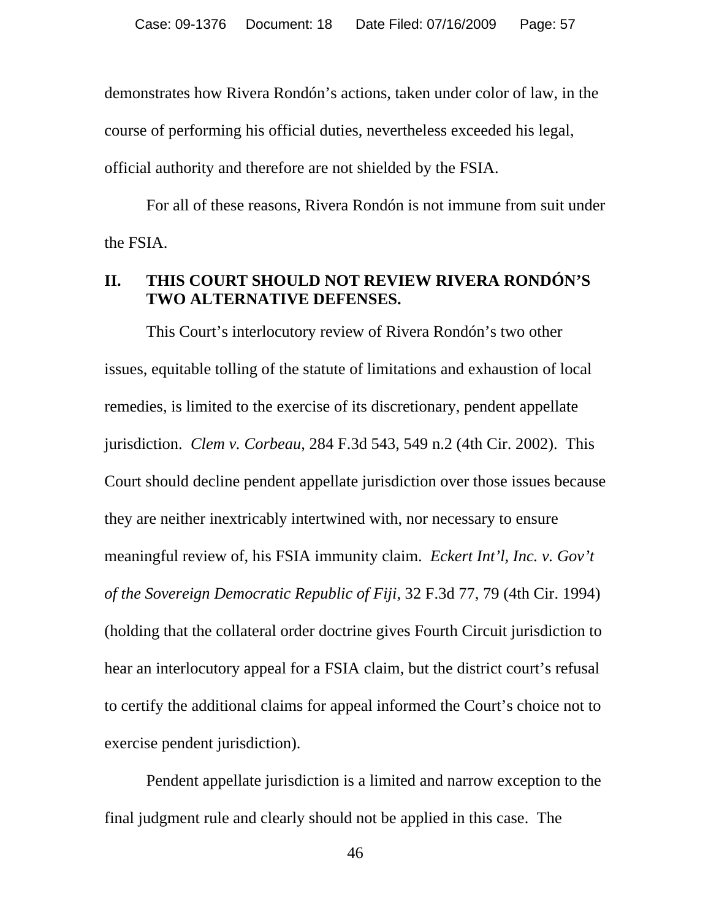demonstrates how Rivera Rondón's actions, taken under color of law, in the course of performing his official duties, nevertheless exceeded his legal, official authority and therefore are not shielded by the FSIA.

For all of these reasons, Rivera Rondón is not immune from suit under the FSIA.

## II. THIS COURT SHOULD NOT REVIEW RIVERA RONDÓN'S TWO ALTERNATIVE DEFENSES.

This Court's interlocutory review of Rivera Rondón's two other issues, equitable tolling of the statute of limitations and exhaustion of local remedies, is limited to the exercise of its discretionary, pendent appellate jurisdiction. *Clem v. Corbeau*, 284 F.3d 543, 549 n.2 (4th Cir. 2002). This Court should decline pendent appellate jurisdiction over those issues because they are neither inextricably intertwined with, nor necessary to ensure meaningful review of, his FSIA immunity claim. *Eckert Int'l, Inc. v. Gov't of the Sovereign Democratic Republic of Fiji*, 32 F.3d 77, 79 (4th Cir. 1994) (holding that the collateral order doctrine gives Fourth Circuit jurisdiction to hear an interlocutory appeal for a FSIA claim, but the district court's refusal to certify the additional claims for appeal informed the Court's choice not to exercise pendent jurisdiction).

Pendent appellate jurisdiction is a limited and narrow exception to the final judgment rule and clearly should not be applied in this case. The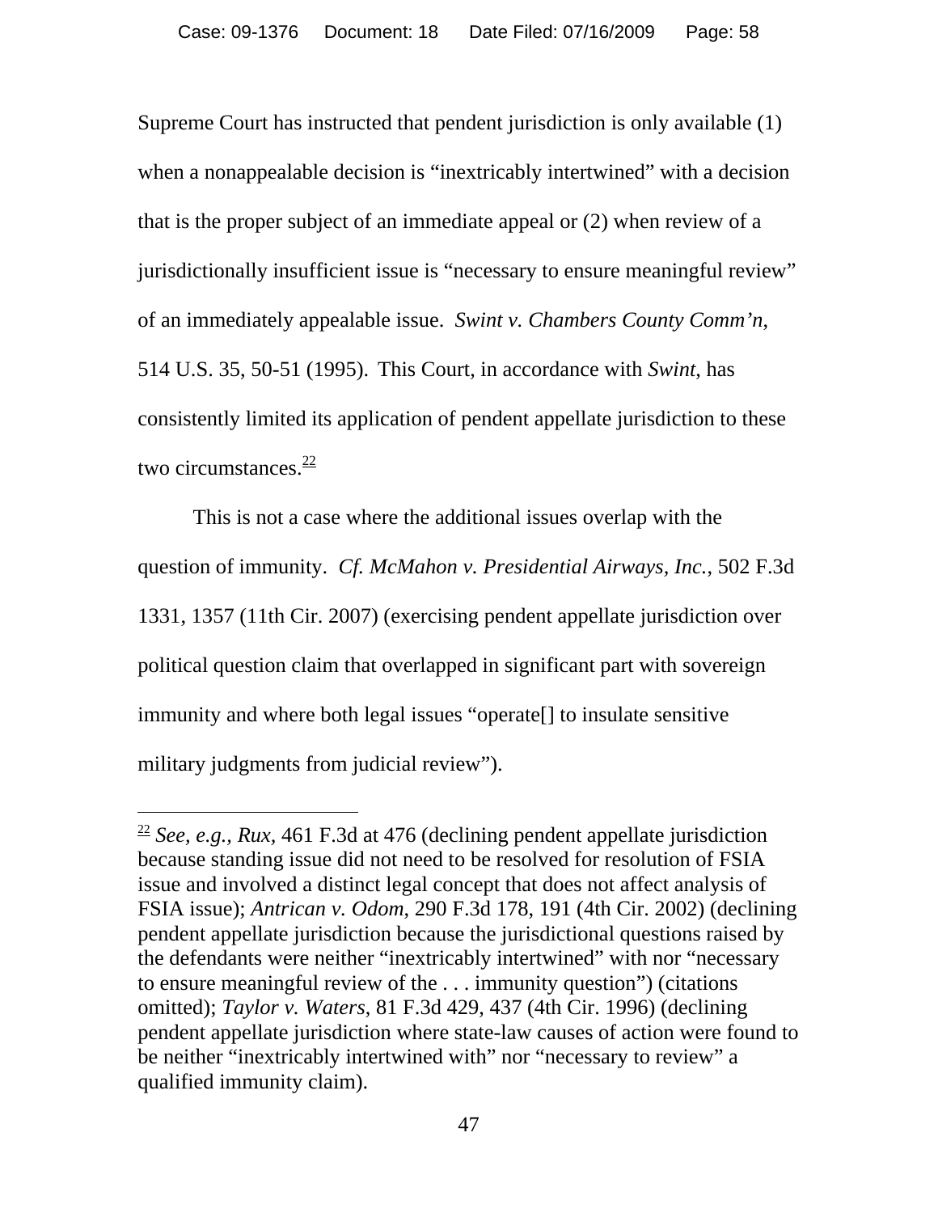Supreme Court has instructed that pendent jurisdiction is only available (1) when a nonappealable decision is "inextricably intertwined" with a decision that is the proper subject of an immediate appeal or (2) when review of a jurisdictionally insufficient issue is "necessary to ensure meaningful review" of an immediately appealable issue. *Swint v. Chambers County Comm'n*, 514 U.S. 35, 50-51 (1995). This Court, in accordance with *Swint*, has consistently limited its application of pendent appellate jurisdiction to these two circumstances.[22]

This is not a case where the additional issues overlap with the question of immunity. *Cf. McMahon v. Presidential Airways, Inc.*, 502 F.3d 1331, 1357 (11th Cir. 2007) (exercising pendent appellate jurisdiction over political question claim that overlapped in significant part with sovereign immunity and where both legal issues "operate[] to insulate sensitive military judgments from judicial review").

---

[22] *See, e.g., Rux*, 461 F.3d at 476 (declining pendent appellate jurisdiction because standing issue did not need to be resolved for resolution of FSIA issue and involved a distinct legal concept that does not affect analysis of FSIA issue); *Antrican v. Odom*, 290 F.3d 178, 191 (4th Cir. 2002) (declining pendent appellate jurisdiction because the jurisdictional questions raised by the defendants were neither "inextricably intertwined" with nor "necessary to ensure meaningful review of the . . . immunity question") (citations omitted); *Taylor v. Waters*, 81 F.3d 429, 437 (4th Cir. 1996) (declining pendent appellate jurisdiction where state-law causes of action were found to be neither "inextricably intertwined with" nor "necessary to review" a qualified immunity claim).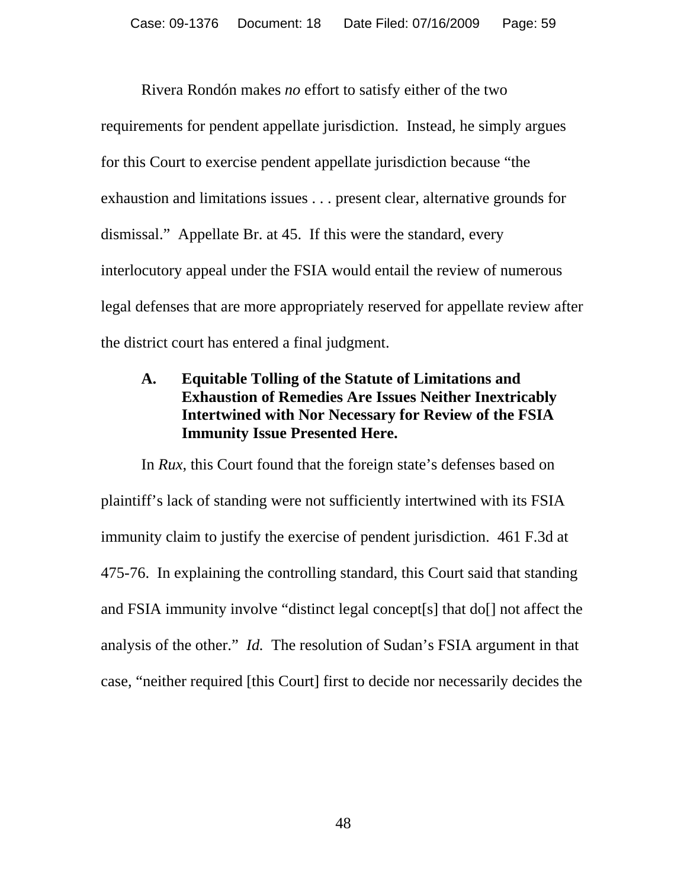Rivera Rondón makes *no* effort to satisfy either of the two requirements for pendent appellate jurisdiction. Instead, he simply argues for this Court to exercise pendent appellate jurisdiction because "the exhaustion and limitations issues . . . present clear, alternative grounds for dismissal." Appellate Br. at 45. If this were the standard, every interlocutory appeal under the FSIA would entail the review of numerous legal defenses that are more appropriately reserved for appellate review after the district court has entered a final judgment.

### A. Equitable Tolling of the Statute of Limitations and Exhaustion of Remedies Are Issues Neither Inextricably Intertwined with Nor Necessary for Review of the FSIA Immunity Issue Presented Here.

In *Rux*, this Court found that the foreign state's defenses based on plaintiff's lack of standing were not sufficiently intertwined with its FSIA immunity claim to justify the exercise of pendent jurisdiction. 461 F.3d at 475-76. In explaining the controlling standard, this Court said that standing and FSIA immunity involve "distinct legal concept[s] that do[] not affect the analysis of the other." *Id.* The resolution of Sudan's FSIA argument in that case, "neither required [this Court] first to decide nor necessarily decides the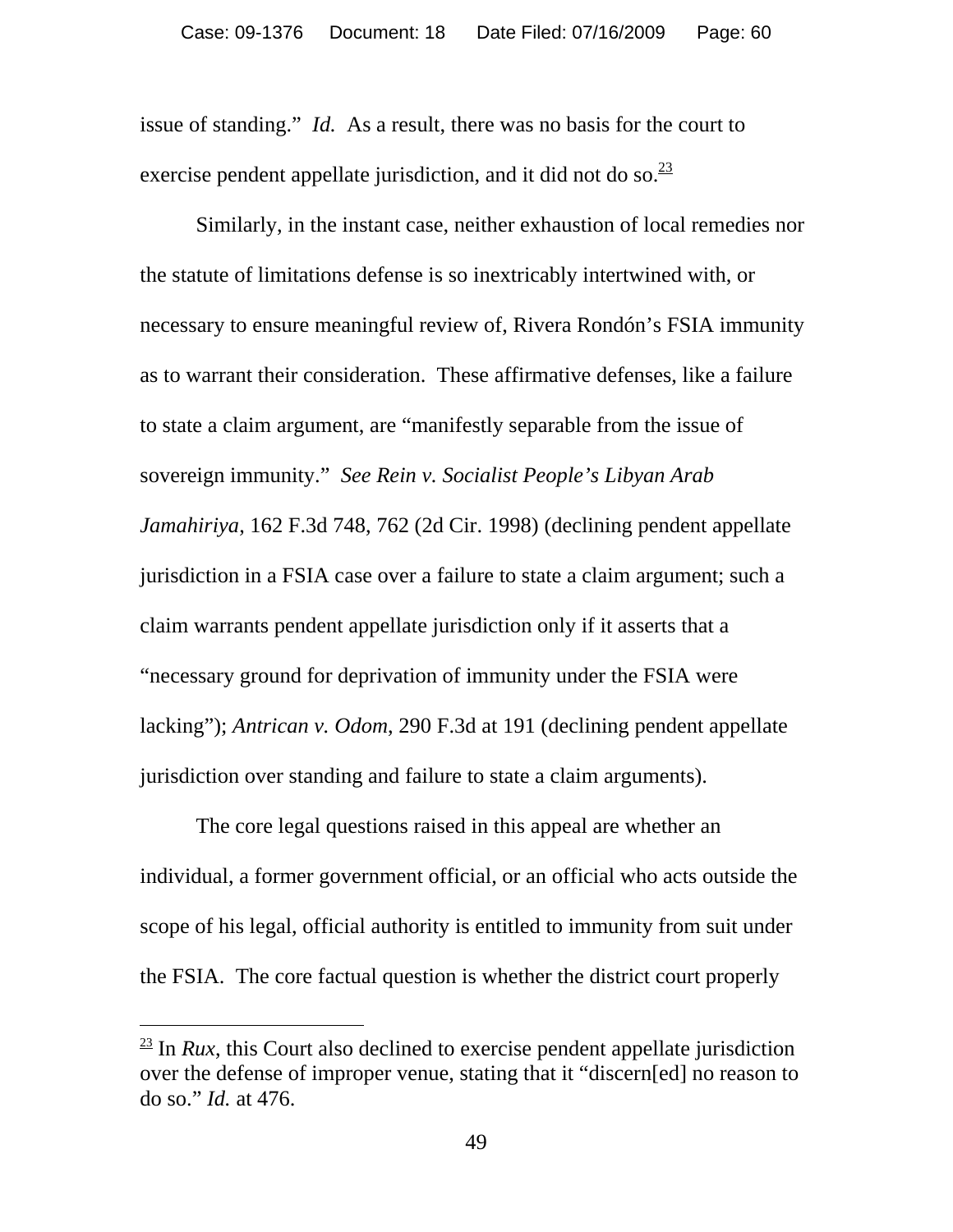issue of standing." *Id.* As a result, there was no basis for the court to exercise pendent appellate jurisdiction, and it did not do so.[23]

Similarly, in the instant case, neither exhaustion of local remedies nor the statute of limitations defense is so inextricably intertwined with, or necessary to ensure meaningful review of, Rivera Rondón's FSIA immunity as to warrant their consideration. These affirmative defenses, like a failure to state a claim argument, are "manifestly separable from the issue of sovereign immunity." *See Rein v. Socialist People's Libyan Arab Jamahiriya*, 162 F.3d 748, 762 (2d Cir. 1998) (declining pendent appellate jurisdiction in a FSIA case over a failure to state a claim argument; such a claim warrants pendent appellate jurisdiction only if it asserts that a "necessary ground for deprivation of immunity under the FSIA were lacking"); *Antrican v. Odom*, 290 F.3d at 191 (declining pendent appellate jurisdiction over standing and failure to state a claim arguments).

The core legal questions raised in this appeal are whether an individual, a former government official, or an official who acts outside the scope of his legal, official authority is entitled to immunity from suit under the FSIA. The core factual question is whether the district court properly

---

[23] In *Rux*, this Court also declined to exercise pendent appellate jurisdiction over the defense of improper venue, stating that it "discern[ed] no reason to do so." *Id.* at 476.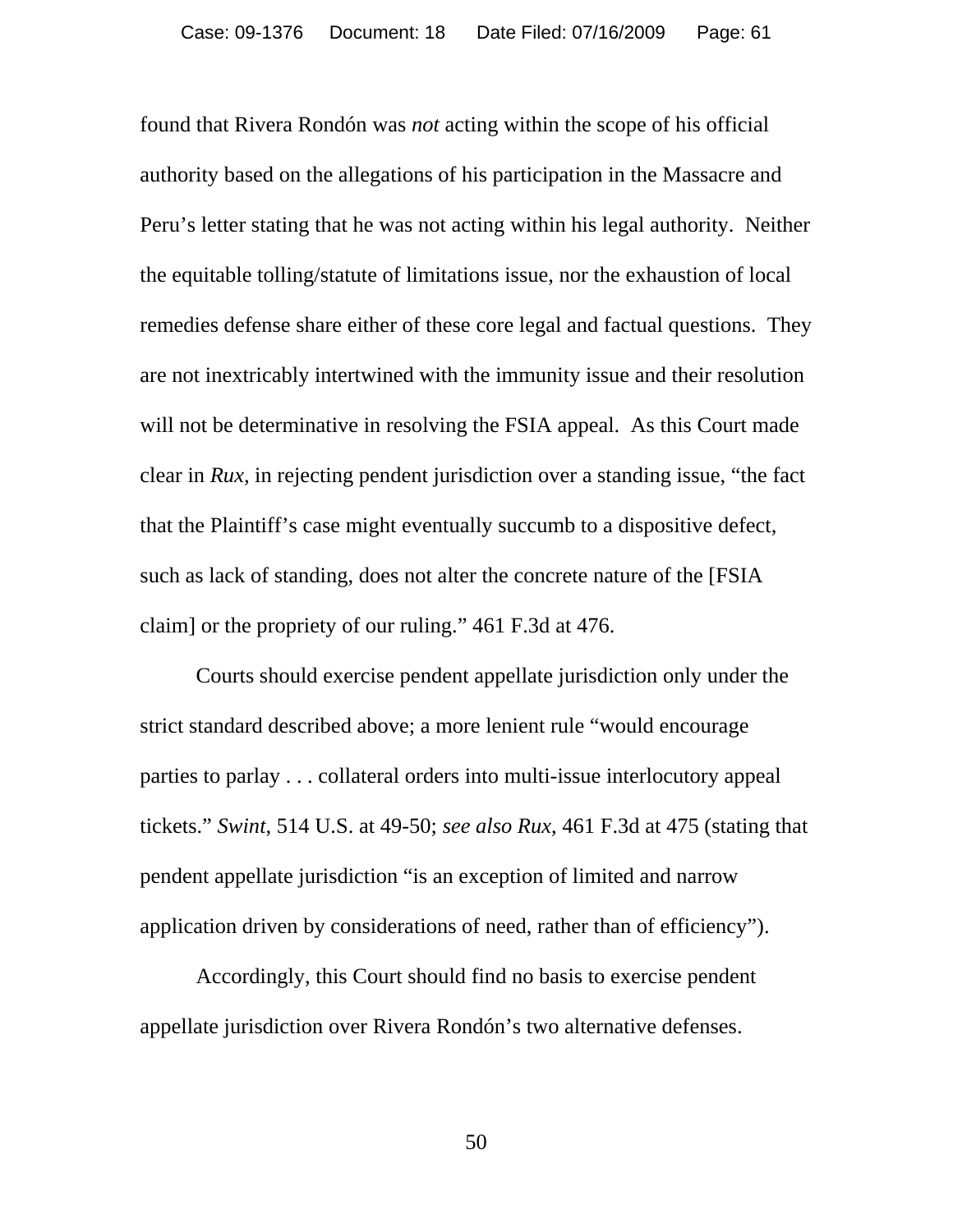found that Rivera Rondón was *not* acting within the scope of his official authority based on the allegations of his participation in the Massacre and Peru's letter stating that he was not acting within his legal authority. Neither the equitable tolling/statute of limitations issue, nor the exhaustion of local remedies defense share either of these core legal and factual questions. They are not inextricably intertwined with the immunity issue and their resolution will not be determinative in resolving the FSIA appeal. As this Court made clear in *Rux,* in rejecting pendent jurisdiction over a standing issue, "the fact that the Plaintiff's case might eventually succumb to a dispositive defect, such as lack of standing, does not alter the concrete nature of the [FSIA claim] or the propriety of our ruling." 461 F.3d at 476.

Courts should exercise pendent appellate jurisdiction only under the strict standard described above; a more lenient rule "would encourage parties to parlay . . . collateral orders into multi-issue interlocutory appeal tickets." *Swint*, 514 U.S. at 49-50; *see also Rux*, 461 F.3d at 475 (stating that pendent appellate jurisdiction "is an exception of limited and narrow application driven by considerations of need, rather than of efficiency").

Accordingly, this Court should find no basis to exercise pendent appellate jurisdiction over Rivera Rondón's two alternative defenses.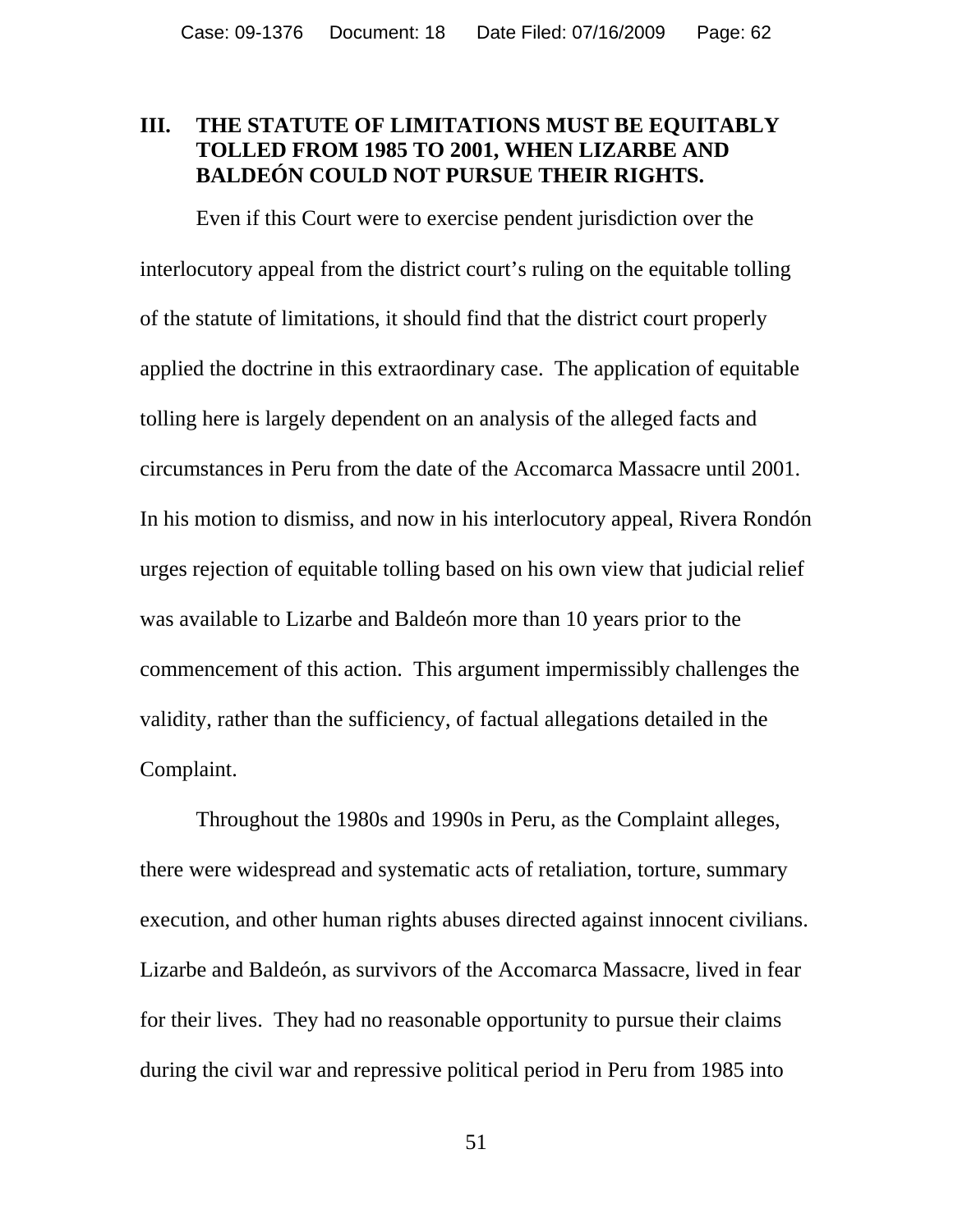## III. THE STATUTE OF LIMITATIONS MUST BE EQUITABLY TOLLED FROM 1985 TO 2001, WHEN LIZARBE AND BALDEÓN COULD NOT PURSUE THEIR RIGHTS.

Even if this Court were to exercise pendent jurisdiction over the interlocutory appeal from the district court's ruling on the equitable tolling of the statute of limitations, it should find that the district court properly applied the doctrine in this extraordinary case. The application of equitable tolling here is largely dependent on an analysis of the alleged facts and circumstances in Peru from the date of the Accomarca Massacre until 2001. In his motion to dismiss, and now in his interlocutory appeal, Rivera Rondón urges rejection of equitable tolling based on his own view that judicial relief was available to Lizarbe and Baldeón more than 10 years prior to the commencement of this action. This argument impermissibly challenges the validity, rather than the sufficiency, of factual allegations detailed in the Complaint.

Throughout the 1980s and 1990s in Peru, as the Complaint alleges, there were widespread and systematic acts of retaliation, torture, summary execution, and other human rights abuses directed against innocent civilians. Lizarbe and Baldeón, as survivors of the Accomarca Massacre, lived in fear for their lives. They had no reasonable opportunity to pursue their claims during the civil war and repressive political period in Peru from 1985 into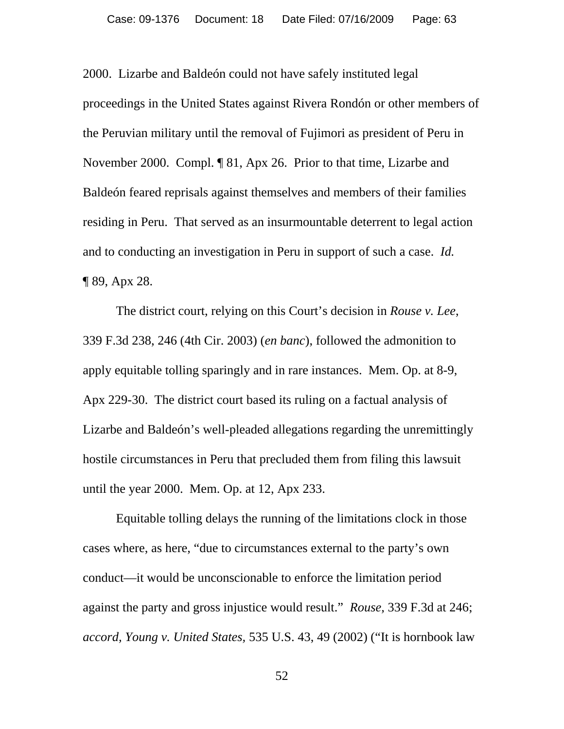2000. Lizarbe and Baldeón could not have safely instituted legal proceedings in the United States against Rivera Rondón or other members of the Peruvian military until the removal of Fujimori as president of Peru in November 2000. Compl. ¶ 81, Apx 26. Prior to that time, Lizarbe and Baldeón feared reprisals against themselves and members of their families residing in Peru. That served as an insurmountable deterrent to legal action and to conducting an investigation in Peru in support of such a case. *Id.* ¶ 89, Apx 28.

The district court, relying on this Court's decision in *Rouse v. Lee*, 339 F.3d 238, 246 (4th Cir. 2003) (*en banc*), followed the admonition to apply equitable tolling sparingly and in rare instances. Mem. Op. at 8-9, Apx 229-30. The district court based its ruling on a factual analysis of Lizarbe and Baldeón's well-pleaded allegations regarding the unremittingly hostile circumstances in Peru that precluded them from filing this lawsuit until the year 2000. Mem. Op. at 12, Apx 233.

Equitable tolling delays the running of the limitations clock in those cases where, as here, "due to circumstances external to the party's own conduct—it would be unconscionable to enforce the limitation period against the party and gross injustice would result." *Rouse*, 339 F.3d at 246; *accord, Young v. United States,* 535 U.S. 43, 49 (2002) ("It is hornbook law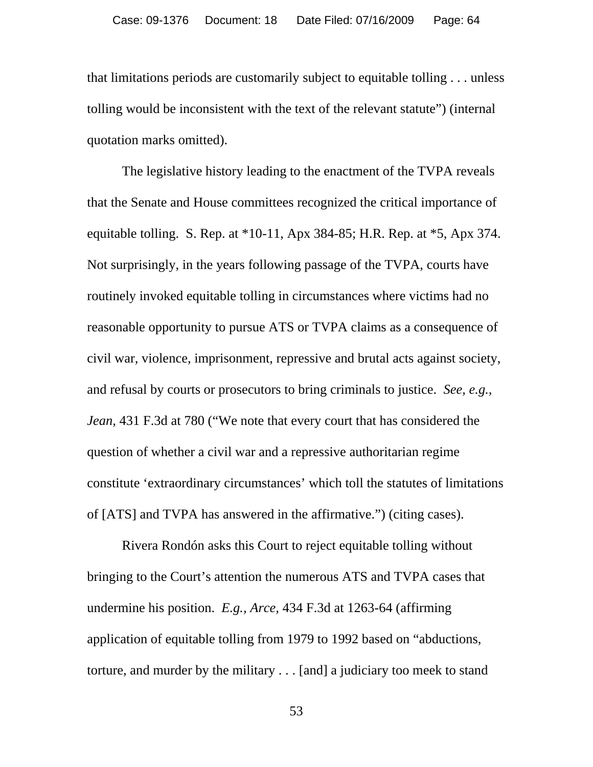that limitations periods are customarily subject to equitable tolling . . . unless tolling would be inconsistent with the text of the relevant statute") (internal quotation marks omitted).

The legislative history leading to the enactment of the TVPA reveals that the Senate and House committees recognized the critical importance of equitable tolling. S. Rep. at *10-11, Apx 384-85; H.R. Rep. at *5, Apx 374. Not surprisingly, in the years following passage of the TVPA, courts have routinely invoked equitable tolling in circumstances where victims had no reasonable opportunity to pursue ATS or TVPA claims as a consequence of civil war, violence, imprisonment, repressive and brutal acts against society, and refusal by courts or prosecutors to bring criminals to justice. *See, e.g., Jean,* 431 F.3d at 780 ("We note that every court that has considered the question of whether a civil war and a repressive authoritarian regime constitute 'extraordinary circumstances' which toll the statutes of limitations of [ATS] and TVPA has answered in the affirmative.") (citing cases).

Rivera Rondón asks this Court to reject equitable tolling without bringing to the Court's attention the numerous ATS and TVPA cases that undermine his position. *E.g., Arce,* 434 F.3d at 1263-64 (affirming application of equitable tolling from 1979 to 1992 based on "abductions, torture, and murder by the military . . . [and] a judiciary too meek to stand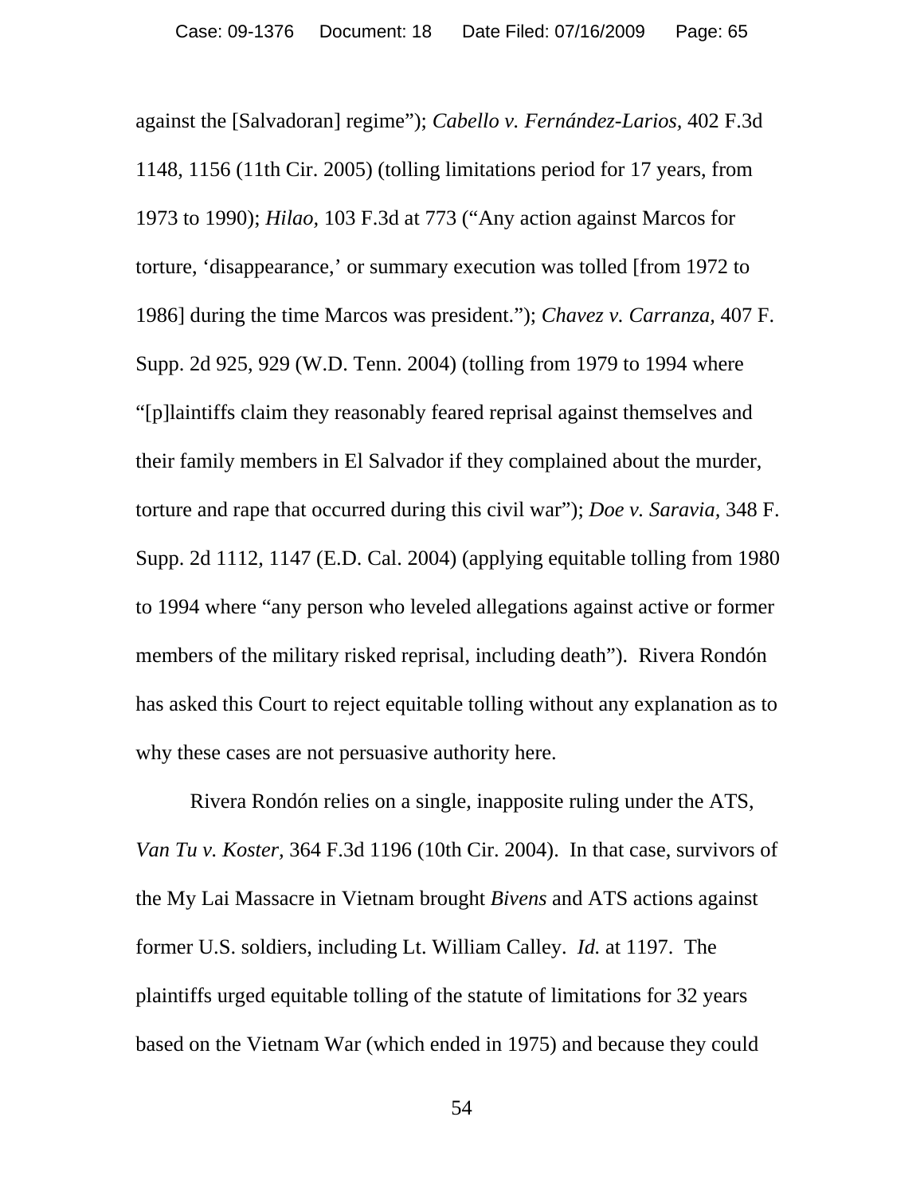against the [Salvadoran] regime"); *Cabello v. Fernández-Larios*, 402 F.3d 1148, 1156 (11th Cir. 2005) (tolling limitations period for 17 years, from 1973 to 1990); *Hilao*, 103 F.3d at 773 ("Any action against Marcos for torture, 'disappearance,' or summary execution was tolled [from 1972 to 1986] during the time Marcos was president."); *Chavez v. Carranza*, 407 F. Supp. 2d 925, 929 (W.D. Tenn. 2004) (tolling from 1979 to 1994 where "[p]laintiffs claim they reasonably feared reprisal against themselves and their family members in El Salvador if they complained about the murder, torture and rape that occurred during this civil war"); *Doe v. Saravia*, 348 F. Supp. 2d 1112, 1147 (E.D. Cal. 2004) (applying equitable tolling from 1980 to 1994 where "any person who leveled allegations against active or former members of the military risked reprisal, including death"). Rivera Rondón has asked this Court to reject equitable tolling without any explanation as to why these cases are not persuasive authority here.

Rivera Rondón relies on a single, inapposite ruling under the ATS, *Van Tu v. Koster*, 364 F.3d 1196 (10th Cir. 2004). In that case, survivors of the My Lai Massacre in Vietnam brought *Bivens* and ATS actions against former U.S. soldiers, including Lt. William Calley. *Id.* at 1197. The plaintiffs urged equitable tolling of the statute of limitations for 32 years based on the Vietnam War (which ended in 1975) and because they could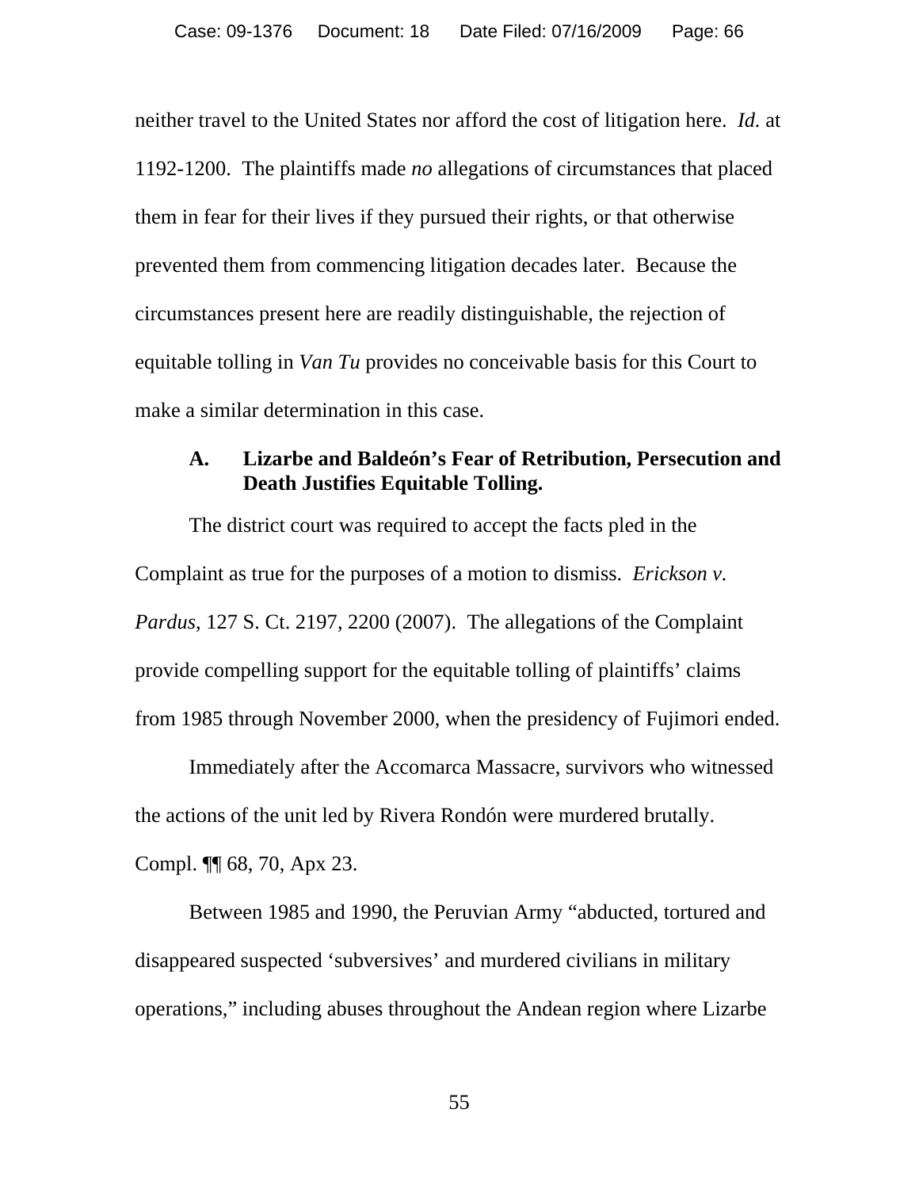neither travel to the United States nor afford the cost of litigation here. *Id.* at 1192-1200. The plaintiffs made *no* allegations of circumstances that placed them in fear for their lives if they pursued their rights, or that otherwise prevented them from commencing litigation decades later. Because the circumstances present here are readily distinguishable, the rejection of equitable tolling in *Van Tu* provides no conceivable basis for this Court to make a similar determination in this case.

### A. Lizarbe and Baldeón's Fear of Retribution, Persecution and Death Justifies Equitable Tolling.

The district court was required to accept the facts pled in the Complaint as true for the purposes of a motion to dismiss. *Erickson v. Pardus,* 127 S. Ct. 2197, 2200 (2007). The allegations of the Complaint provide compelling support for the equitable tolling of plaintiffs' claims from 1985 through November 2000, when the presidency of Fujimori ended.

Immediately after the Accomarca Massacre, survivors who witnessed the actions of the unit led by Rivera Rondón were murdered brutally. Compl. ¶¶ 68, 70, Apx 23.

Between 1985 and 1990, the Peruvian Army "abducted, tortured and disappeared suspected 'subversives' and murdered civilians in military operations," including abuses throughout the Andean region where Lizarbe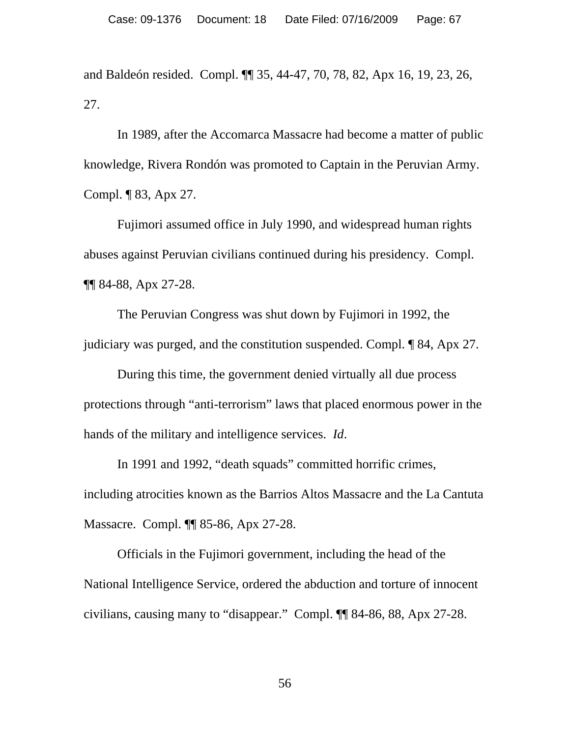and Baldeón resided. Compl. ¶¶ 35, 44-47, 70, 78, 82, Apx 16, 19, 23, 26, 27.

In 1989, after the Accomarca Massacre had become a matter of public knowledge, Rivera Rondón was promoted to Captain in the Peruvian Army. Compl. ¶ 83, Apx 27.

Fujimori assumed office in July 1990, and widespread human rights abuses against Peruvian civilians continued during his presidency. Compl. ¶¶ 84-88, Apx 27-28.

The Peruvian Congress was shut down by Fujimori in 1992, the judiciary was purged, and the constitution suspended. Compl. ¶ 84, Apx 27.

During this time, the government denied virtually all due process protections through "anti-terrorism" laws that placed enormous power in the hands of the military and intelligence services. *Id*.

In 1991 and 1992, "death squads" committed horrific crimes, including atrocities known as the Barrios Altos Massacre and the La Cantuta Massacre. Compl. ¶¶ 85-86, Apx 27-28.

Officials in the Fujimori government, including the head of the National Intelligence Service, ordered the abduction and torture of innocent civilians, causing many to "disappear." Compl. ¶¶ 84-86, 88, Apx 27-28.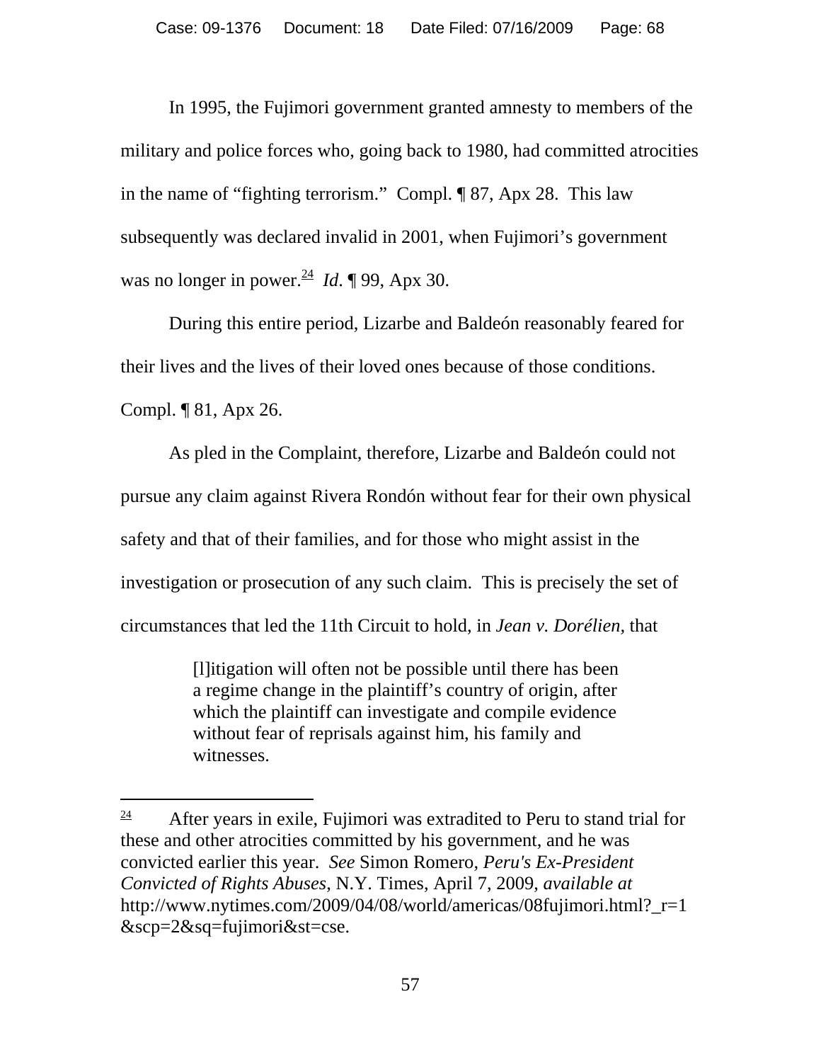In 1995, the Fujimori government granted amnesty to members of the military and police forces who, going back to 1980, had committed atrocities in the name of "fighting terrorism." Compl. ¶ 87, Apx 28. This law subsequently was declared invalid in 2001, when Fujimori's government was no longer in power.[24] *Id*. ¶ 99, Apx 30.

During this entire period, Lizarbe and Baldeón reasonably feared for their lives and the lives of their loved ones because of those conditions. Compl. ¶ 81, Apx 26.

As pled in the Complaint, therefore, Lizarbe and Baldeón could not pursue any claim against Rivera Rondón without fear for their own physical safety and that of their families, and for those who might assist in the investigation or prosecution of any such claim. This is precisely the set of circumstances that led the 11th Circuit to hold, in *Jean v. Dorélien,* that

> [l]itigation will often not be possible until there has been a regime change in the plaintiff's country of origin, after which the plaintiff can investigate and compile evidence without fear of reprisals against him, his family and witnesses.

---

[24] After years in exile, Fujimori was extradited to Peru to stand trial for these and other atrocities committed by his government, and he was convicted earlier this year. *See* Simon Romero, *Peru's Ex-President Convicted of Rights Abuses*, N.Y. Times, April 7, 2009, *available at* http://www.nytimes.com/2009/04/08/world/americas/08fujimori.html?_r=1&scp=2&sq=fujimori&st=cse.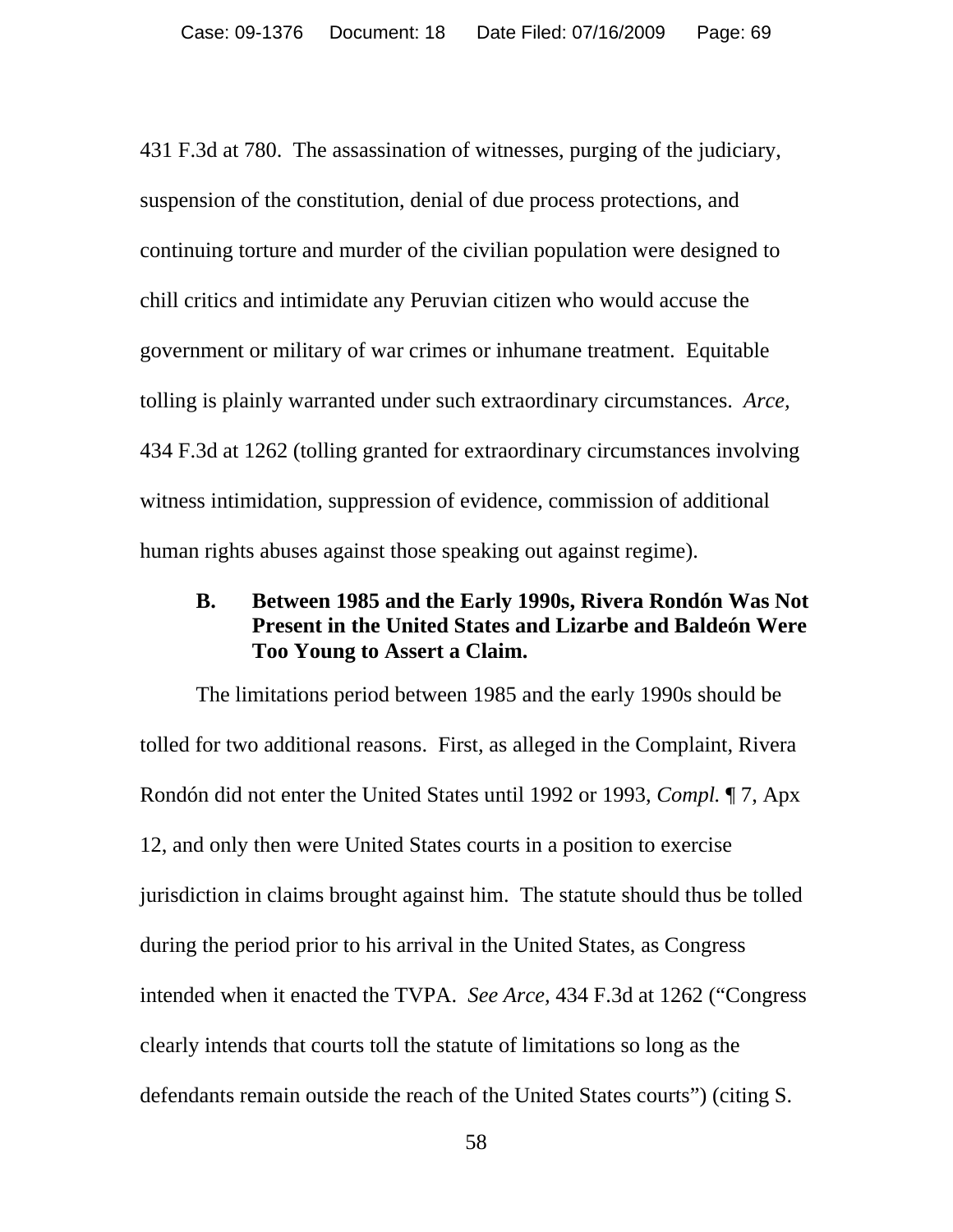431 F.3d at 780. The assassination of witnesses, purging of the judiciary, suspension of the constitution, denial of due process protections, and continuing torture and murder of the civilian population were designed to chill critics and intimidate any Peruvian citizen who would accuse the government or military of war crimes or inhumane treatment. Equitable tolling is plainly warranted under such extraordinary circumstances. *Arce*, 434 F.3d at 1262 (tolling granted for extraordinary circumstances involving witness intimidation, suppression of evidence, commission of additional human rights abuses against those speaking out against regime).

### B. Between 1985 and the Early 1990s, Rivera Rondón Was Not Present in the United States and Lizarbe and Baldeón Were Too Young to Assert a Claim.

The limitations period between 1985 and the early 1990s should be tolled for two additional reasons. First, as alleged in the Complaint, Rivera Rondón did not enter the United States until 1992 or 1993, *Compl.* ¶ 7, Apx 12, and only then were United States courts in a position to exercise jurisdiction in claims brought against him. The statute should thus be tolled during the period prior to his arrival in the United States, as Congress intended when it enacted the TVPA. *See Arce*, 434 F.3d at 1262 ("Congress clearly intends that courts toll the statute of limitations so long as the defendants remain outside the reach of the United States courts") (citing S.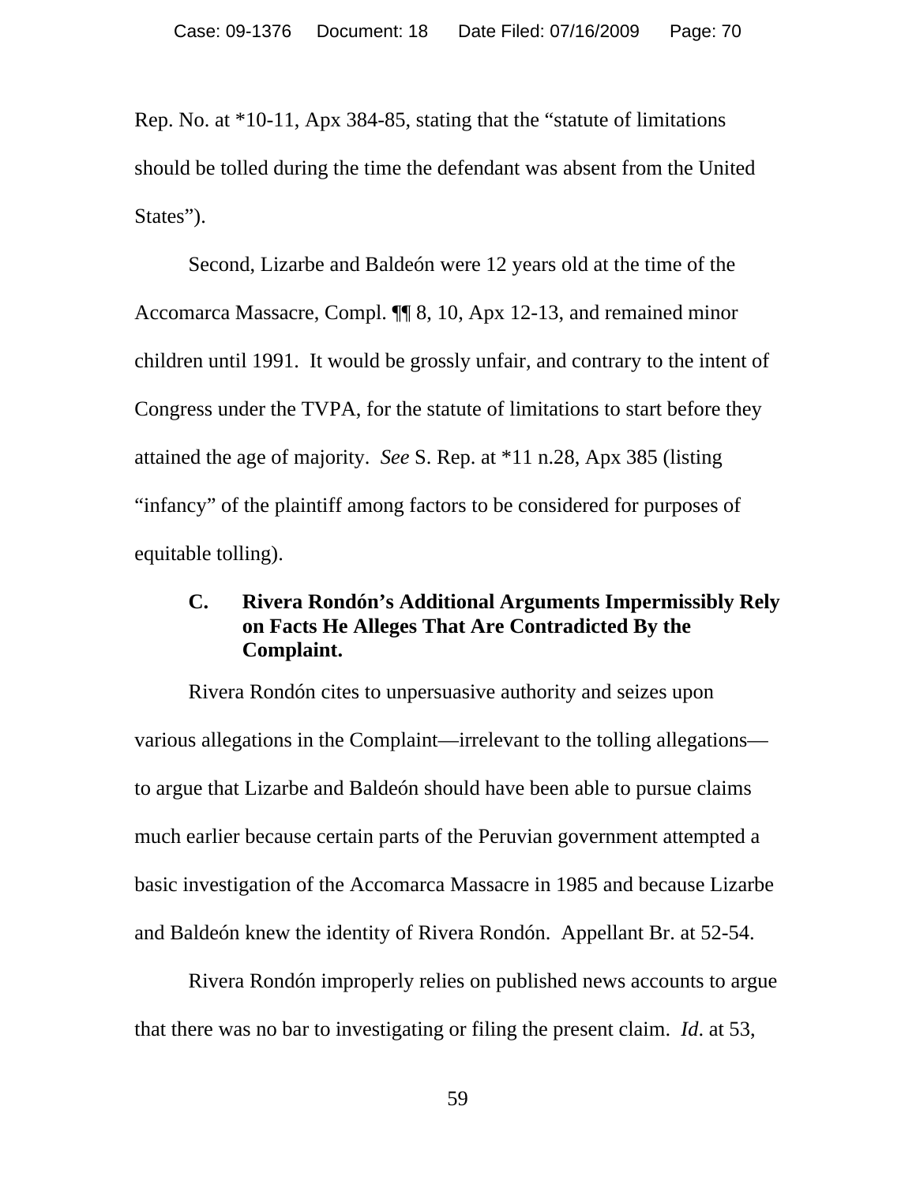Rep. No. at *10-11, Apx 384-85, stating that the "statute of limitations should be tolled during the time the defendant was absent from the United States").

Second, Lizarbe and Baldeón were 12 years old at the time of the Accomarca Massacre, Compl. ¶¶ 8, 10, Apx 12-13, and remained minor children until 1991. It would be grossly unfair, and contrary to the intent of Congress under the TVPA, for the statute of limitations to start before they attained the age of majority. *See* S. Rep. at *11 n.28, Apx 385 (listing "infancy" of the plaintiff among factors to be considered for purposes of equitable tolling).

### C. Rivera Rondón's Additional Arguments Impermissibly Rely on Facts He Alleges That Are Contradicted By the Complaint.

Rivera Rondón cites to unpersuasive authority and seizes upon various allegations in the Complaint—irrelevant to the tolling allegations—to argue that Lizarbe and Baldeón should have been able to pursue claims much earlier because certain parts of the Peruvian government attempted a basic investigation of the Accomarca Massacre in 1985 and because Lizarbe and Baldeón knew the identity of Rivera Rondón. Appellant Br. at 52-54.

Rivera Rondón improperly relies on published news accounts to argue that there was no bar to investigating or filing the present claim. *Id*. at 53,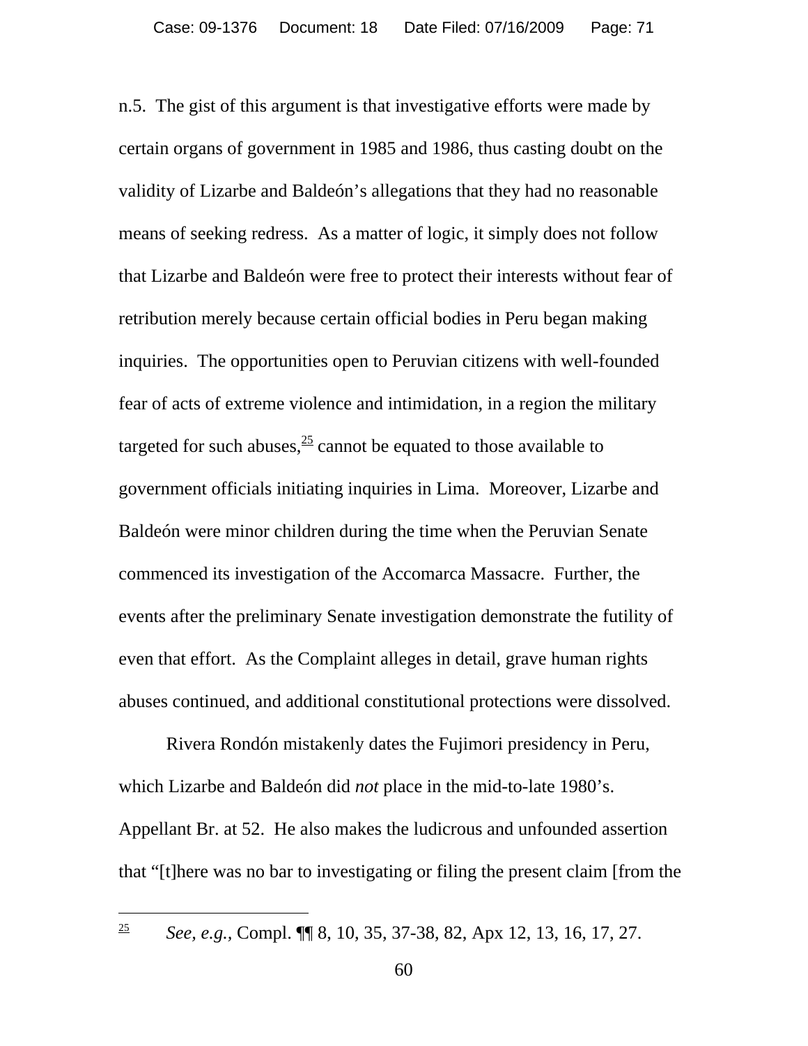n.5. The gist of this argument is that investigative efforts were made by certain organs of government in 1985 and 1986, thus casting doubt on the validity of Lizarbe and Baldeón's allegations that they had no reasonable means of seeking redress. As a matter of logic, it simply does not follow that Lizarbe and Baldeón were free to protect their interests without fear of retribution merely because certain official bodies in Peru began making inquiries. The opportunities open to Peruvian citizens with well-founded fear of acts of extreme violence and intimidation, in a region the military targeted for such abuses,[25] cannot be equated to those available to government officials initiating inquiries in Lima. Moreover, Lizarbe and Baldeón were minor children during the time when the Peruvian Senate commenced its investigation of the Accomarca Massacre. Further, the events after the preliminary Senate investigation demonstrate the futility of even that effort. As the Complaint alleges in detail, grave human rights abuses continued, and additional constitutional protections were dissolved.

Rivera Rondón mistakenly dates the Fujimori presidency in Peru, which Lizarbe and Baldeón did *not* place in the mid-to-late 1980's. Appellant Br. at 52. He also makes the ludicrous and unfounded assertion that "[t]here was no bar to investigating or filing the present claim [from the

---

[25] *See, e.g.*, Compl. ¶¶ 8, 10, 35, 37-38, 82, Apx 12, 13, 16, 17, 27.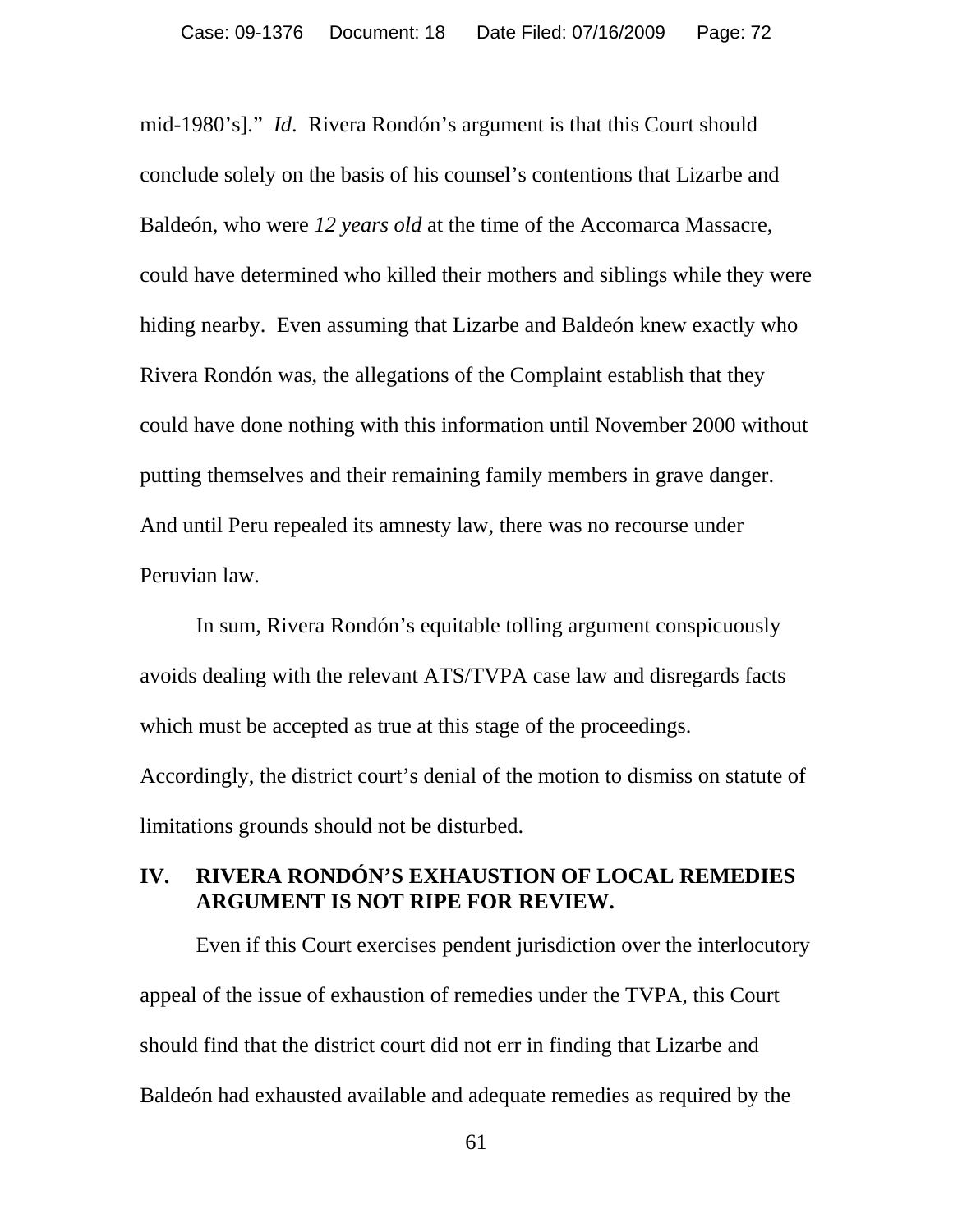mid-1980's]." *Id*. Rivera Rondón's argument is that this Court should conclude solely on the basis of his counsel's contentions that Lizarbe and Baldeón, who were *12 years old* at the time of the Accomarca Massacre, could have determined who killed their mothers and siblings while they were hiding nearby. Even assuming that Lizarbe and Baldeón knew exactly who Rivera Rondón was, the allegations of the Complaint establish that they could have done nothing with this information until November 2000 without putting themselves and their remaining family members in grave danger. And until Peru repealed its amnesty law, there was no recourse under Peruvian law.

In sum, Rivera Rondón's equitable tolling argument conspicuously avoids dealing with the relevant ATS/TVPA case law and disregards facts which must be accepted as true at this stage of the proceedings. Accordingly, the district court's denial of the motion to dismiss on statute of limitations grounds should not be disturbed.

## IV. RIVERA RONDÓN'S EXHAUSTION OF LOCAL REMEDIES ARGUMENT IS NOT RIPE FOR REVIEW.

Even if this Court exercises pendent jurisdiction over the interlocutory appeal of the issue of exhaustion of remedies under the TVPA, this Court should find that the district court did not err in finding that Lizarbe and Baldeón had exhausted available and adequate remedies as required by the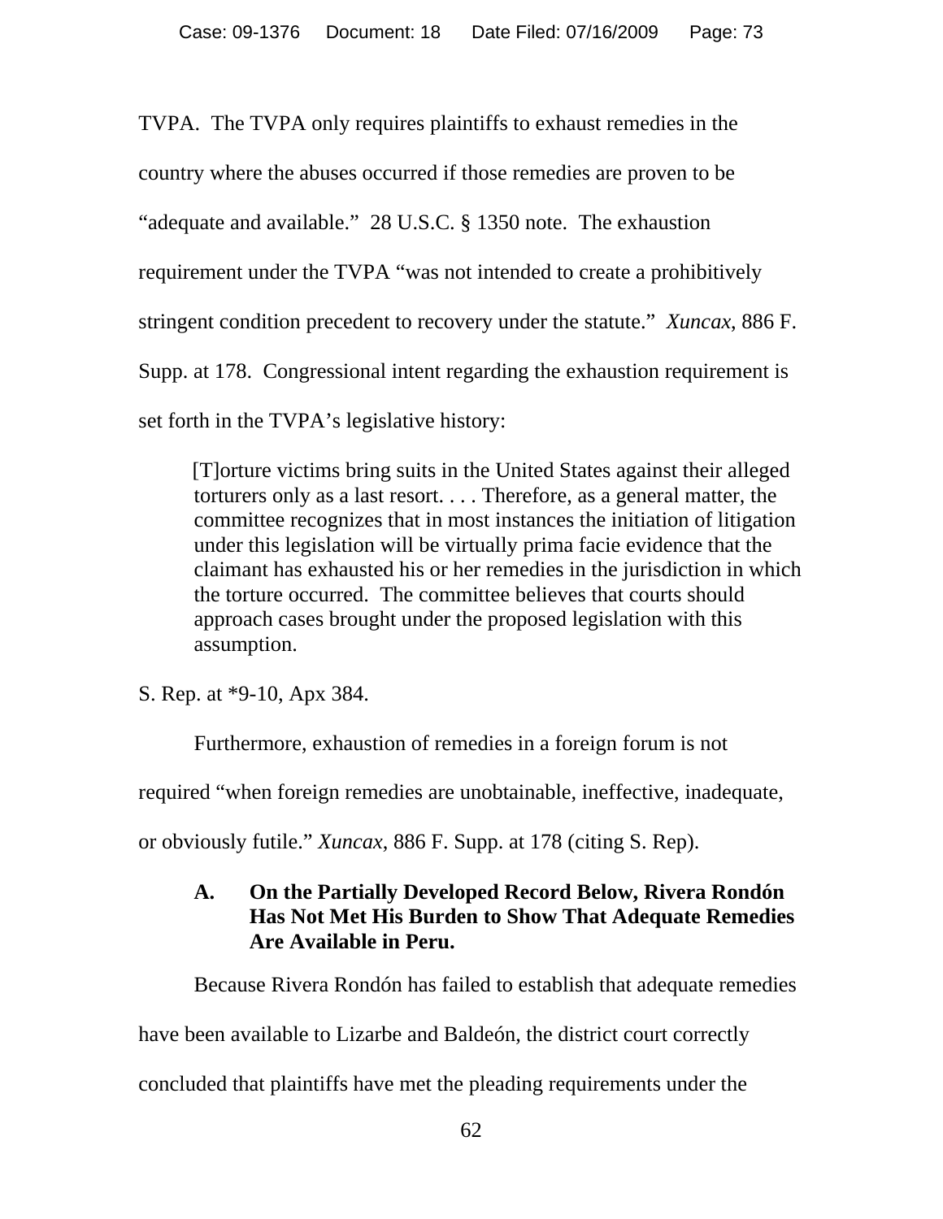TVPA. The TVPA only requires plaintiffs to exhaust remedies in the country where the abuses occurred if those remedies are proven to be "adequate and available." 28 U.S.C. § 1350 note. The exhaustion requirement under the TVPA "was not intended to create a prohibitively stringent condition precedent to recovery under the statute." *Xuncax*, 886 F. Supp. at 178. Congressional intent regarding the exhaustion requirement is set forth in the TVPA's legislative history:

> [T]orture victims bring suits in the United States against their alleged torturers only as a last resort. . . . Therefore, as a general matter, the committee recognizes that in most instances the initiation of litigation under this legislation will be virtually prima facie evidence that the claimant has exhausted his or her remedies in the jurisdiction in which the torture occurred. The committee believes that courts should approach cases brought under the proposed legislation with this assumption.

S. Rep. at *9-10, Apx 384.

Furthermore, exhaustion of remedies in a foreign forum is not required "when foreign remedies are unobtainable, ineffective, inadequate, or obviously futile." *Xuncax*, 886 F. Supp. at 178 (citing S. Rep).

### A. On the Partially Developed Record Below, Rivera Rondón Has Not Met His Burden to Show That Adequate Remedies Are Available in Peru.

Because Rivera Rondón has failed to establish that adequate remedies have been available to Lizarbe and Baldeón, the district court correctly concluded that plaintiffs have met the pleading requirements under the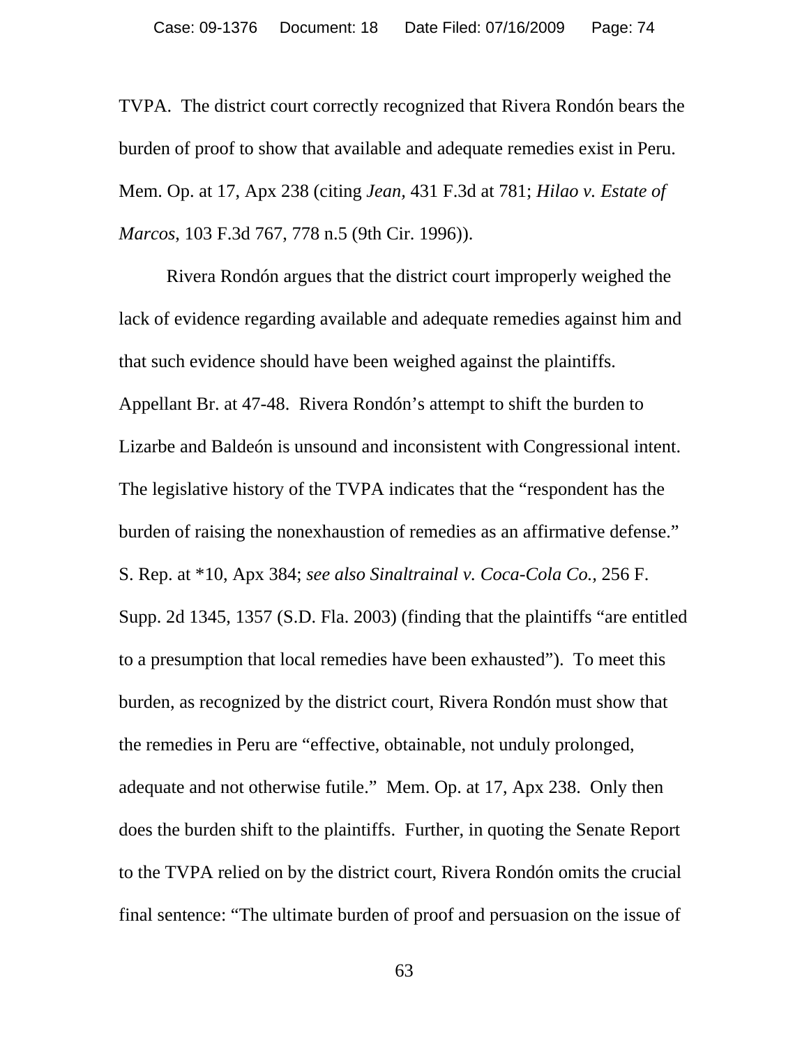TVPA. The district court correctly recognized that Rivera Rondón bears the burden of proof to show that available and adequate remedies exist in Peru. Mem. Op. at 17, Apx 238 (citing *Jean,* 431 F.3d at 781; *Hilao v. Estate of Marcos*, 103 F.3d 767, 778 n.5 (9th Cir. 1996)).

Rivera Rondón argues that the district court improperly weighed the lack of evidence regarding available and adequate remedies against him and that such evidence should have been weighed against the plaintiffs. Appellant Br. at 47-48. Rivera Rondón's attempt to shift the burden to Lizarbe and Baldeón is unsound and inconsistent with Congressional intent. The legislative history of the TVPA indicates that the "respondent has the burden of raising the nonexhaustion of remedies as an affirmative defense." S. Rep. at *10, Apx 384; *see also Sinaltrainal v. Coca-Cola Co.,* 256 F. Supp. 2d 1345, 1357 (S.D. Fla. 2003) (finding that the plaintiffs "are entitled to a presumption that local remedies have been exhausted"). To meet this burden, as recognized by the district court, Rivera Rondón must show that the remedies in Peru are "effective, obtainable, not unduly prolonged, adequate and not otherwise futile." Mem. Op. at 17, Apx 238. Only then does the burden shift to the plaintiffs. Further, in quoting the Senate Report to the TVPA relied on by the district court, Rivera Rondón omits the crucial final sentence: "The ultimate burden of proof and persuasion on the issue of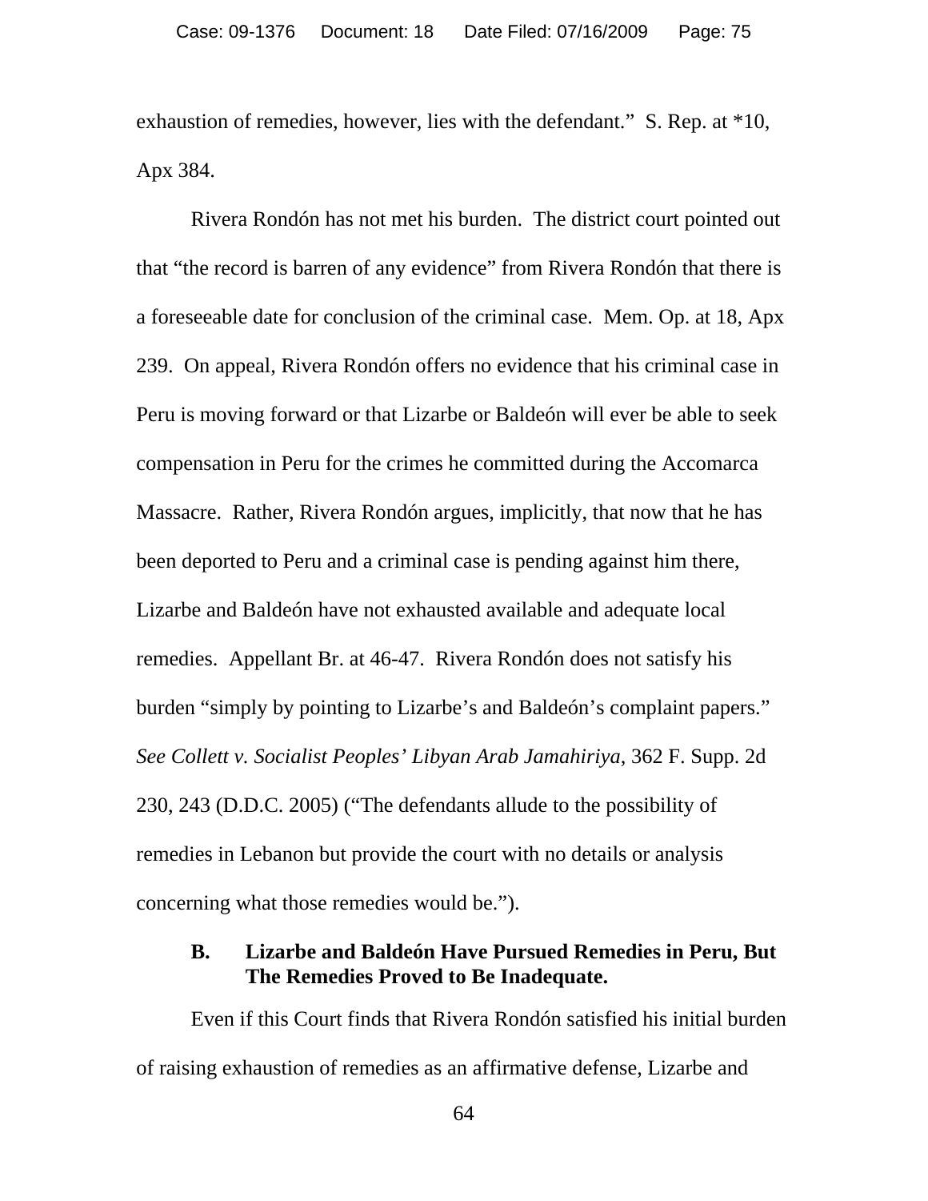exhaustion of remedies, however, lies with the defendant." S. Rep. at *10, Apx 384.

Rivera Rondón has not met his burden. The district court pointed out that "the record is barren of any evidence" from Rivera Rondón that there is a foreseeable date for conclusion of the criminal case. Mem. Op. at 18, Apx 239. On appeal, Rivera Rondón offers no evidence that his criminal case in Peru is moving forward or that Lizarbe or Baldeón will ever be able to seek compensation in Peru for the crimes he committed during the Accomarca Massacre. Rather, Rivera Rondón argues, implicitly, that now that he has been deported to Peru and a criminal case is pending against him there, Lizarbe and Baldeón have not exhausted available and adequate local remedies. Appellant Br. at 46-47. Rivera Rondón does not satisfy his burden "simply by pointing to Lizarbe's and Baldeón's complaint papers." *See Collett v. Socialist Peoples' Libyan Arab Jamahiriya*, 362 F. Supp. 2d 230, 243 (D.D.C. 2005) ("The defendants allude to the possibility of remedies in Lebanon but provide the court with no details or analysis concerning what those remedies would be.").

### B. Lizarbe and Baldeón Have Pursued Remedies in Peru, But The Remedies Proved to Be Inadequate.

Even if this Court finds that Rivera Rondón satisfied his initial burden of raising exhaustion of remedies as an affirmative defense, Lizarbe and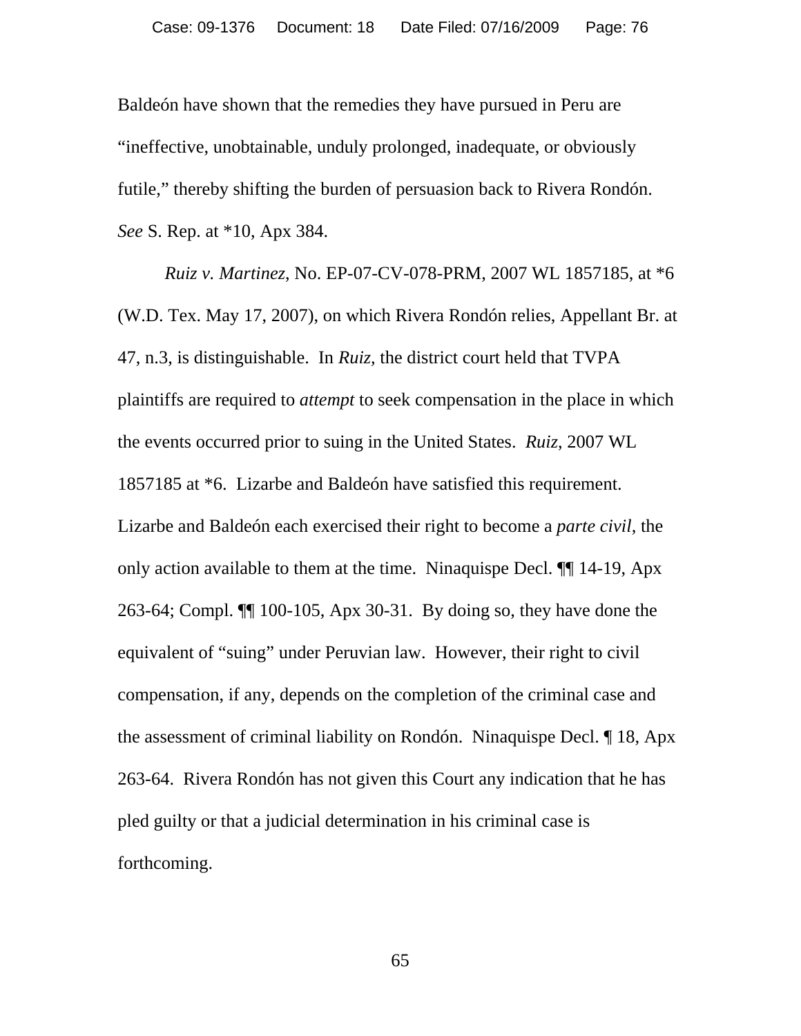Baldeón have shown that the remedies they have pursued in Peru are "ineffective, unobtainable, unduly prolonged, inadequate, or obviously futile," thereby shifting the burden of persuasion back to Rivera Rondón. *See* S. Rep. at *10, Apx 384.

*Ruiz v. Martinez*, No. EP-07-CV-078-PRM, 2007 WL 1857185, at *6 (W.D. Tex. May 17, 2007), on which Rivera Rondón relies, Appellant Br. at 47, n.3, is distinguishable. In *Ruiz,* the district court held that TVPA plaintiffs are required to *attempt* to seek compensation in the place in which the events occurred prior to suing in the United States. *Ruiz*, 2007 WL 1857185 at *6. Lizarbe and Baldeón have satisfied this requirement. Lizarbe and Baldeón each exercised their right to become a *parte civil*, the only action available to them at the time. Ninaquispe Decl. ¶¶ 14-19, Apx 263-64; Compl. ¶¶ 100-105, Apx 30-31. By doing so, they have done the equivalent of "suing" under Peruvian law. However, their right to civil compensation, if any, depends on the completion of the criminal case and the assessment of criminal liability on Rondón. Ninaquispe Decl. ¶ 18, Apx 263-64. Rivera Rondón has not given this Court any indication that he has pled guilty or that a judicial determination in his criminal case is forthcoming.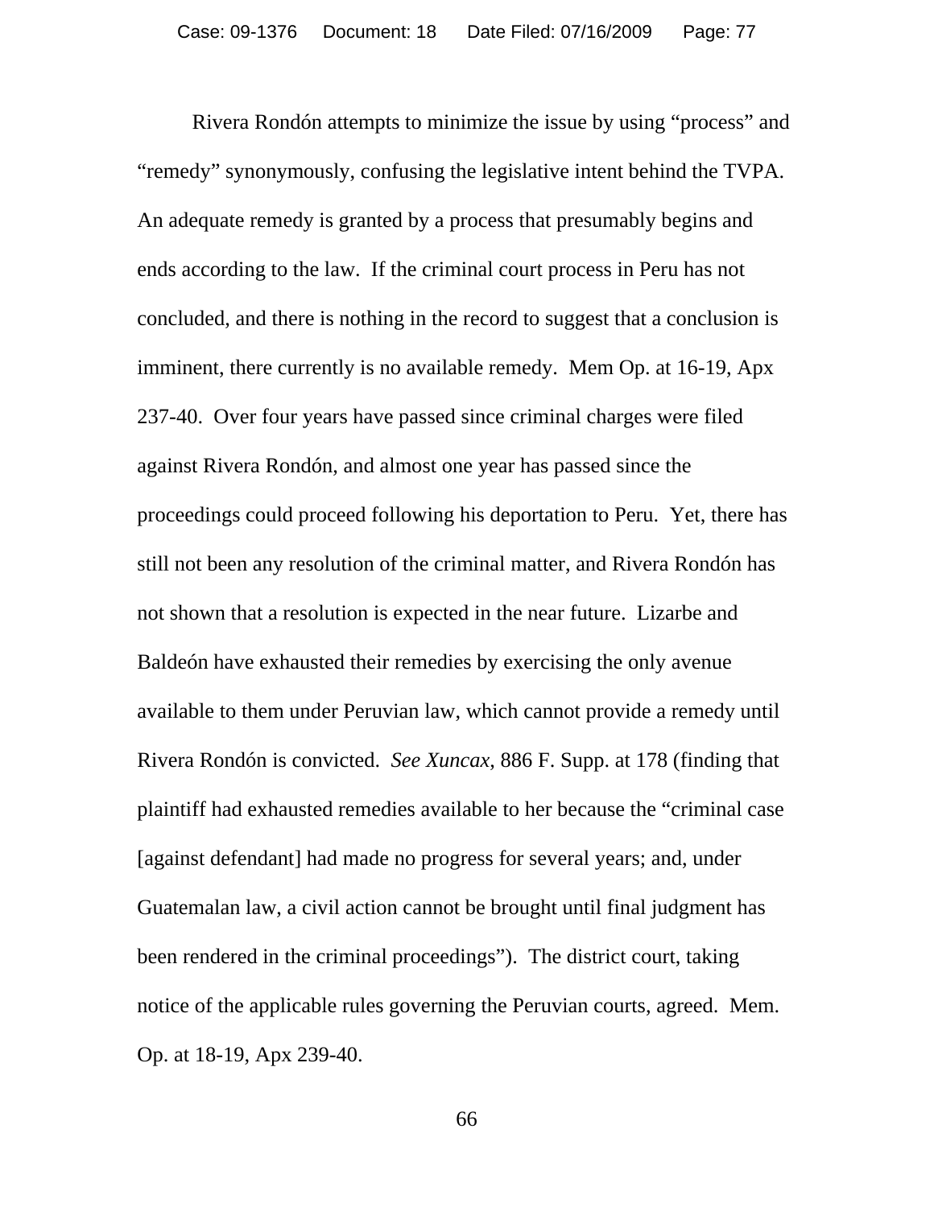Rivera Rondón attempts to minimize the issue by using "process" and "remedy" synonymously, confusing the legislative intent behind the TVPA. An adequate remedy is granted by a process that presumably begins and ends according to the law. If the criminal court process in Peru has not concluded, and there is nothing in the record to suggest that a conclusion is imminent, there currently is no available remedy. Mem Op. at 16-19, Apx 237-40. Over four years have passed since criminal charges were filed against Rivera Rondón, and almost one year has passed since the proceedings could proceed following his deportation to Peru. Yet, there has still not been any resolution of the criminal matter, and Rivera Rondón has not shown that a resolution is expected in the near future. Lizarbe and Baldeón have exhausted their remedies by exercising the only avenue available to them under Peruvian law, which cannot provide a remedy until Rivera Rondón is convicted. *See Xuncax,* 886 F. Supp. at 178 (finding that plaintiff had exhausted remedies available to her because the "criminal case [against defendant] had made no progress for several years; and, under Guatemalan law, a civil action cannot be brought until final judgment has been rendered in the criminal proceedings"). The district court, taking notice of the applicable rules governing the Peruvian courts, agreed. Mem. Op. at 18-19, Apx 239-40.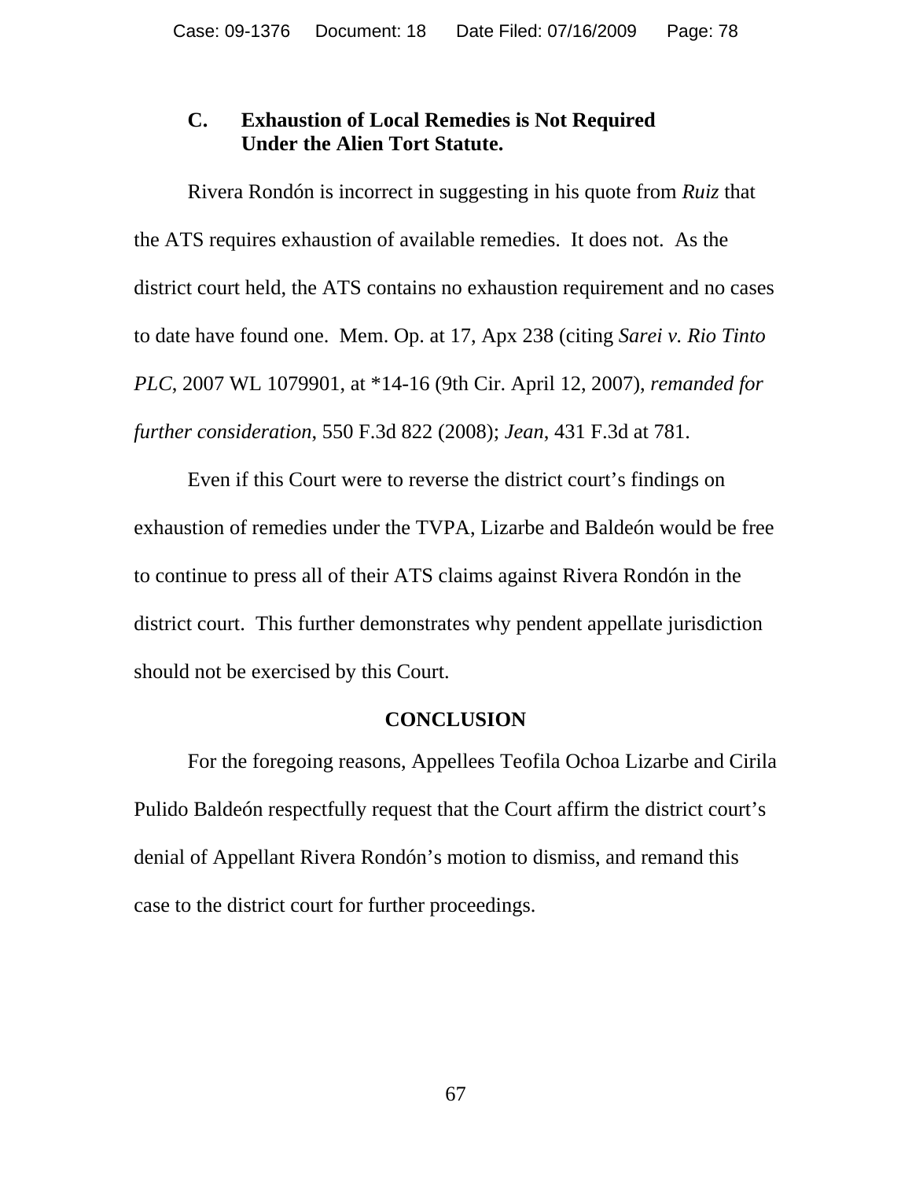### C. Exhaustion of Local Remedies is Not Required Under the Alien Tort Statute.

Rivera Rondón is incorrect in suggesting in his quote from *Ruiz* that the ATS requires exhaustion of available remedies. It does not. As the district court held, the ATS contains no exhaustion requirement and no cases to date have found one. Mem. Op. at 17, Apx 238 (citing *Sarei v. Rio Tinto PLC*, 2007 WL 1079901, at *14-16 (9th Cir. April 12, 2007), *remanded for further consideration*, 550 F.3d 822 (2008); *Jean*, 431 F.3d at 781.

Even if this Court were to reverse the district court's findings on exhaustion of remedies under the TVPA, Lizarbe and Baldeón would be free to continue to press all of their ATS claims against Rivera Rondón in the district court. This further demonstrates why pendent appellate jurisdiction should not be exercised by this Court.

## CONCLUSION

For the foregoing reasons, Appellees Teofila Ochoa Lizarbe and Cirila Pulido Baldeón respectfully request that the Court affirm the district court's denial of Appellant Rivera Rondón's motion to dismiss, and remand this case to the district court for further proceedings.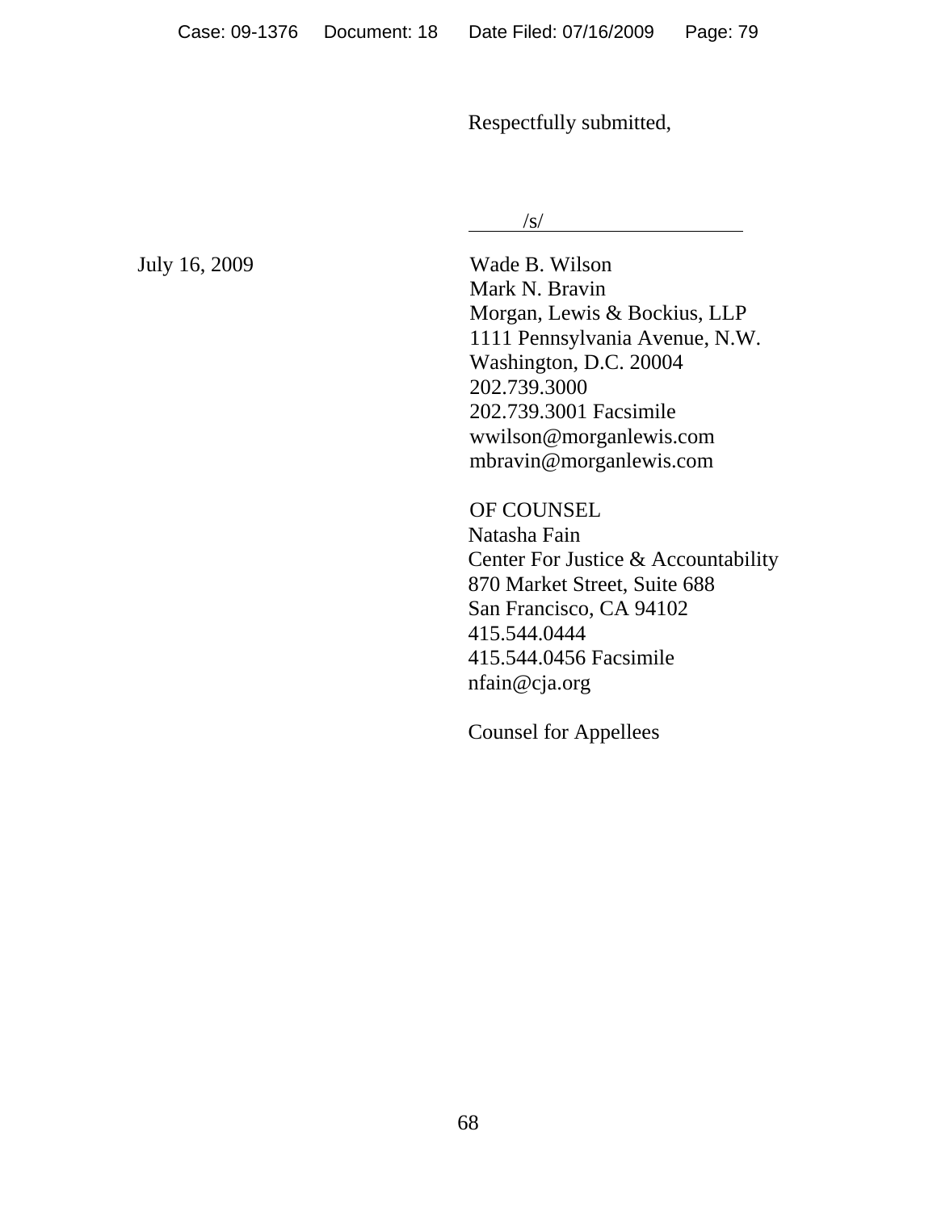Respectfully submitted,

/s/

July 16, 2009

Wade B. Wilson  
Mark N. Bravin  
Morgan, Lewis & Bockius, LLP  
1111 Pennsylvania Avenue, N.W.  
Washington, D.C. 20004  
202.739.3000  
202.739.3001 Facsimile  
wwilson@morganlewis.com  
mbravin@morganlewis.com

OF COUNSEL  
Natasha Fain  
Center For Justice & Accountability  
870 Market Street, Suite 688  
San Francisco, CA 94102  
415.544.0444  
415.544.0456 Facsimile  
nfain@cja.org

Counsel for Appellees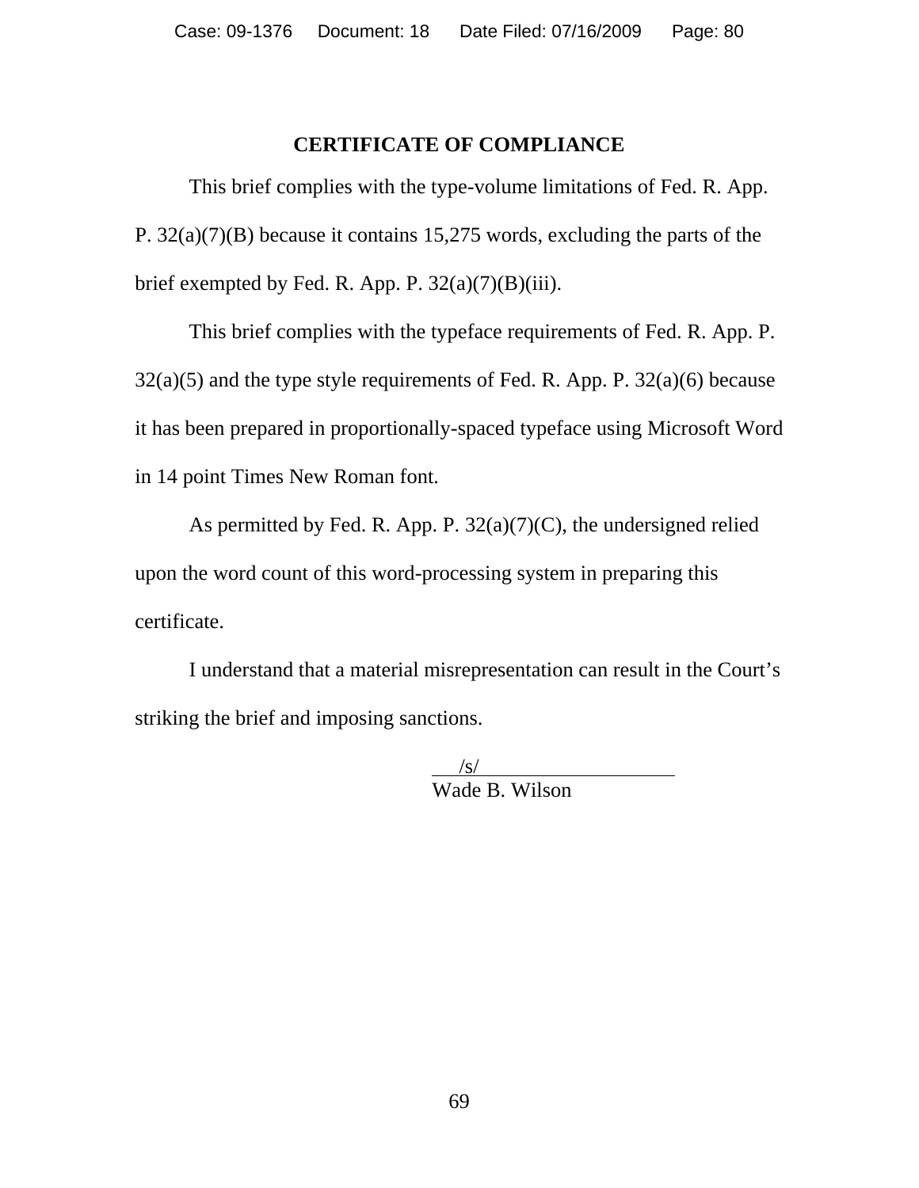## CERTIFICATE OF COMPLIANCE

This brief complies with the type-volume limitations of Fed. R. App. P. 32(a)(7)(B) because it contains 15,275 words, excluding the parts of the brief exempted by Fed. R. App. P. 32(a)(7)(B)(iii).

This brief complies with the typeface requirements of Fed. R. App. P. 32(a)(5) and the type style requirements of Fed. R. App. P. 32(a)(6) because it has been prepared in proportionally-spaced typeface using Microsoft Word in 14 point Times New Roman font.

As permitted by Fed. R. App. P. 32(a)(7)(C), the undersigned relied upon the word count of this word-processing system in preparing this certificate.

I understand that a material misrepresentation can result in the Court's striking the brief and imposing sanctions.

/s/
Wade B. Wilson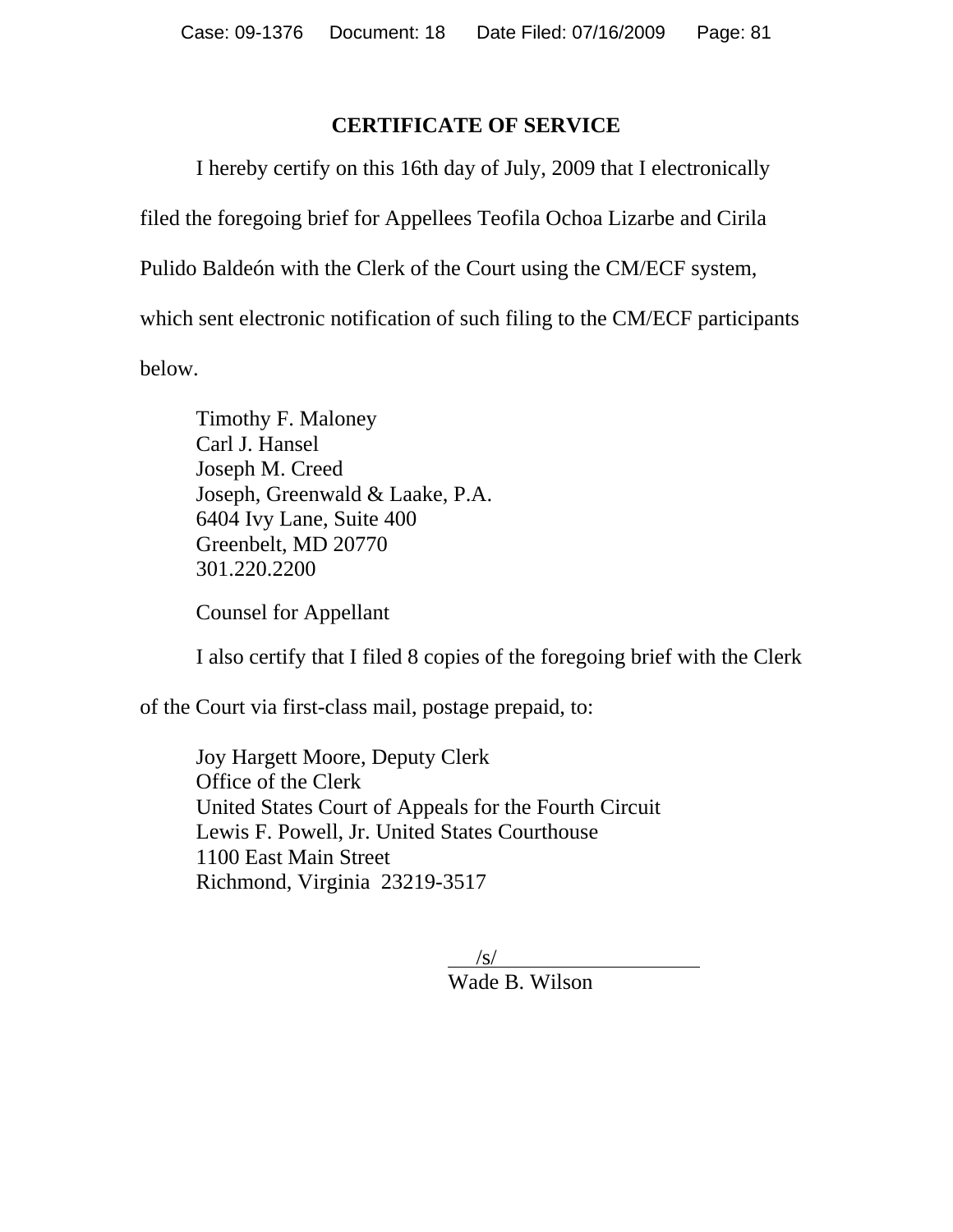## CERTIFICATE OF SERVICE

I hereby certify on this 16th day of July, 2009 that I electronically filed the foregoing brief for Appellees Teofila Ochoa Lizarbe and Cirila Pulido Baldeón with the Clerk of the Court using the CM/ECF system, which sent electronic notification of such filing to the CM/ECF participants below.

Timothy F. Maloney
Carl J. Hansel
Joseph M. Creed
Joseph, Greenwald & Laake, P.A.
6404 Ivy Lane, Suite 400
Greenbelt, MD 20770
301.220.2200

Counsel for Appellant

I also certify that I filed 8 copies of the foregoing brief with the Clerk of the Court via first-class mail, postage prepaid, to:

Joy Hargett Moore, Deputy Clerk
Office of the Clerk
United States Court of Appeals for the Fourth Circuit
Lewis F. Powell, Jr. United States Courthouse
1100 East Main Street
Richmond, Virginia 23219-3517

/s/
Wade B. Wilson